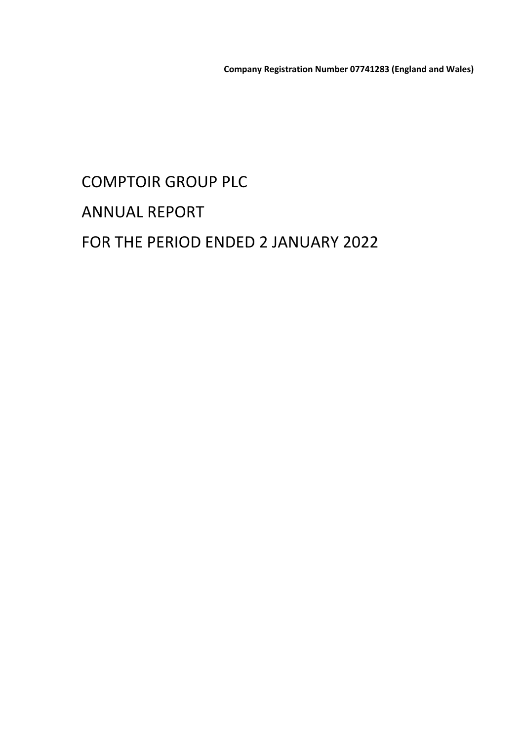**Company Registration Number 07741283 (England and Wales)**

# COMPTOIR GROUP PLC

# ANNUAL REPORT

# FOR THE PERIOD ENDED 2 JANUARY 2022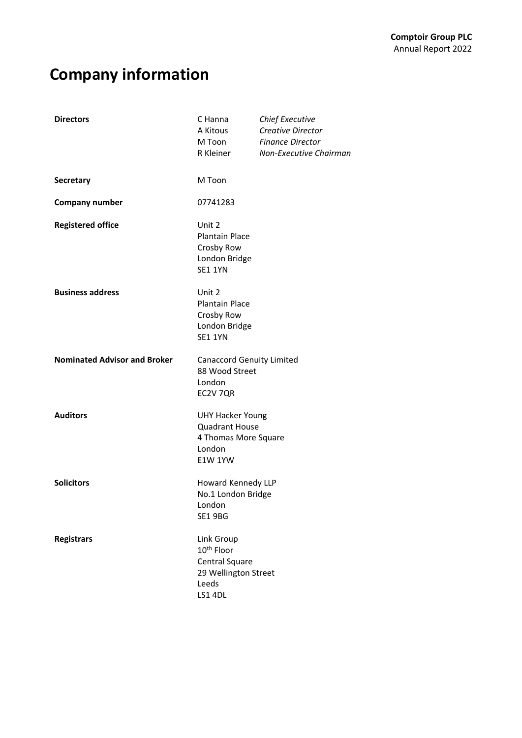# Company information

| | | |
|---|---|---|
| **Directors** | C Hanna | *Chief Executive* |
| | A Kitous | *Creative Director* |
| | M Toon | *Finance Director* |
| | R Kleiner | *Non-Executive Chairman* |

**Secretary**
M Toon

**Company number**
07741283

**Registered office**
Unit 2
Plantain Place
Crosby Row
London Bridge
SE1 1YN

**Business address**
Unit 2
Plantain Place
Crosby Row
London Bridge
SE1 1YN

**Nominated Advisor and Broker**
Canaccord Genuity Limited
88 Wood Street
London
EC2V 7QR

**Auditors**
UHY Hacker Young
Quadrant House
4 Thomas More Square
London
E1W 1YW

**Solicitors**
Howard Kennedy LLP
No.1 London Bridge
London
SE1 9BG

**Registrars**
Link Group
10th Floor
Central Square
29 Wellington Street
Leeds
LS1 4DL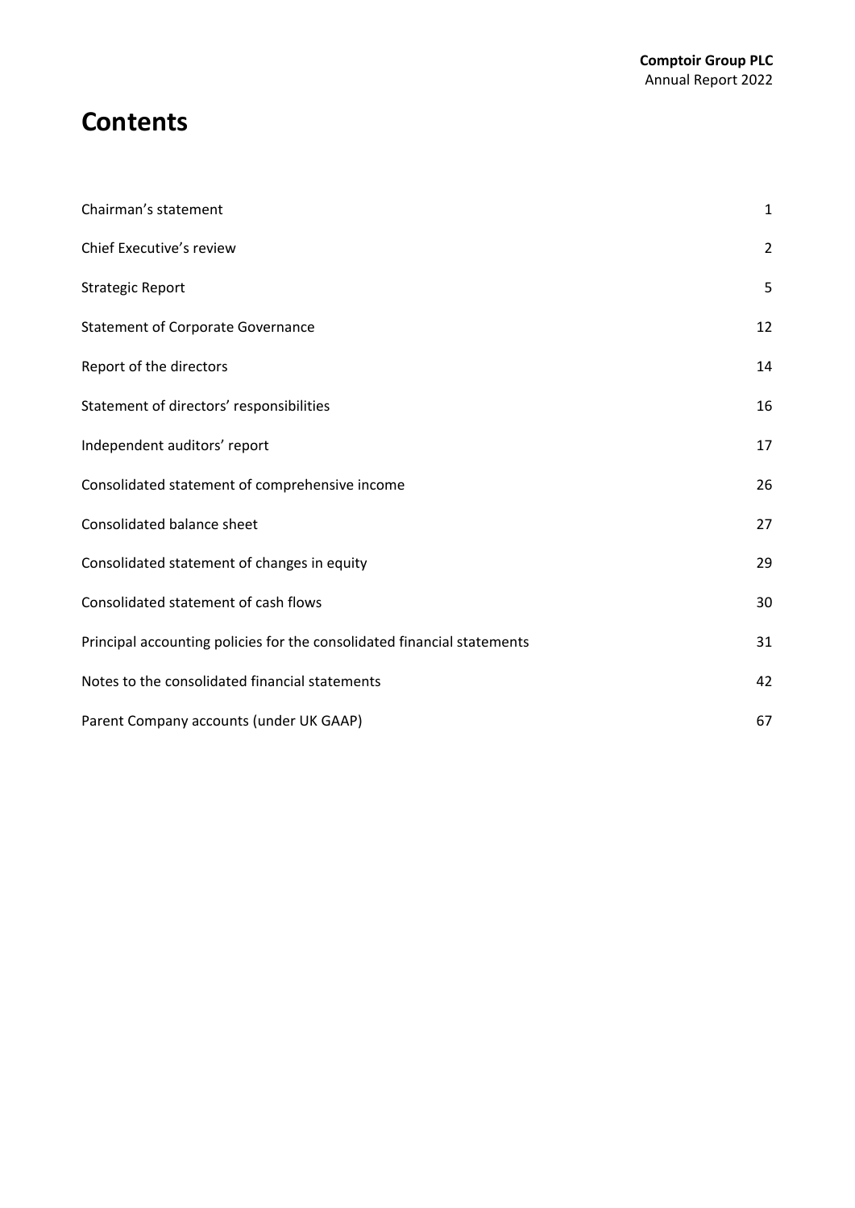# Contents

| | |
|---|---|
| Chairman's statement | 1 |
| Chief Executive's review | 2 |
| Strategic Report | 5 |
| Statement of Corporate Governance | 12 |
| Report of the directors | 14 |
| Statement of directors' responsibilities | 16 |
| Independent auditors' report | 17 |
| Consolidated statement of comprehensive income | 26 |
| Consolidated balance sheet | 27 |
| Consolidated statement of changes in equity | 29 |
| Consolidated statement of cash flows | 30 |
| Principal accounting policies for the consolidated financial statements | 31 |
| Notes to the consolidated financial statements | 42 |
| Parent Company accounts (under UK GAAP) | 67 |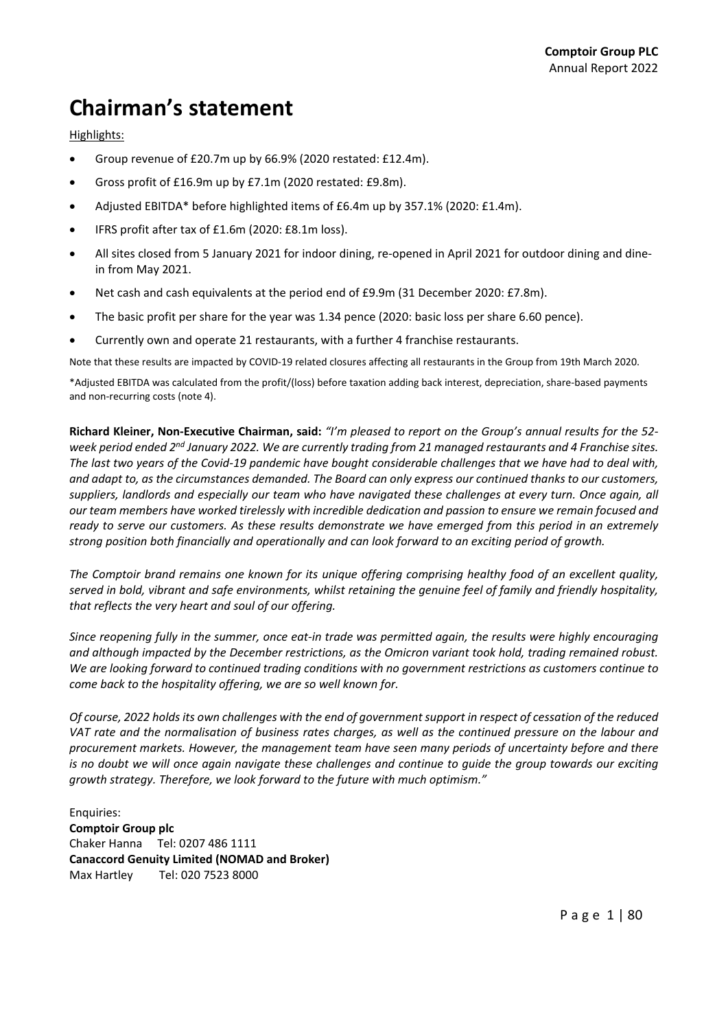# Chairman's statement

Highlights:

- Group revenue of £20.7m up by 66.9% (2020 restated: £12.4m).
- Gross profit of £16.9m up by £7.1m (2020 restated: £9.8m).
- Adjusted EBITDA* before highlighted items of £6.4m up by 357.1% (2020: £1.4m).
- IFRS profit after tax of £1.6m (2020: £8.1m loss).
- All sites closed from 5 January 2021 for indoor dining, re-opened in April 2021 for outdoor dining and dine-in from May 2021.
- Net cash and cash equivalents at the period end of £9.9m (31 December 2020: £7.8m).
- The basic profit per share for the year was 1.34 pence (2020: basic loss per share 6.60 pence).
- Currently own and operate 21 restaurants, with a further 4 franchise restaurants.

Note that these results are impacted by COVID-19 related closures affecting all restaurants in the Group from 19th March 2020.

*Adjusted EBITDA was calculated from the profit/(loss) before taxation adding back interest, depreciation, share-based payments and non-recurring costs (note 4).

**Richard Kleiner, Non-Executive Chairman, said:** *"I'm pleased to report on the Group's annual results for the 52-week period ended 2nd January 2022. We are currently trading from 21 managed restaurants and 4 Franchise sites. The last two years of the Covid-19 pandemic have bought considerable challenges that we have had to deal with, and adapt to, as the circumstances demanded. The Board can only express our continued thanks to our customers, suppliers, landlords and especially our team who have navigated these challenges at every turn. Once again, all our team members have worked tirelessly with incredible dedication and passion to ensure we remain focused and ready to serve our customers. As these results demonstrate we have emerged from this period in an extremely strong position both financially and operationally and can look forward to an exciting period of growth.*

*The Comptoir brand remains one known for its unique offering comprising healthy food of an excellent quality, served in bold, vibrant and safe environments, whilst retaining the genuine feel of family and friendly hospitality, that reflects the very heart and soul of our offering.*

*Since reopening fully in the summer, once eat-in trade was permitted again, the results were highly encouraging and although impacted by the December restrictions, as the Omicron variant took hold, trading remained robust. We are looking forward to continued trading conditions with no government restrictions as customers continue to come back to the hospitality offering, we are so well known for.*

*Of course, 2022 holds its own challenges with the end of government support in respect of cessation of the reduced VAT rate and the normalisation of business rates charges, as well as the continued pressure on the labour and procurement markets. However, the management team have seen many periods of uncertainty before and there is no doubt we will once again navigate these challenges and continue to guide the group towards our exciting growth strategy. Therefore, we look forward to the future with much optimism."*

Enquiries:
**Comptoir Group plc**
Chaker Hanna Tel: 0207 486 1111
**Canaccord Genuity Limited (NOMAD and Broker)**
Max Hartley Tel: 020 7523 8000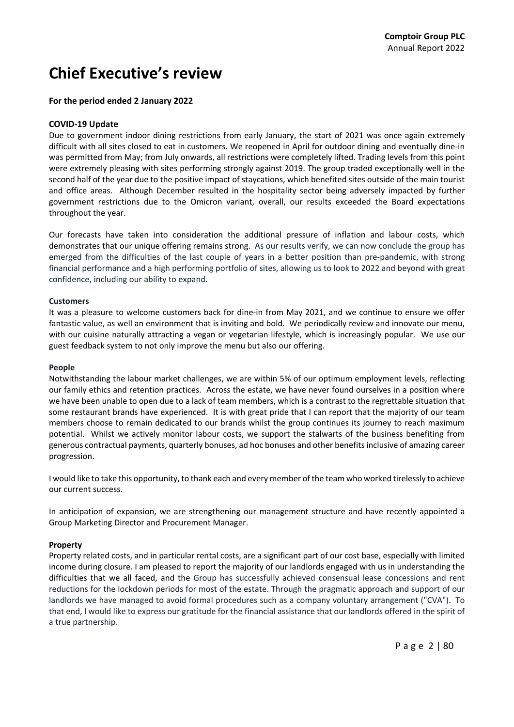# Chief Executive's review

**For the period ended 2 January 2022**

**COVID-19 Update**

Due to government indoor dining restrictions from early January, the start of 2021 was once again extremely difficult with all sites closed to eat in customers. We reopened in April for outdoor dining and eventually dine-in was permitted from May; from July onwards, all restrictions were completely lifted. Trading levels from this point were extremely pleasing with sites performing strongly against 2019. The group traded exceptionally well in the second half of the year due to the positive impact of staycations, which benefited sites outside of the main tourist and office areas. Although December resulted in the hospitality sector being adversely impacted by further government restrictions due to the Omicron variant, overall, our results exceeded the Board expectations throughout the year.

Our forecasts have taken into consideration the additional pressure of inflation and labour costs, which demonstrates that our unique offering remains strong. As our results verify, we can now conclude the group has emerged from the difficulties of the last couple of years in a better position than pre-pandemic, with strong financial performance and a high performing portfolio of sites, allowing us to look to 2022 and beyond with great confidence, including our ability to expand.

**Customers**

It was a pleasure to welcome customers back for dine-in from May 2021, and we continue to ensure we offer fantastic value, as well an environment that is inviting and bold. We periodically review and innovate our menu, with our cuisine naturally attracting a vegan or vegetarian lifestyle, which is increasingly popular. We use our guest feedback system to not only improve the menu but also our offering.

**People**

Notwithstanding the labour market challenges, we are within 5% of our optimum employment levels, reflecting our family ethics and retention practices. Across the estate, we have never found ourselves in a position where we have been unable to open due to a lack of team members, which is a contrast to the regrettable situation that some restaurant brands have experienced. It is with great pride that I can report that the majority of our team members choose to remain dedicated to our brands whilst the group continues its journey to reach maximum potential. Whilst we actively monitor labour costs, we support the stalwarts of the business benefiting from generous contractual payments, quarterly bonuses, ad hoc bonuses and other benefits inclusive of amazing career progression.

I would like to take this opportunity, to thank each and every member of the team who worked tirelessly to achieve our current success.

In anticipation of expansion, we are strengthening our management structure and have recently appointed a Group Marketing Director and Procurement Manager.

**Property**

Property related costs, and in particular rental costs, are a significant part of our cost base, especially with limited income during closure. I am pleased to report the majority of our landlords engaged with us in understanding the difficulties that we all faced, and the Group has successfully achieved consensual lease concessions and rent reductions for the lockdown periods for most of the estate. Through the pragmatic approach and support of our landlords we have managed to avoid formal procedures such as a company voluntary arrangement ("CVA"). To that end, I would like to express our gratitude for the financial assistance that our landlords offered in the spirit of a true partnership.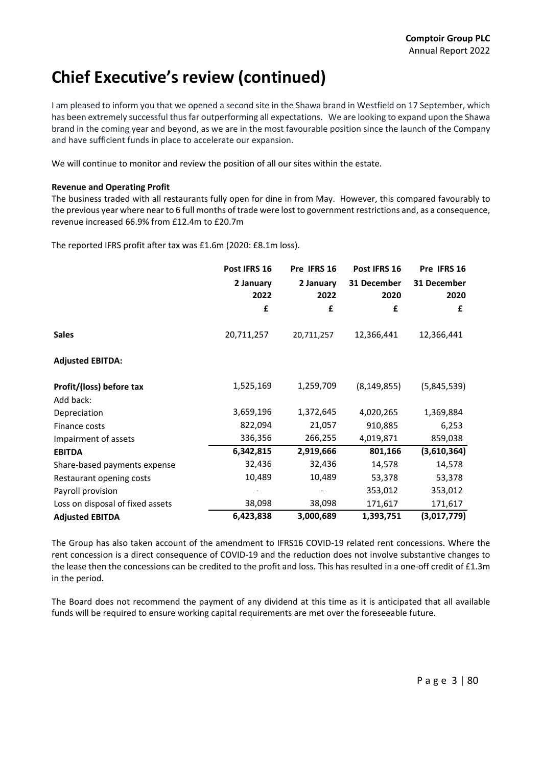# Chief Executive's review (continued)

I am pleased to inform you that we opened a second site in the Shawa brand in Westfield on 17 September, which has been extremely successful thus far outperforming all expectations. We are looking to expand upon the Shawa brand in the coming year and beyond, as we are in the most favourable position since the launch of the Company and have sufficient funds in place to accelerate our expansion.

We will continue to monitor and review the position of all our sites within the estate.

**Revenue and Operating Profit**

The business traded with all restaurants fully open for dine in from May. However, this compared favourably to the previous year where near to 6 full months of trade were lost to government restrictions and, as a consequence, revenue increased 66.9% from £12.4m to £20.7m

The reported IFRS profit after tax was £1.6m (2020: £8.1m loss).

| | Post IFRS 16 | Pre IFRS 16 | Post IFRS 16 | Pre IFRS 16 |
|---|---|---|---|---|
| | 2 January 2022 | 2 January 2022 | 31 December 2020 | 31 December 2020 |
| | £ | £ | £ | £ |
| **Sales** | 20,711,257 | 20,711,257 | 12,366,441 | 12,366,441 |
| **Adjusted EBITDA:** | | | | |
| **Profit/(loss) before tax** | 1,525,169 | 1,259,709 | (8,149,855) | (5,845,539) |
| Add back: | | | | |
| Depreciation | 3,659,196 | 1,372,645 | 4,020,265 | 1,369,884 |
| Finance costs | 822,094 | 21,057 | 910,885 | 6,253 |
| Impairment of assets | 336,356 | 266,255 | 4,019,871 | 859,038 |
| **EBITDA** | **6,342,815** | **2,919,666** | **801,166** | **(3,610,364)** |
| Share-based payments expense | 32,436 | 32,436 | 14,578 | 14,578 |
| Restaurant opening costs | 10,489 | 10,489 | 53,378 | 53,378 |
| Payroll provision | - | - | 353,012 | 353,012 |
| Loss on disposal of fixed assets | 38,098 | 38,098 | 171,617 | 171,617 |
| **Adjusted EBITDA** | **6,423,838** | **3,000,689** | **1,393,751** | **(3,017,779)** |

The Group has also taken account of the amendment to IFRS16 COVID-19 related rent concessions. Where the rent concession is a direct consequence of COVID-19 and the reduction does not involve substantive changes to the lease then the concessions can be credited to the profit and loss. This has resulted in a one-off credit of £1.3m in the period.

The Board does not recommend the payment of any dividend at this time as it is anticipated that all available funds will be required to ensure working capital requirements are met over the foreseeable future.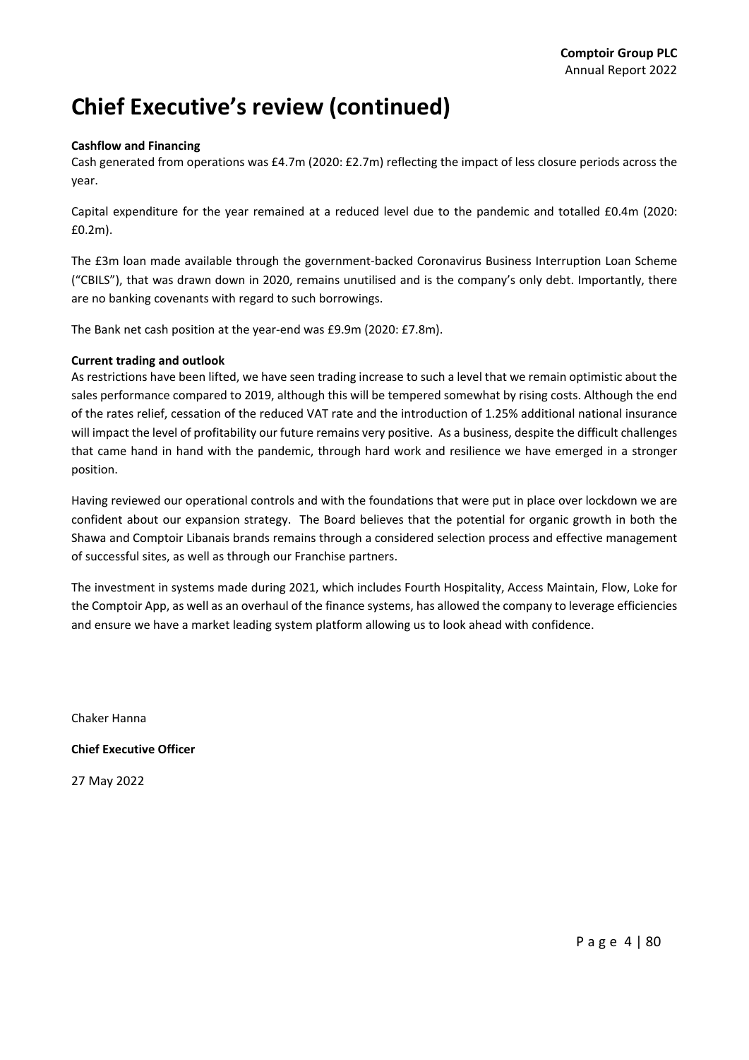# Chief Executive's review (continued)

**Cashflow and Financing**

Cash generated from operations was £4.7m (2020: £2.7m) reflecting the impact of less closure periods across the year.

Capital expenditure for the year remained at a reduced level due to the pandemic and totalled £0.4m (2020: £0.2m).

The £3m loan made available through the government-backed Coronavirus Business Interruption Loan Scheme ("CBILS"), that was drawn down in 2020, remains unutilised and is the company's only debt. Importantly, there are no banking covenants with regard to such borrowings.

The Bank net cash position at the year-end was £9.9m (2020: £7.8m).

**Current trading and outlook**

As restrictions have been lifted, we have seen trading increase to such a level that we remain optimistic about the sales performance compared to 2019, although this will be tempered somewhat by rising costs. Although the end of the rates relief, cessation of the reduced VAT rate and the introduction of 1.25% additional national insurance will impact the level of profitability our future remains very positive. As a business, despite the difficult challenges that came hand in hand with the pandemic, through hard work and resilience we have emerged in a stronger position.

Having reviewed our operational controls and with the foundations that were put in place over lockdown we are confident about our expansion strategy. The Board believes that the potential for organic growth in both the Shawa and Comptoir Libanais brands remains through a considered selection process and effective management of successful sites, as well as through our Franchise partners.

The investment in systems made during 2021, which includes Fourth Hospitality, Access Maintain, Flow, Loke for the Comptoir App, as well as an overhaul of the finance systems, has allowed the company to leverage efficiencies and ensure we have a market leading system platform allowing us to look ahead with confidence.

Chaker Hanna

**Chief Executive Officer**

27 May 2022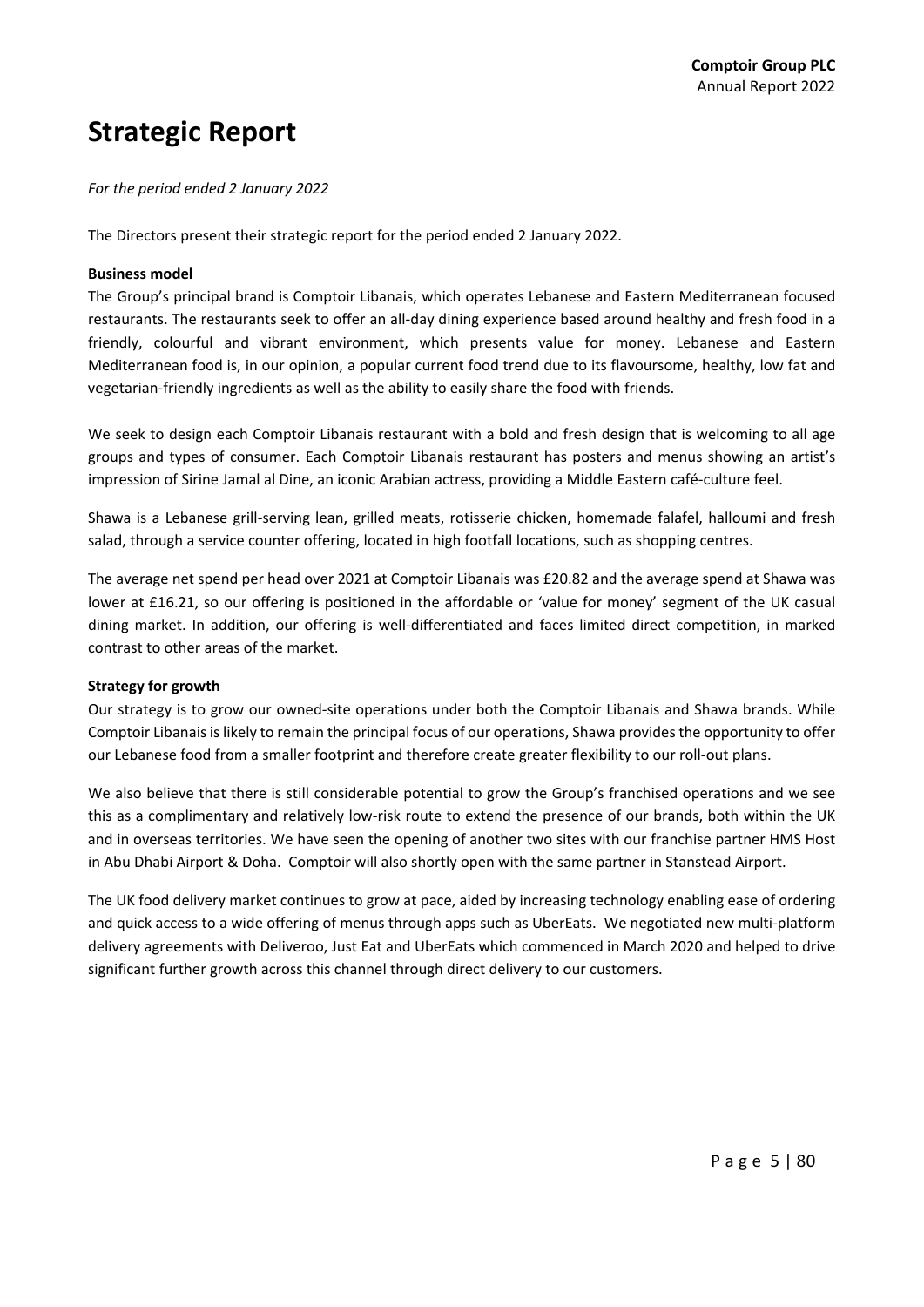# Strategic Report

*For the period ended 2 January 2022*

The Directors present their strategic report for the period ended 2 January 2022.

**Business model**

The Group's principal brand is Comptoir Libanais, which operates Lebanese and Eastern Mediterranean focused restaurants. The restaurants seek to offer an all-day dining experience based around healthy and fresh food in a friendly, colourful and vibrant environment, which presents value for money. Lebanese and Eastern Mediterranean food is, in our opinion, a popular current food trend due to its flavoursome, healthy, low fat and vegetarian-friendly ingredients as well as the ability to easily share the food with friends.

We seek to design each Comptoir Libanais restaurant with a bold and fresh design that is welcoming to all age groups and types of consumer. Each Comptoir Libanais restaurant has posters and menus showing an artist's impression of Sirine Jamal al Dine, an iconic Arabian actress, providing a Middle Eastern café-culture feel.

Shawa is a Lebanese grill-serving lean, grilled meats, rotisserie chicken, homemade falafel, halloumi and fresh salad, through a service counter offering, located in high footfall locations, such as shopping centres.

The average net spend per head over 2021 at Comptoir Libanais was £20.82 and the average spend at Shawa was lower at £16.21, so our offering is positioned in the affordable or 'value for money' segment of the UK casual dining market. In addition, our offering is well-differentiated and faces limited direct competition, in marked contrast to other areas of the market.

**Strategy for growth**

Our strategy is to grow our owned-site operations under both the Comptoir Libanais and Shawa brands. While Comptoir Libanais is likely to remain the principal focus of our operations, Shawa provides the opportunity to offer our Lebanese food from a smaller footprint and therefore create greater flexibility to our roll-out plans.

We also believe that there is still considerable potential to grow the Group's franchised operations and we see this as a complimentary and relatively low-risk route to extend the presence of our brands, both within the UK and in overseas territories. We have seen the opening of another two sites with our franchise partner HMS Host in Abu Dhabi Airport & Doha. Comptoir will also shortly open with the same partner in Stanstead Airport.

The UK food delivery market continues to grow at pace, aided by increasing technology enabling ease of ordering and quick access to a wide offering of menus through apps such as UberEats. We negotiated new multi-platform delivery agreements with Deliveroo, Just Eat and UberEats which commenced in March 2020 and helped to drive significant further growth across this channel through direct delivery to our customers.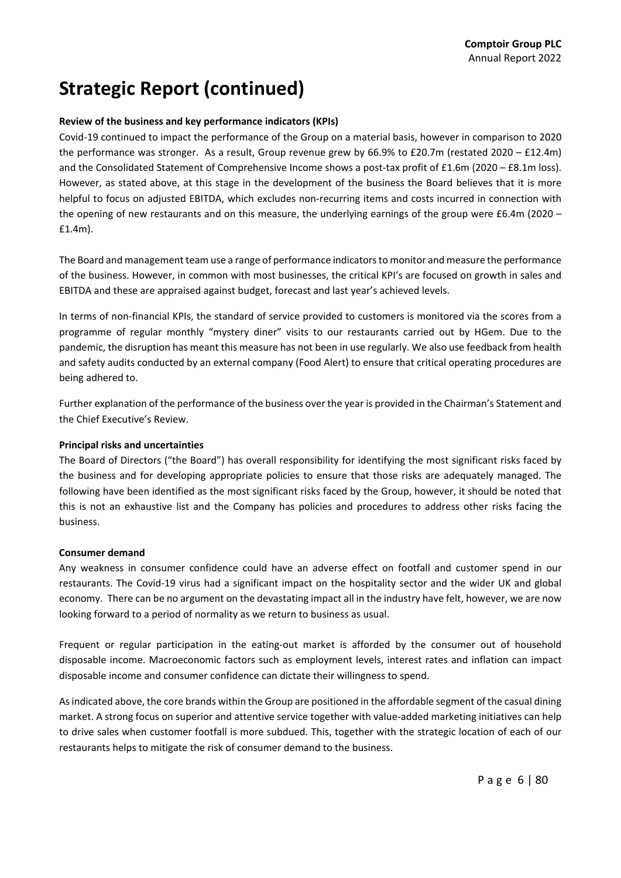# Strategic Report (continued)

**Review of the business and key performance indicators (KPIs)**

Covid-19 continued to impact the performance of the Group on a material basis, however in comparison to 2020 the performance was stronger. As a result, Group revenue grew by 66.9% to £20.7m (restated 2020 – £12.4m) and the Consolidated Statement of Comprehensive Income shows a post-tax profit of £1.6m (2020 – £8.1m loss). However, as stated above, at this stage in the development of the business the Board believes that it is more helpful to focus on adjusted EBITDA, which excludes non-recurring items and costs incurred in connection with the opening of new restaurants and on this measure, the underlying earnings of the group were £6.4m (2020 – £1.4m).

The Board and management team use a range of performance indicators to monitor and measure the performance of the business. However, in common with most businesses, the critical KPI's are focused on growth in sales and EBITDA and these are appraised against budget, forecast and last year's achieved levels.

In terms of non-financial KPIs, the standard of service provided to customers is monitored via the scores from a programme of regular monthly "mystery diner" visits to our restaurants carried out by HGem. Due to the pandemic, the disruption has meant this measure has not been in use regularly. We also use feedback from health and safety audits conducted by an external company (Food Alert) to ensure that critical operating procedures are being adhered to.

Further explanation of the performance of the business over the year is provided in the Chairman's Statement and the Chief Executive's Review.

**Principal risks and uncertainties**

The Board of Directors ("the Board") has overall responsibility for identifying the most significant risks faced by the business and for developing appropriate policies to ensure that those risks are adequately managed. The following have been identified as the most significant risks faced by the Group, however, it should be noted that this is not an exhaustive list and the Company has policies and procedures to address other risks facing the business.

**Consumer demand**

Any weakness in consumer confidence could have an adverse effect on footfall and customer spend in our restaurants. The Covid-19 virus had a significant impact on the hospitality sector and the wider UK and global economy. There can be no argument on the devastating impact all in the industry have felt, however, we are now looking forward to a period of normality as we return to business as usual.

Frequent or regular participation in the eating-out market is afforded by the consumer out of household disposable income. Macroeconomic factors such as employment levels, interest rates and inflation can impact disposable income and consumer confidence can dictate their willingness to spend.

As indicated above, the core brands within the Group are positioned in the affordable segment of the casual dining market. A strong focus on superior and attentive service together with value-added marketing initiatives can help to drive sales when customer footfall is more subdued. This, together with the strategic location of each of our restaurants helps to mitigate the risk of consumer demand to the business.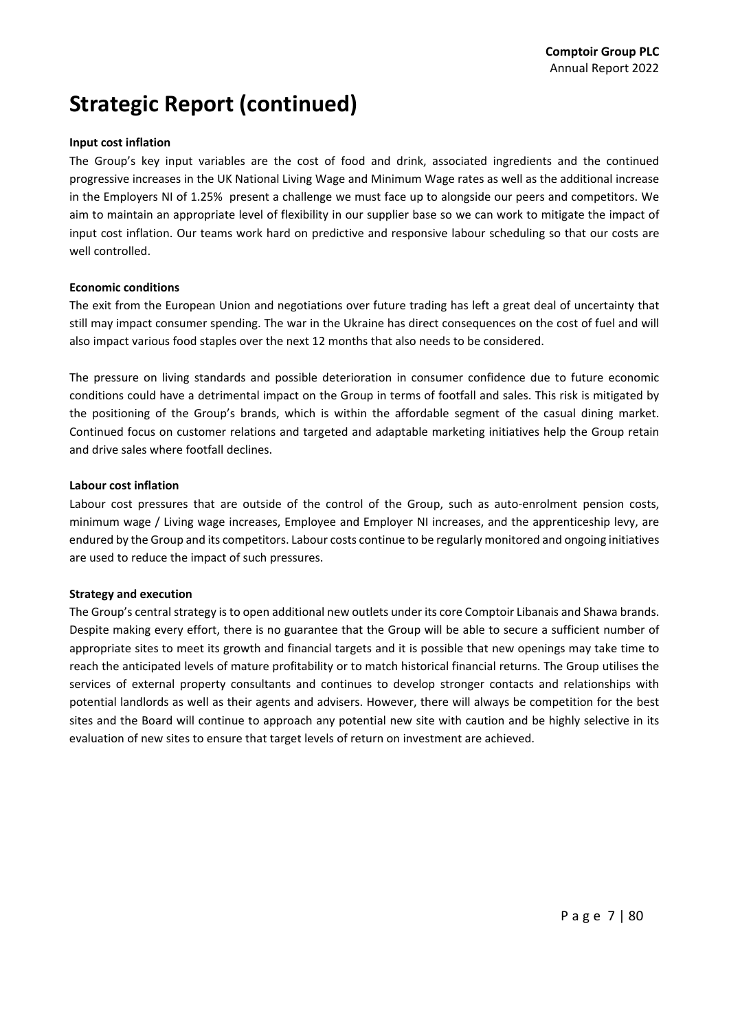# Strategic Report (continued)

**Input cost inflation**

The Group's key input variables are the cost of food and drink, associated ingredients and the continued progressive increases in the UK National Living Wage and Minimum Wage rates as well as the additional increase in the Employers NI of 1.25% present a challenge we must face up to alongside our peers and competitors. We aim to maintain an appropriate level of flexibility in our supplier base so we can work to mitigate the impact of input cost inflation. Our teams work hard on predictive and responsive labour scheduling so that our costs are well controlled.

**Economic conditions**

The exit from the European Union and negotiations over future trading has left a great deal of uncertainty that still may impact consumer spending. The war in the Ukraine has direct consequences on the cost of fuel and will also impact various food staples over the next 12 months that also needs to be considered.

The pressure on living standards and possible deterioration in consumer confidence due to future economic conditions could have a detrimental impact on the Group in terms of footfall and sales. This risk is mitigated by the positioning of the Group's brands, which is within the affordable segment of the casual dining market. Continued focus on customer relations and targeted and adaptable marketing initiatives help the Group retain and drive sales where footfall declines.

**Labour cost inflation**

Labour cost pressures that are outside of the control of the Group, such as auto-enrolment pension costs, minimum wage / Living wage increases, Employee and Employer NI increases, and the apprenticeship levy, are endured by the Group and its competitors. Labour costs continue to be regularly monitored and ongoing initiatives are used to reduce the impact of such pressures.

**Strategy and execution**

The Group's central strategy is to open additional new outlets under its core Comptoir Libanais and Shawa brands. Despite making every effort, there is no guarantee that the Group will be able to secure a sufficient number of appropriate sites to meet its growth and financial targets and it is possible that new openings may take time to reach the anticipated levels of mature profitability or to match historical financial returns. The Group utilises the services of external property consultants and continues to develop stronger contacts and relationships with potential landlords as well as their agents and advisers. However, there will always be competition for the best sites and the Board will continue to approach any potential new site with caution and be highly selective in its evaluation of new sites to ensure that target levels of return on investment are achieved.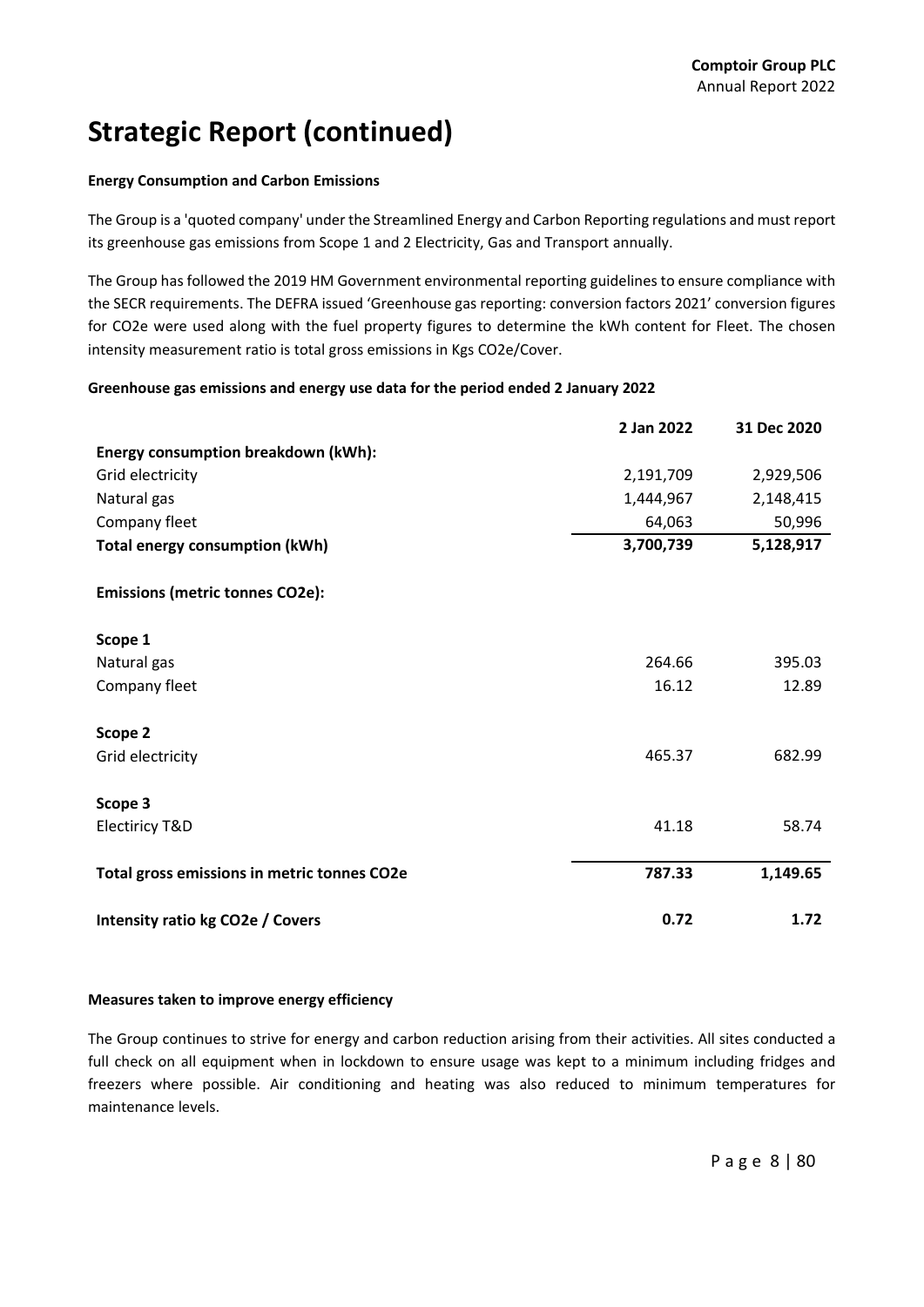# Strategic Report (continued)

**Energy Consumption and Carbon Emissions**

The Group is a 'quoted company' under the Streamlined Energy and Carbon Reporting regulations and must report its greenhouse gas emissions from Scope 1 and 2 Electricity, Gas and Transport annually.

The Group has followed the 2019 HM Government environmental reporting guidelines to ensure compliance with the SECR requirements. The DEFRA issued 'Greenhouse gas reporting: conversion factors 2021' conversion figures for CO2e were used along with the fuel property figures to determine the kWh content for Fleet. The chosen intensity measurement ratio is total gross emissions in Kgs CO2e/Cover.

**Greenhouse gas emissions and energy use data for the period ended 2 January 2022**

| | 2 Jan 2022 | 31 Dec 2020 |
|---|---|---|
| **Energy consumption breakdown (kWh):** | | |
| Grid electricity | 2,191,709 | 2,929,506 |
| Natural gas | 1,444,967 | 2,148,415 |
| Company fleet | 64,063 | 50,996 |
| **Total energy consumption (kWh)** | **3,700,739** | **5,128,917** |
| **Emissions (metric tonnes CO2e):** | | |
| **Scope 1** | | |
| Natural gas | 264.66 | 395.03 |
| Company fleet | 16.12 | 12.89 |
| **Scope 2** | | |
| Grid electricity | 465.37 | 682.99 |
| **Scope 3** | | |
| Electiricy T&D | 41.18 | 58.74 |
| **Total gross emissions in metric tonnes CO2e** | **787.33** | **1,149.65** |
| **Intensity ratio kg CO2e / Covers** | **0.72** | **1.72** |

**Measures taken to improve energy efficiency**

The Group continues to strive for energy and carbon reduction arising from their activities. All sites conducted a full check on all equipment when in lockdown to ensure usage was kept to a minimum including fridges and freezers where possible. Air conditioning and heating was also reduced to minimum temperatures for maintenance levels.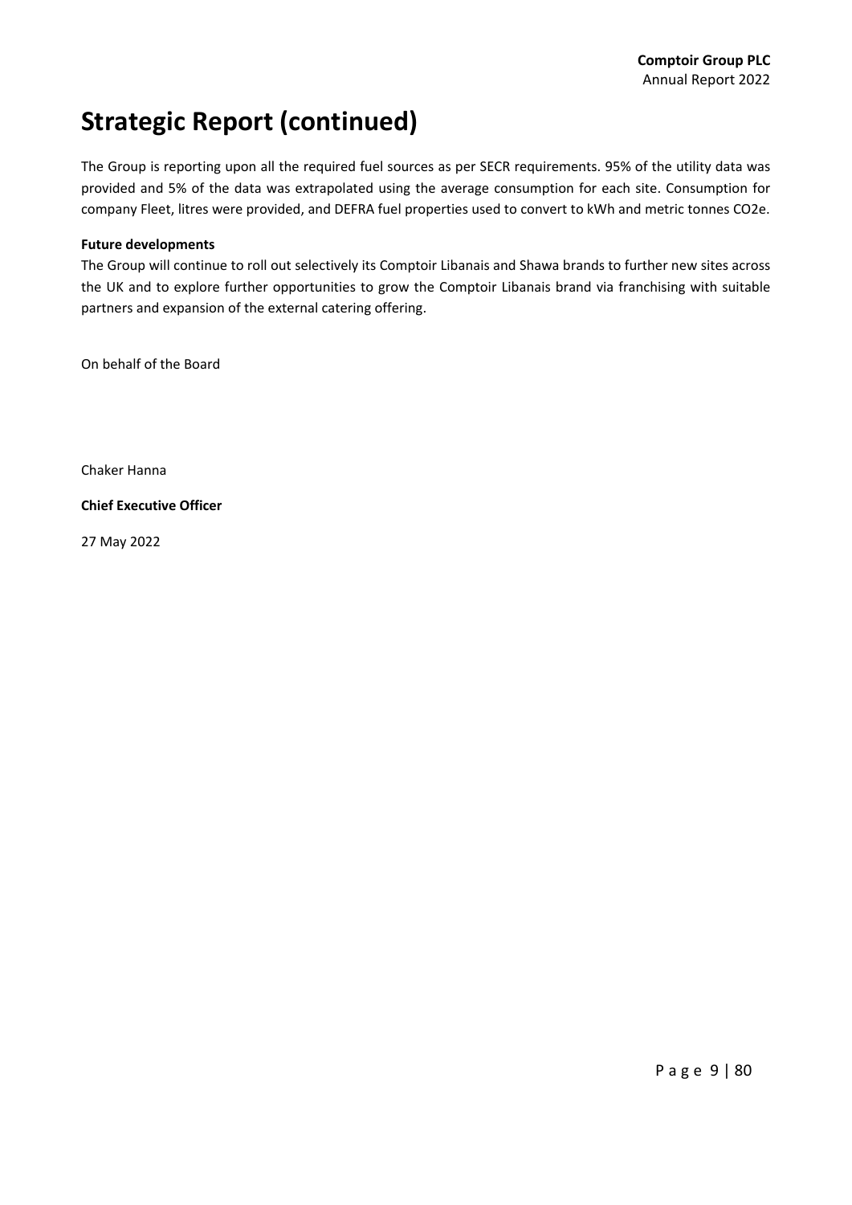# Strategic Report (continued)

The Group is reporting upon all the required fuel sources as per SECR requirements. 95% of the utility data was provided and 5% of the data was extrapolated using the average consumption for each site. Consumption for company Fleet, litres were provided, and DEFRA fuel properties used to convert to kWh and metric tonnes CO2e.

**Future developments**

The Group will continue to roll out selectively its Comptoir Libanais and Shawa brands to further new sites across the UK and to explore further opportunities to grow the Comptoir Libanais brand via franchising with suitable partners and expansion of the external catering offering.

On behalf of the Board

Chaker Hanna

**Chief Executive Officer**

27 May 2022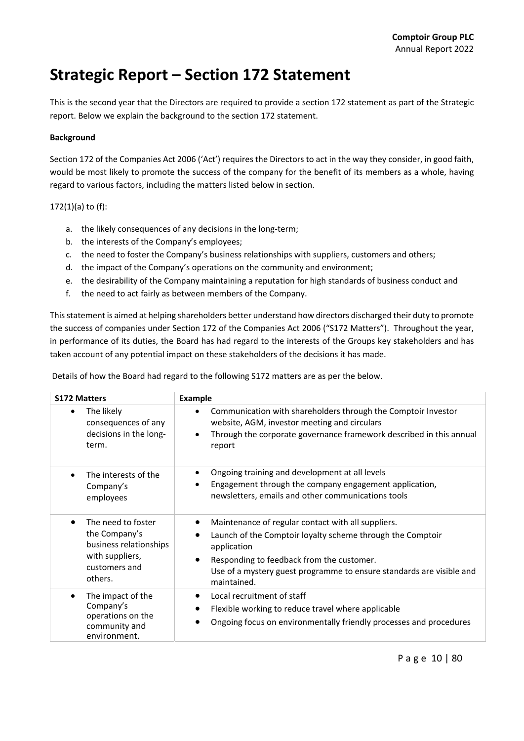# Strategic Report – Section 172 Statement

This is the second year that the Directors are required to provide a section 172 statement as part of the Strategic report. Below we explain the background to the section 172 statement.

**Background**

Section 172 of the Companies Act 2006 ('Act') requires the Directors to act in the way they consider, in good faith, would be most likely to promote the success of the company for the benefit of its members as a whole, having regard to various factors, including the matters listed below in section.

172(1)(a) to (f):

a. the likely consequences of any decisions in the long-term;
b. the interests of the Company's employees;
c. the need to foster the Company's business relationships with suppliers, customers and others;
d. the impact of the Company's operations on the community and environment;
e. the desirability of the Company maintaining a reputation for high standards of business conduct and
f. the need to act fairly as between members of the Company.

This statement is aimed at helping shareholders better understand how directors discharged their duty to promote the success of companies under Section 172 of the Companies Act 2006 ("S172 Matters"). Throughout the year, in performance of its duties, the Board has had regard to the interests of the Groups key stakeholders and has taken account of any potential impact on these stakeholders of the decisions it has made.

Details of how the Board had regard to the following S172 matters are as per the below.

| S172 Matters | Example |
|---|---|
| • The likely consequences of any decisions in the long-term. | • Communication with shareholders through the Comptoir Investor website, AGM, investor meeting and circulars<br>• Through the corporate governance framework described in this annual report |
| • The interests of the Company's employees | • Ongoing training and development at all levels<br>• Engagement through the company engagement application, newsletters, emails and other communications tools |
| • The need to foster the Company's business relationships with suppliers, customers and others. | • Maintenance of regular contact with all suppliers.<br>• Launch of the Comptoir loyalty scheme through the Comptoir application<br>• Responding to feedback from the customer.<br>Use of a mystery guest programme to ensure standards are visible and maintained. |
| • The impact of the Company's operations on the community and environment. | • Local recruitment of staff<br>• Flexible working to reduce travel where applicable<br>• Ongoing focus on environmentally friendly processes and procedures |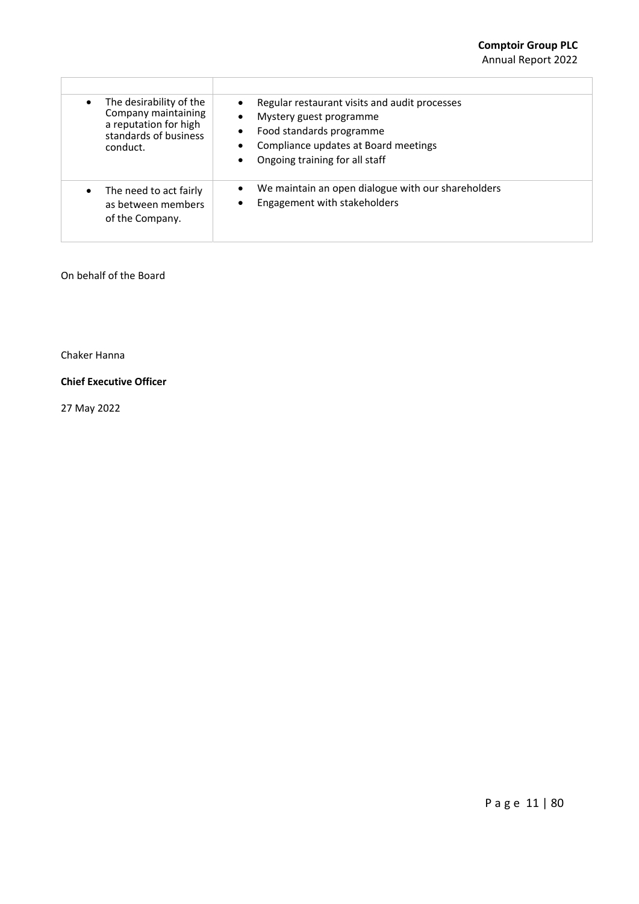| | |
|---|---|
| • The desirability of the Company maintaining a reputation for high standards of business conduct. | • Regular restaurant visits and audit processes<br>• Mystery guest programme<br>• Food standards programme<br>• Compliance updates at Board meetings<br>• Ongoing training for all staff |
| • The need to act fairly as between members of the Company. | • We maintain an open dialogue with our shareholders<br>• Engagement with stakeholders |

On behalf of the Board

Chaker Hanna

**Chief Executive Officer**

27 May 2022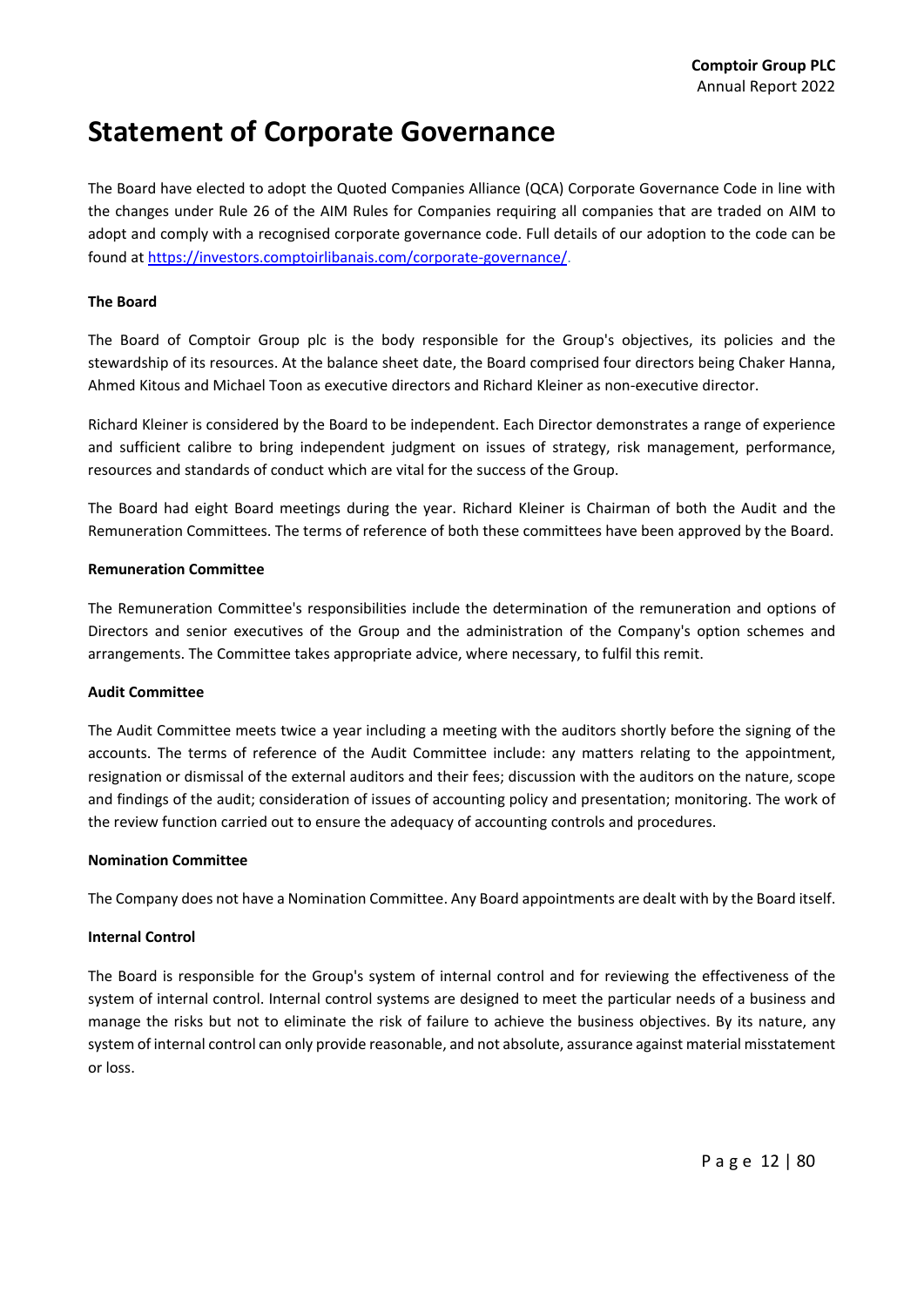# Statement of Corporate Governance

The Board have elected to adopt the Quoted Companies Alliance (QCA) Corporate Governance Code in line with the changes under Rule 26 of the AIM Rules for Companies requiring all companies that are traded on AIM to adopt and comply with a recognised corporate governance code. Full details of our adoption to the code can be found at [https://investors.comptoirlibanais.com/corporate-governance/](https://investors.comptoirlibanais.com/corporate-governance/).

**The Board**

The Board of Comptoir Group plc is the body responsible for the Group's objectives, its policies and the stewardship of its resources. At the balance sheet date, the Board comprised four directors being Chaker Hanna, Ahmed Kitous and Michael Toon as executive directors and Richard Kleiner as non-executive director.

Richard Kleiner is considered by the Board to be independent. Each Director demonstrates a range of experience and sufficient calibre to bring independent judgment on issues of strategy, risk management, performance, resources and standards of conduct which are vital for the success of the Group.

The Board had eight Board meetings during the year. Richard Kleiner is Chairman of both the Audit and the Remuneration Committees. The terms of reference of both these committees have been approved by the Board.

**Remuneration Committee**

The Remuneration Committee's responsibilities include the determination of the remuneration and options of Directors and senior executives of the Group and the administration of the Company's option schemes and arrangements. The Committee takes appropriate advice, where necessary, to fulfil this remit.

**Audit Committee**

The Audit Committee meets twice a year including a meeting with the auditors shortly before the signing of the accounts. The terms of reference of the Audit Committee include: any matters relating to the appointment, resignation or dismissal of the external auditors and their fees; discussion with the auditors on the nature, scope and findings of the audit; consideration of issues of accounting policy and presentation; monitoring. The work of the review function carried out to ensure the adequacy of accounting controls and procedures.

**Nomination Committee**

The Company does not have a Nomination Committee. Any Board appointments are dealt with by the Board itself.

**Internal Control**

The Board is responsible for the Group's system of internal control and for reviewing the effectiveness of the system of internal control. Internal control systems are designed to meet the particular needs of a business and manage the risks but not to eliminate the risk of failure to achieve the business objectives. By its nature, any system of internal control can only provide reasonable, and not absolute, assurance against material misstatement or loss.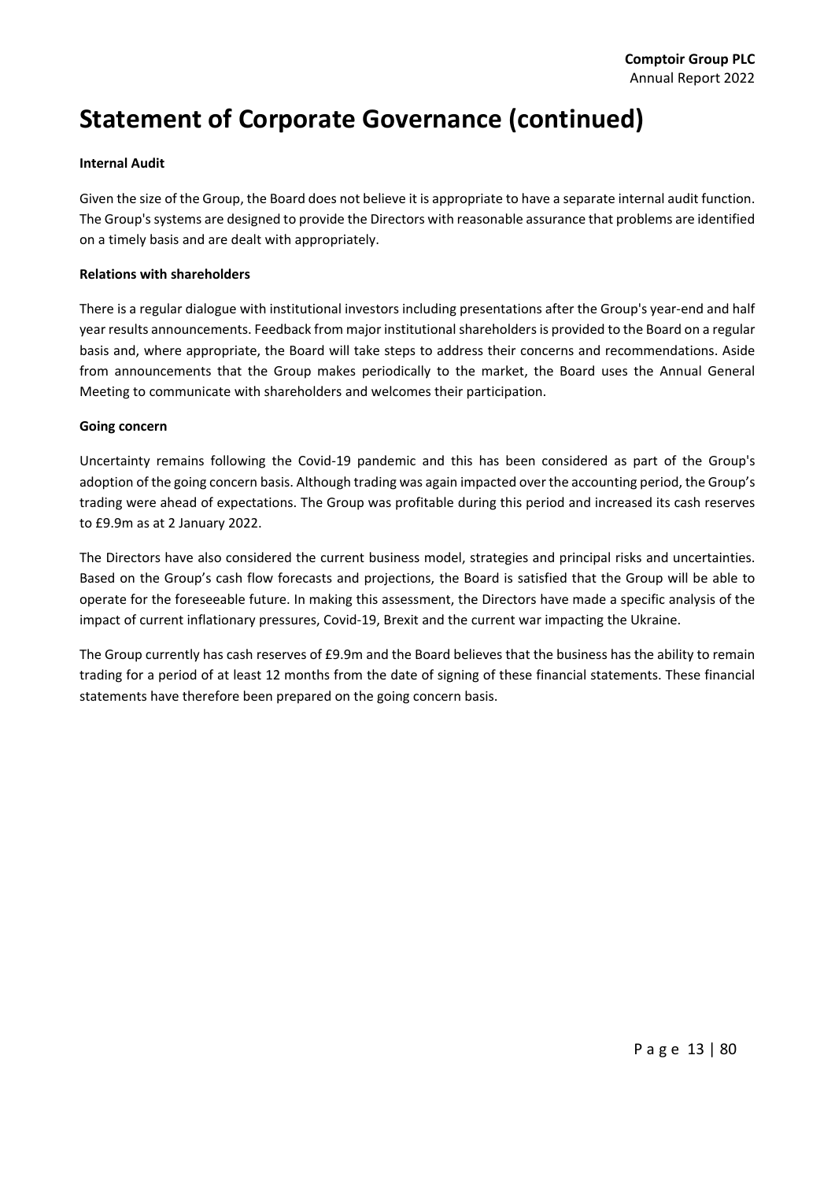# Statement of Corporate Governance (continued)

**Internal Audit**

Given the size of the Group, the Board does not believe it is appropriate to have a separate internal audit function. The Group's systems are designed to provide the Directors with reasonable assurance that problems are identified on a timely basis and are dealt with appropriately.

**Relations with shareholders**

There is a regular dialogue with institutional investors including presentations after the Group's year-end and half year results announcements. Feedback from major institutional shareholders is provided to the Board on a regular basis and, where appropriate, the Board will take steps to address their concerns and recommendations. Aside from announcements that the Group makes periodically to the market, the Board uses the Annual General Meeting to communicate with shareholders and welcomes their participation.

**Going concern**

Uncertainty remains following the Covid-19 pandemic and this has been considered as part of the Group's adoption of the going concern basis. Although trading was again impacted over the accounting period, the Group's trading were ahead of expectations. The Group was profitable during this period and increased its cash reserves to £9.9m as at 2 January 2022.

The Directors have also considered the current business model, strategies and principal risks and uncertainties. Based on the Group's cash flow forecasts and projections, the Board is satisfied that the Group will be able to operate for the foreseeable future. In making this assessment, the Directors have made a specific analysis of the impact of current inflationary pressures, Covid-19, Brexit and the current war impacting the Ukraine.

The Group currently has cash reserves of £9.9m and the Board believes that the business has the ability to remain trading for a period of at least 12 months from the date of signing of these financial statements. These financial statements have therefore been prepared on the going concern basis.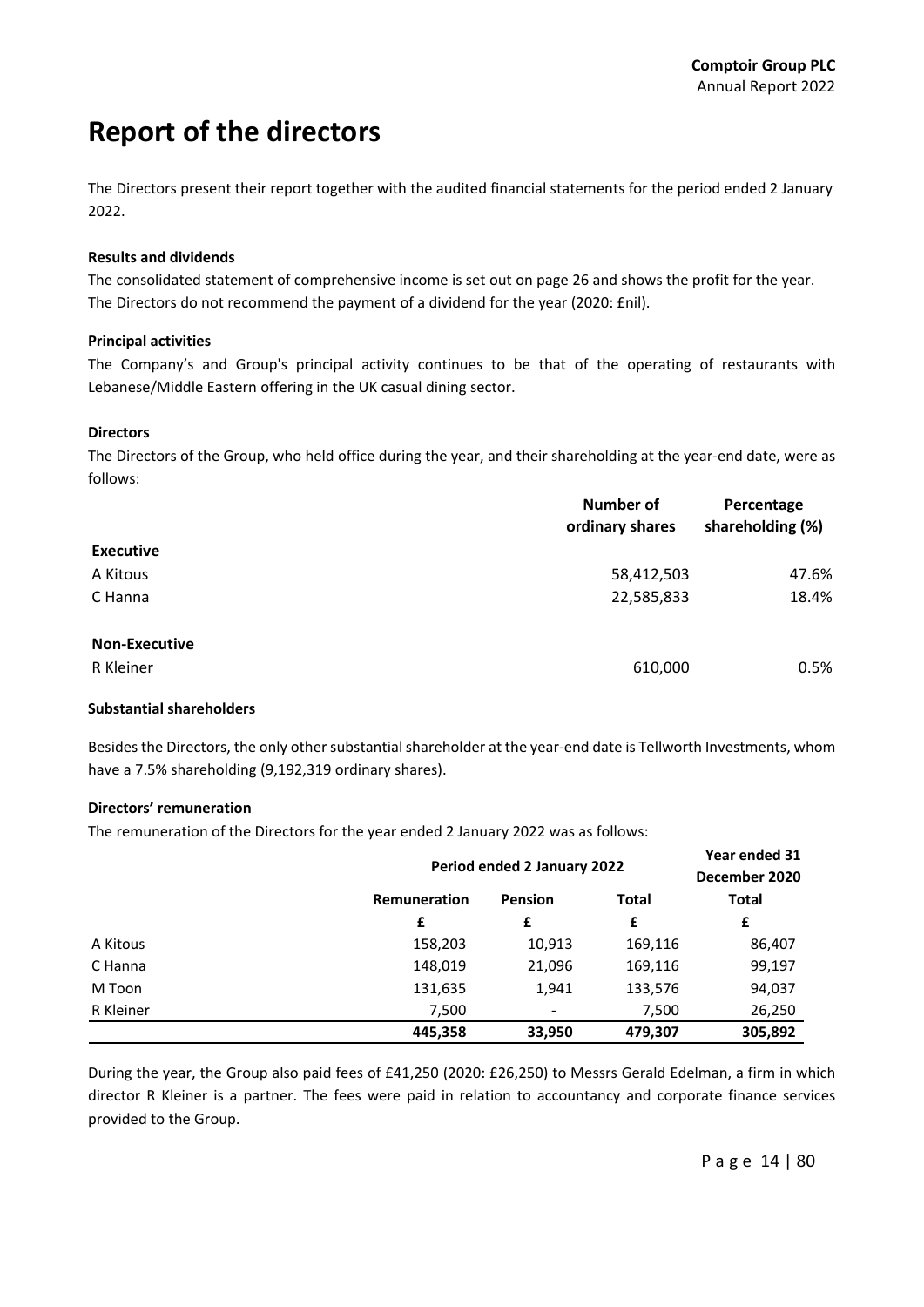# Report of the directors

The Directors present their report together with the audited financial statements for the period ended 2 January 2022.

**Results and dividends**

The consolidated statement of comprehensive income is set out on page 26 and shows the profit for the year. The Directors do not recommend the payment of a dividend for the year (2020: £nil).

**Principal activities**

The Company's and Group's principal activity continues to be that of the operating of restaurants with Lebanese/Middle Eastern offering in the UK casual dining sector.

**Directors**

The Directors of the Group, who held office during the year, and their shareholding at the year-end date, were as follows:

| | Number of ordinary shares | Percentage shareholding (%) |
|---|---|---|
| **Executive** | | |
| A Kitous | 58,412,503 | 47.6% |
| C Hanna | 22,585,833 | 18.4% |
| | | |
| **Non-Executive** | | |
| R Kleiner | 610,000 | 0.5% |

**Substantial shareholders**

Besides the Directors, the only other substantial shareholder at the year-end date is Tellworth Investments, whom have a 7.5% shareholding (9,192,319 ordinary shares).

**Directors' remuneration**

The remuneration of the Directors for the year ended 2 January 2022 was as follows:

| | Period ended 2 January 2022 | | | Year ended 31 December 2020 |
|---|---|---|---|---|
| | Remuneration | Pension | Total | Total |
| | £ | £ | £ | £ |
| A Kitous | 158,203 | 10,913 | 169,116 | 86,407 |
| C Hanna | 148,019 | 21,096 | 169,116 | 99,197 |
| M Toon | 131,635 | 1,941 | 133,576 | 94,037 |
| R Kleiner | 7,500 | - | 7,500 | 26,250 |
| | **445,358** | **33,950** | **479,307** | **305,892** |

During the year, the Group also paid fees of £41,250 (2020: £26,250) to Messrs Gerald Edelman, a firm in which director R Kleiner is a partner. The fees were paid in relation to accountancy and corporate finance services provided to the Group.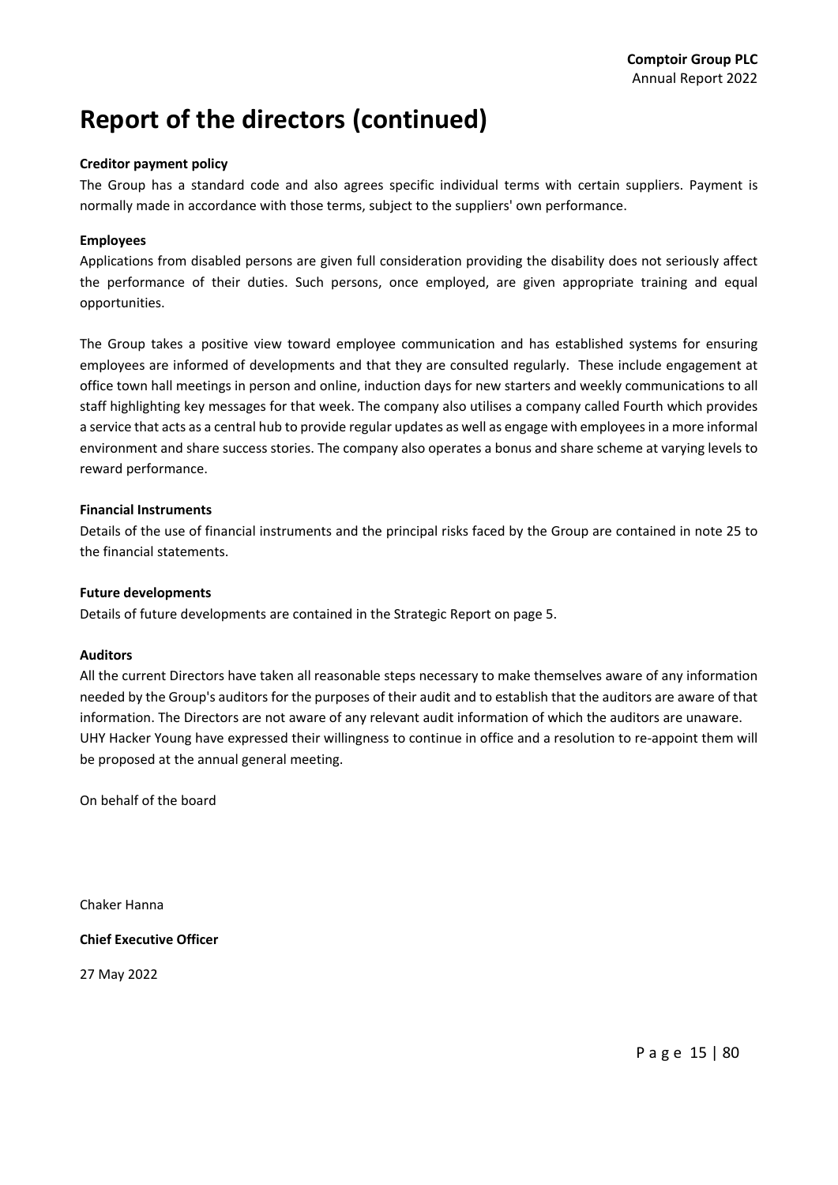# Report of the directors (continued)

**Creditor payment policy**

The Group has a standard code and also agrees specific individual terms with certain suppliers. Payment is normally made in accordance with those terms, subject to the suppliers' own performance.

**Employees**

Applications from disabled persons are given full consideration providing the disability does not seriously affect the performance of their duties. Such persons, once employed, are given appropriate training and equal opportunities.

The Group takes a positive view toward employee communication and has established systems for ensuring employees are informed of developments and that they are consulted regularly. These include engagement at office town hall meetings in person and online, induction days for new starters and weekly communications to all staff highlighting key messages for that week. The company also utilises a company called Fourth which provides a service that acts as a central hub to provide regular updates as well as engage with employees in a more informal environment and share success stories. The company also operates a bonus and share scheme at varying levels to reward performance.

**Financial Instruments**

Details of the use of financial instruments and the principal risks faced by the Group are contained in note 25 to the financial statements.

**Future developments**

Details of future developments are contained in the Strategic Report on page 5.

**Auditors**

All the current Directors have taken all reasonable steps necessary to make themselves aware of any information needed by the Group's auditors for the purposes of their audit and to establish that the auditors are aware of that information. The Directors are not aware of any relevant audit information of which the auditors are unaware. UHY Hacker Young have expressed their willingness to continue in office and a resolution to re-appoint them will be proposed at the annual general meeting.

On behalf of the board

Chaker Hanna

**Chief Executive Officer**

27 May 2022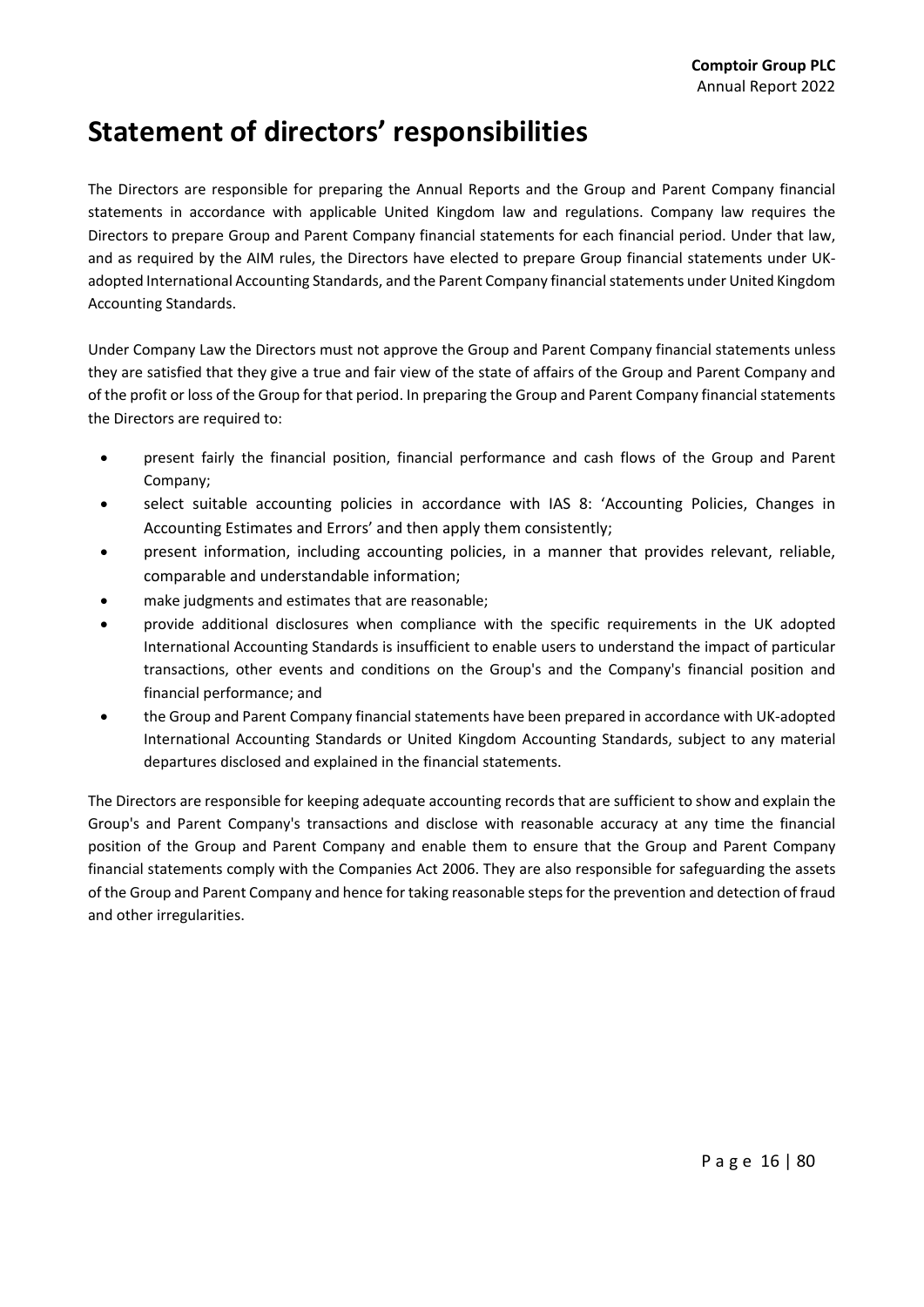# Statement of directors' responsibilities

The Directors are responsible for preparing the Annual Reports and the Group and Parent Company financial statements in accordance with applicable United Kingdom law and regulations. Company law requires the Directors to prepare Group and Parent Company financial statements for each financial period. Under that law, and as required by the AIM rules, the Directors have elected to prepare Group financial statements under UK-adopted International Accounting Standards, and the Parent Company financial statements under United Kingdom Accounting Standards.

Under Company Law the Directors must not approve the Group and Parent Company financial statements unless they are satisfied that they give a true and fair view of the state of affairs of the Group and Parent Company and of the profit or loss of the Group for that period. In preparing the Group and Parent Company financial statements the Directors are required to:

- present fairly the financial position, financial performance and cash flows of the Group and Parent Company;
- select suitable accounting policies in accordance with IAS 8: 'Accounting Policies, Changes in Accounting Estimates and Errors' and then apply them consistently;
- present information, including accounting policies, in a manner that provides relevant, reliable, comparable and understandable information;
- make judgments and estimates that are reasonable;
- provide additional disclosures when compliance with the specific requirements in the UK adopted International Accounting Standards is insufficient to enable users to understand the impact of particular transactions, other events and conditions on the Group's and the Company's financial position and financial performance; and
- the Group and Parent Company financial statements have been prepared in accordance with UK-adopted International Accounting Standards or United Kingdom Accounting Standards, subject to any material departures disclosed and explained in the financial statements.

The Directors are responsible for keeping adequate accounting records that are sufficient to show and explain the Group's and Parent Company's transactions and disclose with reasonable accuracy at any time the financial position of the Group and Parent Company and enable them to ensure that the Group and Parent Company financial statements comply with the Companies Act 2006. They are also responsible for safeguarding the assets of the Group and Parent Company and hence for taking reasonable steps for the prevention and detection of fraud and other irregularities.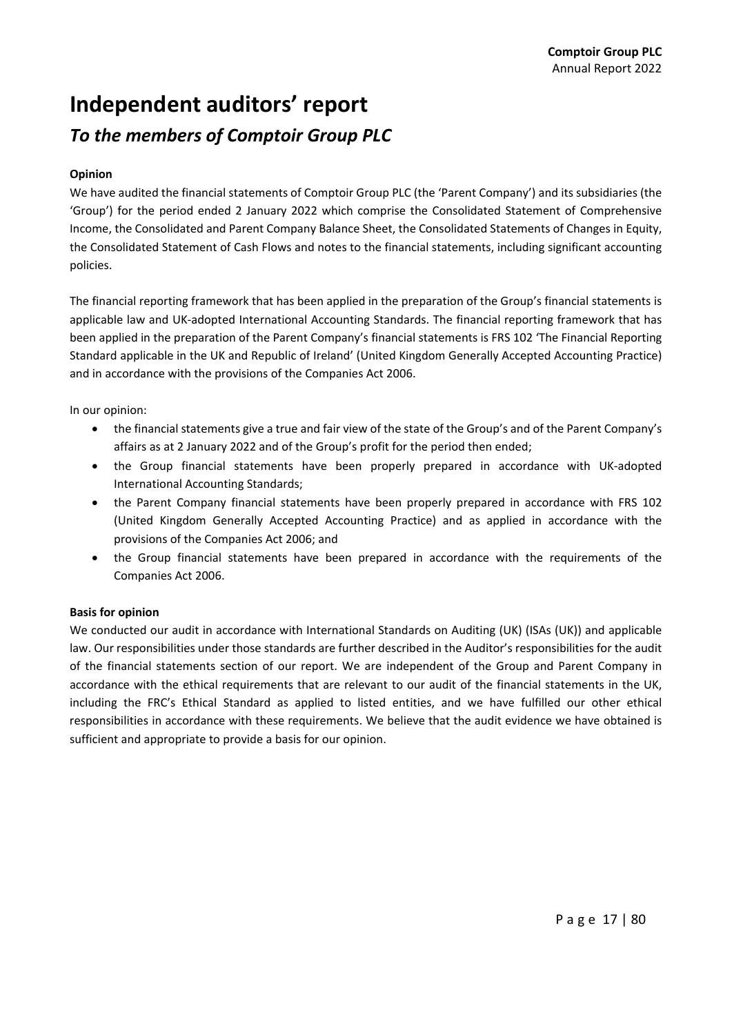# Independent auditors' report

## *To the members of Comptoir Group PLC*

**Opinion**

We have audited the financial statements of Comptoir Group PLC (the 'Parent Company') and its subsidiaries (the 'Group') for the period ended 2 January 2022 which comprise the Consolidated Statement of Comprehensive Income, the Consolidated and Parent Company Balance Sheet, the Consolidated Statements of Changes in Equity, the Consolidated Statement of Cash Flows and notes to the financial statements, including significant accounting policies.

The financial reporting framework that has been applied in the preparation of the Group's financial statements is applicable law and UK-adopted International Accounting Standards. The financial reporting framework that has been applied in the preparation of the Parent Company's financial statements is FRS 102 'The Financial Reporting Standard applicable in the UK and Republic of Ireland' (United Kingdom Generally Accepted Accounting Practice) and in accordance with the provisions of the Companies Act 2006.

In our opinion:

- the financial statements give a true and fair view of the state of the Group's and of the Parent Company's affairs as at 2 January 2022 and of the Group's profit for the period then ended;
- the Group financial statements have been properly prepared in accordance with UK-adopted International Accounting Standards;
- the Parent Company financial statements have been properly prepared in accordance with FRS 102 (United Kingdom Generally Accepted Accounting Practice) and as applied in accordance with the provisions of the Companies Act 2006; and
- the Group financial statements have been prepared in accordance with the requirements of the Companies Act 2006.

**Basis for opinion**

We conducted our audit in accordance with International Standards on Auditing (UK) (ISAs (UK)) and applicable law. Our responsibilities under those standards are further described in the Auditor's responsibilities for the audit of the financial statements section of our report. We are independent of the Group and Parent Company in accordance with the ethical requirements that are relevant to our audit of the financial statements in the UK, including the FRC's Ethical Standard as applied to listed entities, and we have fulfilled our other ethical responsibilities in accordance with these requirements. We believe that the audit evidence we have obtained is sufficient and appropriate to provide a basis for our opinion.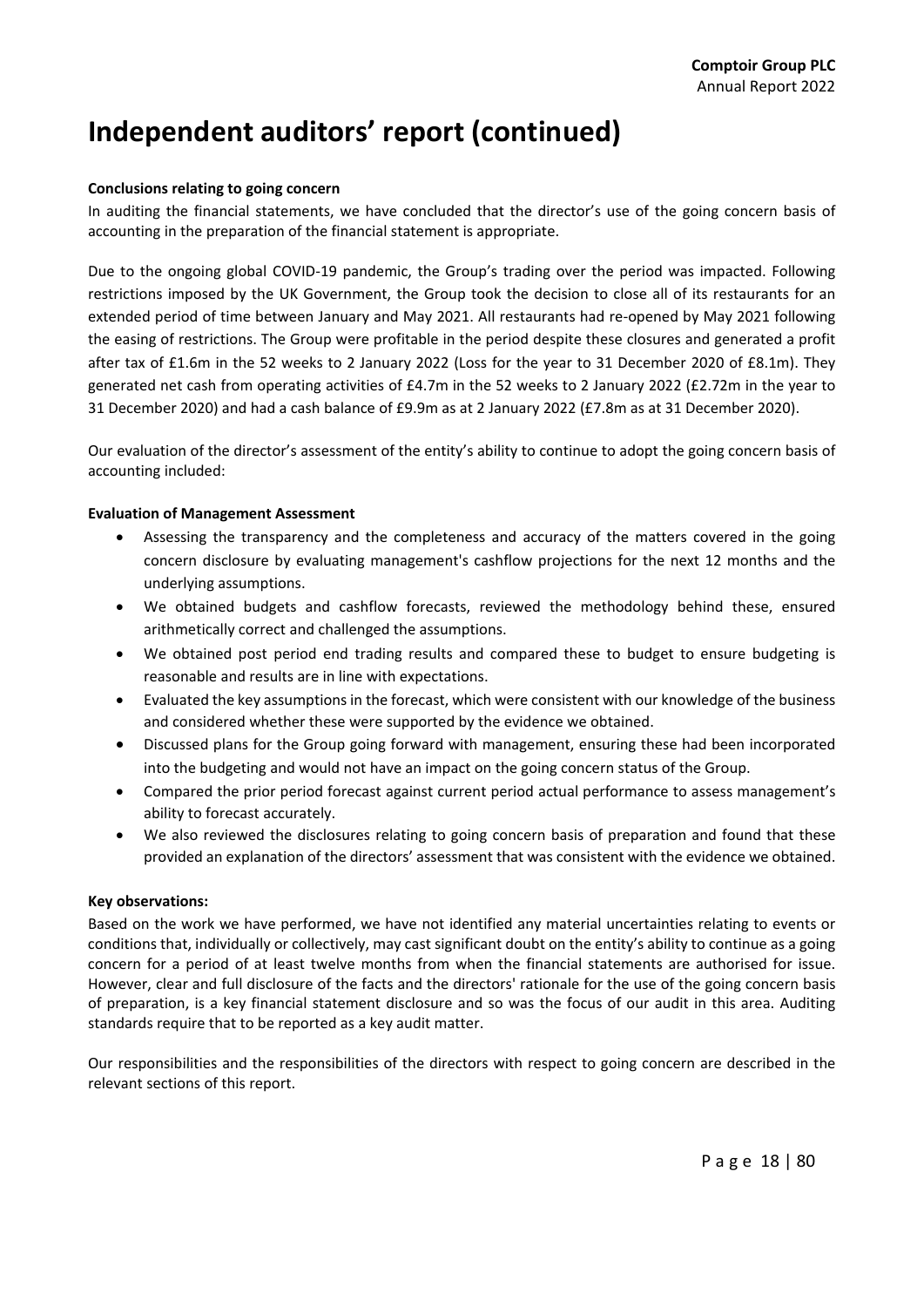# Independent auditors' report (continued)

**Conclusions relating to going concern**

In auditing the financial statements, we have concluded that the director's use of the going concern basis of accounting in the preparation of the financial statement is appropriate.

Due to the ongoing global COVID-19 pandemic, the Group's trading over the period was impacted. Following restrictions imposed by the UK Government, the Group took the decision to close all of its restaurants for an extended period of time between January and May 2021. All restaurants had re-opened by May 2021 following the easing of restrictions. The Group were profitable in the period despite these closures and generated a profit after tax of £1.6m in the 52 weeks to 2 January 2022 (Loss for the year to 31 December 2020 of £8.1m). They generated net cash from operating activities of £4.7m in the 52 weeks to 2 January 2022 (£2.72m in the year to 31 December 2020) and had a cash balance of £9.9m as at 2 January 2022 (£7.8m as at 31 December 2020).

Our evaluation of the director's assessment of the entity's ability to continue to adopt the going concern basis of accounting included:

**Evaluation of Management Assessment**

- Assessing the transparency and the completeness and accuracy of the matters covered in the going concern disclosure by evaluating management's cashflow projections for the next 12 months and the underlying assumptions.
- We obtained budgets and cashflow forecasts, reviewed the methodology behind these, ensured arithmetically correct and challenged the assumptions.
- We obtained post period end trading results and compared these to budget to ensure budgeting is reasonable and results are in line with expectations.
- Evaluated the key assumptions in the forecast, which were consistent with our knowledge of the business and considered whether these were supported by the evidence we obtained.
- Discussed plans for the Group going forward with management, ensuring these had been incorporated into the budgeting and would not have an impact on the going concern status of the Group.
- Compared the prior period forecast against current period actual performance to assess management's ability to forecast accurately.
- We also reviewed the disclosures relating to going concern basis of preparation and found that these provided an explanation of the directors' assessment that was consistent with the evidence we obtained.

**Key observations:**

Based on the work we have performed, we have not identified any material uncertainties relating to events or conditions that, individually or collectively, may cast significant doubt on the entity's ability to continue as a going concern for a period of at least twelve months from when the financial statements are authorised for issue. However, clear and full disclosure of the facts and the directors' rationale for the use of the going concern basis of preparation, is a key financial statement disclosure and so was the focus of our audit in this area. Auditing standards require that to be reported as a key audit matter.

Our responsibilities and the responsibilities of the directors with respect to going concern are described in the relevant sections of this report.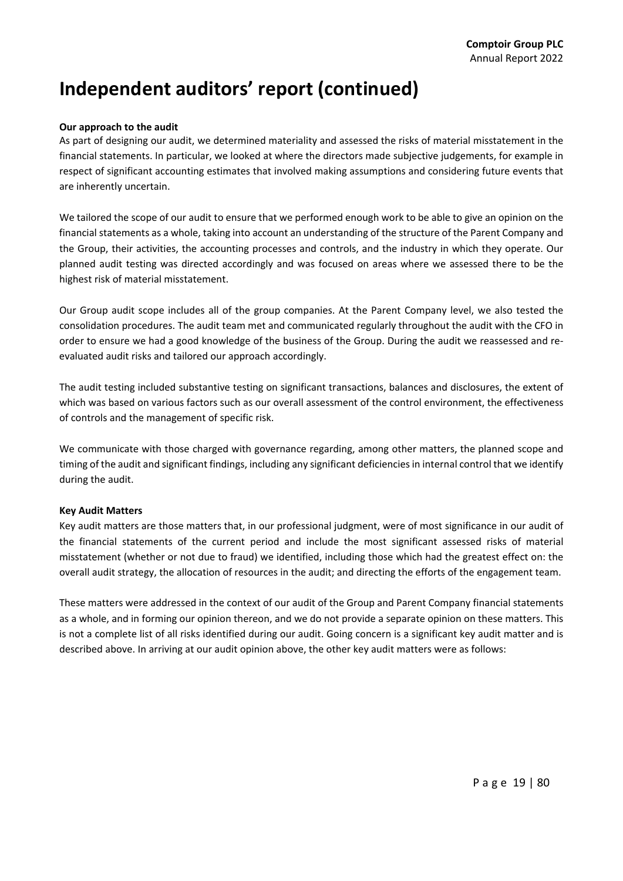# Independent auditors' report (continued)

**Our approach to the audit**

As part of designing our audit, we determined materiality and assessed the risks of material misstatement in the financial statements. In particular, we looked at where the directors made subjective judgements, for example in respect of significant accounting estimates that involved making assumptions and considering future events that are inherently uncertain.

We tailored the scope of our audit to ensure that we performed enough work to be able to give an opinion on the financial statements as a whole, taking into account an understanding of the structure of the Parent Company and the Group, their activities, the accounting processes and controls, and the industry in which they operate. Our planned audit testing was directed accordingly and was focused on areas where we assessed there to be the highest risk of material misstatement.

Our Group audit scope includes all of the group companies. At the Parent Company level, we also tested the consolidation procedures. The audit team met and communicated regularly throughout the audit with the CFO in order to ensure we had a good knowledge of the business of the Group. During the audit we reassessed and re-evaluated audit risks and tailored our approach accordingly.

The audit testing included substantive testing on significant transactions, balances and disclosures, the extent of which was based on various factors such as our overall assessment of the control environment, the effectiveness of controls and the management of specific risk.

We communicate with those charged with governance regarding, among other matters, the planned scope and timing of the audit and significant findings, including any significant deficiencies in internal control that we identify during the audit.

**Key Audit Matters**

Key audit matters are those matters that, in our professional judgment, were of most significance in our audit of the financial statements of the current period and include the most significant assessed risks of material misstatement (whether or not due to fraud) we identified, including those which had the greatest effect on: the overall audit strategy, the allocation of resources in the audit; and directing the efforts of the engagement team.

These matters were addressed in the context of our audit of the Group and Parent Company financial statements as a whole, and in forming our opinion thereon, and we do not provide a separate opinion on these matters. This is not a complete list of all risks identified during our audit. Going concern is a significant key audit matter and is described above. In arriving at our audit opinion above, the other key audit matters were as follows: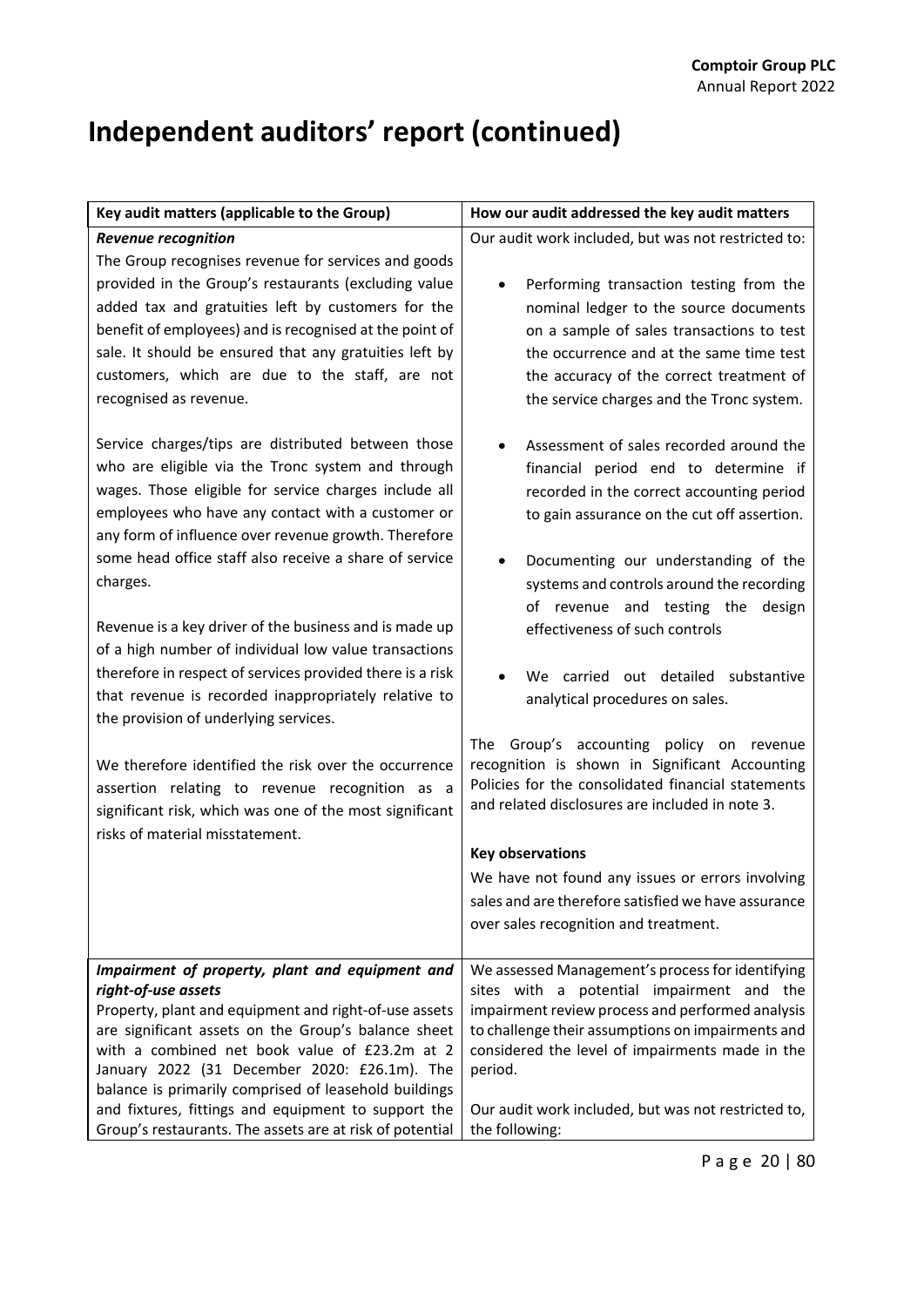# Independent auditors' report (continued)

| Key audit matters (applicable to the Group) | How our audit addressed the key audit matters |
| --- | --- |
| ***Revenue recognition***<br>The Group recognises revenue for services and goods provided in the Group's restaurants (excluding value added tax and gratuities left by customers for the benefit of employees) and is recognised at the point of sale. It should be ensured that any gratuities left by customers, which are due to the staff, are not recognised as revenue.<br><br>Service charges/tips are distributed between those who are eligible via the Tronc system and through wages. Those eligible for service charges include all employees who have any contact with a customer or any form of influence over revenue growth. Therefore some head office staff also receive a share of service charges.<br><br>Revenue is a key driver of the business and is made up of a high number of individual low value transactions therefore in respect of services provided there is a risk that revenue is recorded inappropriately relative to the provision of underlying services.<br><br>We therefore identified the risk over the occurrence assertion relating to revenue recognition as a significant risk, which was one of the most significant risks of material misstatement. | Our audit work included, but was not restricted to:<br><br>• Performing transaction testing from the nominal ledger to the source documents on a sample of sales transactions to test the occurrence and at the same time test the accuracy of the correct treatment of the service charges and the Tronc system.<br><br>• Assessment of sales recorded around the financial period end to determine if recorded in the correct accounting period to gain assurance on the cut off assertion.<br><br>• Documenting our understanding of the systems and controls around the recording of revenue and testing the design effectiveness of such controls<br><br>• We carried out detailed substantive analytical procedures on sales.<br><br>The Group's accounting policy on revenue recognition is shown in Significant Accounting Policies for the consolidated financial statements and related disclosures are included in note 3.<br><br>**Key observations**<br>We have not found any issues or errors involving sales and are therefore satisfied we have assurance over sales recognition and treatment. |
| ***Impairment of property, plant and equipment and right-of-use assets***<br>Property, plant and equipment and right-of-use assets are significant assets on the Group's balance sheet with a combined net book value of £23.2m at 2 January 2022 (31 December 2020: £26.1m). The balance is primarily comprised of leasehold buildings and fixtures, fittings and equipment to support the Group's restaurants. The assets are at risk of potential | We assessed Management's process for identifying sites with a potential impairment and the impairment review process and performed analysis to challenge their assumptions on impairments and considered the level of impairments made in the period.<br><br>Our audit work included, but was not restricted to, the following: |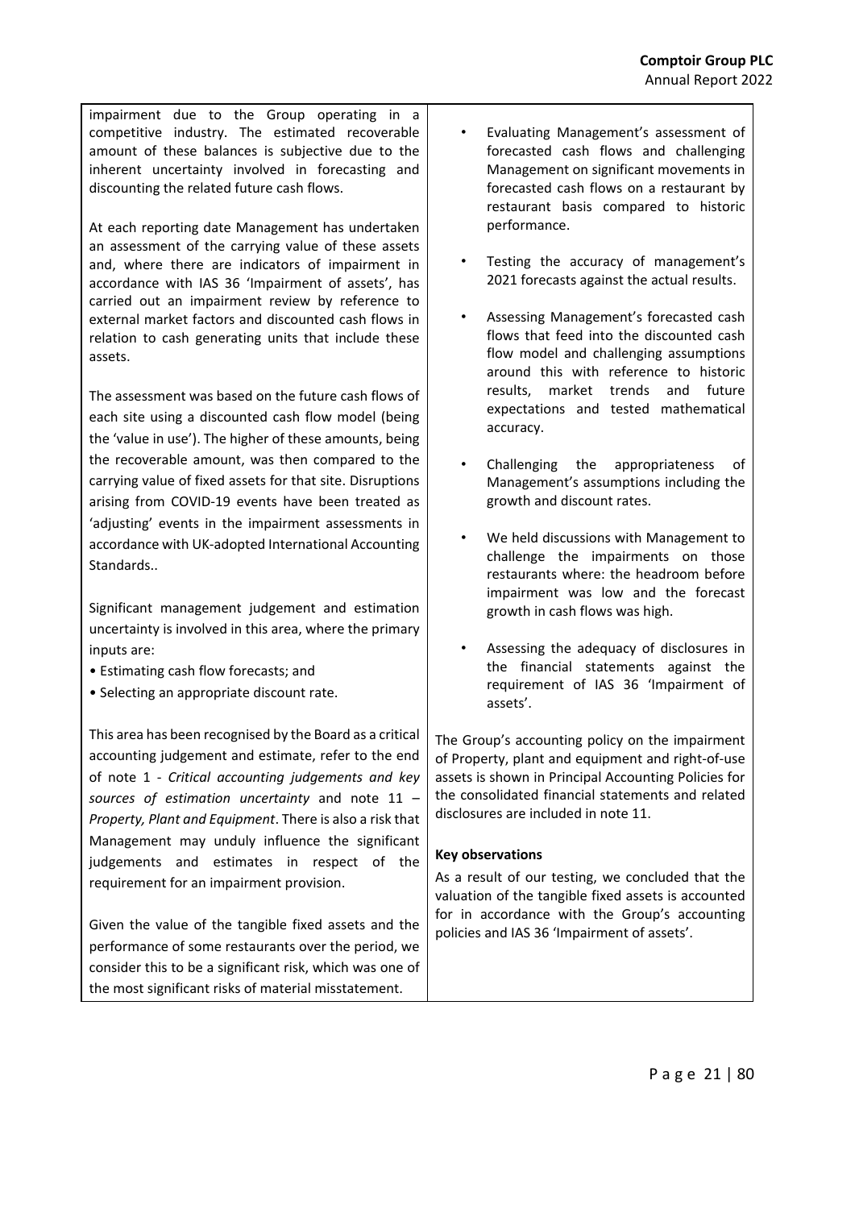| | |
|---|---|
| impairment due to the Group operating in a competitive industry. The estimated recoverable amount of these balances is subjective due to the inherent uncertainty involved in forecasting and discounting the related future cash flows.<br><br>At each reporting date Management has undertaken an assessment of the carrying value of these assets and, where there are indicators of impairment in accordance with IAS 36 'Impairment of assets', has carried out an impairment review by reference to external market factors and discounted cash flows in relation to cash generating units that include these assets.<br><br>The assessment was based on the future cash flows of each site using a discounted cash flow model (being the 'value in use'). The higher of these amounts, being the recoverable amount, was then compared to the carrying value of fixed assets for that site. Disruptions arising from COVID-19 events have been treated as 'adjusting' events in the impairment assessments in accordance with UK-adopted International Accounting Standards..<br><br>Significant management judgement and estimation uncertainty is involved in this area, where the primary inputs are:<br>• Estimating cash flow forecasts; and<br>• Selecting an appropriate discount rate.<br><br>This area has been recognised by the Board as a critical accounting judgement and estimate, refer to the end of note 1 - *Critical accounting judgements and key sources of estimation uncertainty* and note 11 – *Property, Plant and Equipment*. There is also a risk that Management may unduly influence the significant judgements and estimates in respect of the requirement for an impairment provision.<br><br>Given the value of the tangible fixed assets and the performance of some restaurants over the period, we consider this to be a significant risk, which was one of the most significant risks of material misstatement. | • Evaluating Management's assessment of forecasted cash flows and challenging Management on significant movements in forecasted cash flows on a restaurant by restaurant basis compared to historic performance.<br><br>• Testing the accuracy of management's 2021 forecasts against the actual results.<br><br>• Assessing Management's forecasted cash flows that feed into the discounted cash flow model and challenging assumptions around this with reference to historic results, market trends and future expectations and tested mathematical accuracy.<br><br>• Challenging the appropriateness of Management's assumptions including the growth and discount rates.<br><br>• We held discussions with Management to challenge the impairments on those restaurants where: the headroom before impairment was low and the forecast growth in cash flows was high.<br><br>• Assessing the adequacy of disclosures in the financial statements against the requirement of IAS 36 'Impairment of assets'.<br><br>The Group's accounting policy on the impairment of Property, plant and equipment and right-of-use assets is shown in Principal Accounting Policies for the consolidated financial statements and related disclosures are included in note 11.<br><br>**Key observations**<br>As a result of our testing, we concluded that the valuation of the tangible fixed assets is accounted for in accordance with the Group's accounting policies and IAS 36 'Impairment of assets'. |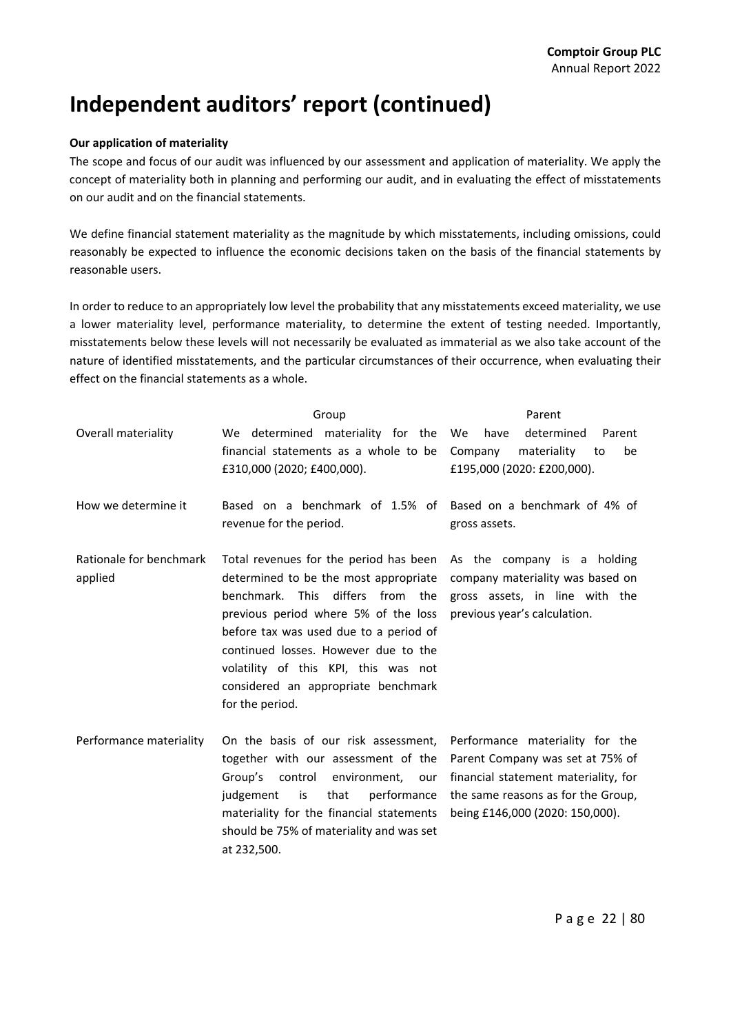# Independent auditors' report (continued)

**Our application of materiality**

The scope and focus of our audit was influenced by our assessment and application of materiality. We apply the concept of materiality both in planning and performing our audit, and in evaluating the effect of misstatements on our audit and on the financial statements.

We define financial statement materiality as the magnitude by which misstatements, including omissions, could reasonably be expected to influence the economic decisions taken on the basis of the financial statements by reasonable users.

In order to reduce to an appropriately low level the probability that any misstatements exceed materiality, we use a lower materiality level, performance materiality, to determine the extent of testing needed. Importantly, misstatements below these levels will not necessarily be evaluated as immaterial as we also take account of the nature of identified misstatements, and the particular circumstances of their occurrence, when evaluating their effect on the financial statements as a whole.

| | Group | Parent |
|---|---|---|
| Overall materiality | We determined materiality for the financial statements as a whole to be £310,000 (2020; £400,000). | We have determined Parent Company materiality to be £195,000 (2020: £200,000). |
| How we determine it | Based on a benchmark of 1.5% of revenue for the period. | Based on a benchmark of 4% of gross assets. |
| Rationale for benchmark applied | Total revenues for the period has been determined to be the most appropriate benchmark. This differs from the previous period where 5% of the loss before tax was used due to a period of continued losses. However due to the volatility of this KPI, this was not considered an appropriate benchmark for the period. | As the company is a holding company materiality was based on gross assets, in line with the previous year's calculation. |
| Performance materiality | On the basis of our risk assessment, together with our assessment of the Group's control environment, our judgement is that performance materiality for the financial statements should be 75% of materiality and was set at 232,500. | Performance materiality for the Parent Company was set at 75% of financial statement materiality, for the same reasons as for the Group, being £146,000 (2020: 150,000). |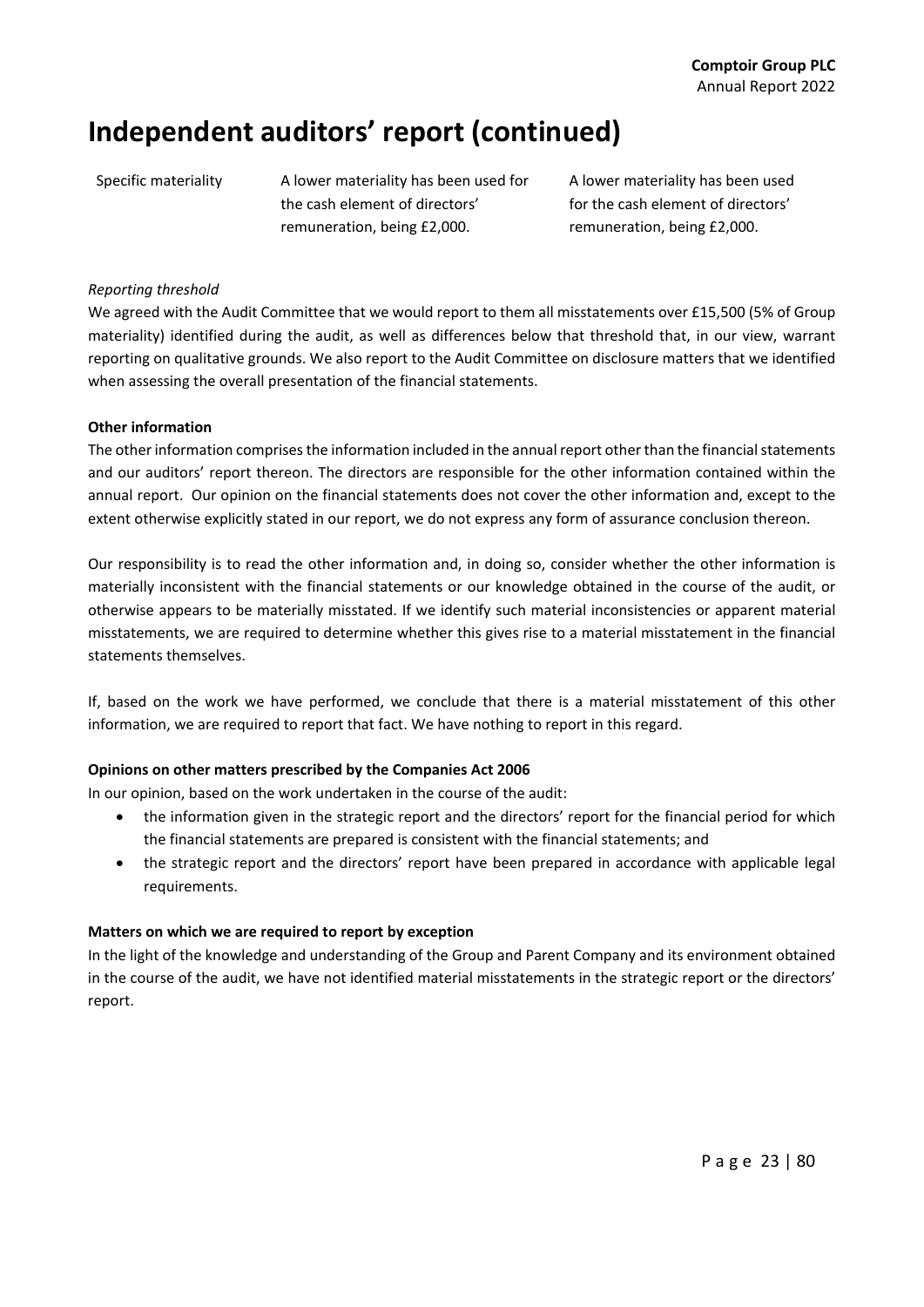# Independent auditors' report (continued)

| Specific materiality | A lower materiality has been used for the cash element of directors' remuneration, being £2,000. | A lower materiality has been used for the cash element of directors' remuneration, being £2,000. |
|---|---|---|

*Reporting threshold*

We agreed with the Audit Committee that we would report to them all misstatements over £15,500 (5% of Group materiality) identified during the audit, as well as differences below that threshold that, in our view, warrant reporting on qualitative grounds. We also report to the Audit Committee on disclosure matters that we identified when assessing the overall presentation of the financial statements.

**Other information**

The other information comprises the information included in the annual report other than the financial statements and our auditors' report thereon. The directors are responsible for the other information contained within the annual report. Our opinion on the financial statements does not cover the other information and, except to the extent otherwise explicitly stated in our report, we do not express any form of assurance conclusion thereon.

Our responsibility is to read the other information and, in doing so, consider whether the other information is materially inconsistent with the financial statements or our knowledge obtained in the course of the audit, or otherwise appears to be materially misstated. If we identify such material inconsistencies or apparent material misstatements, we are required to determine whether this gives rise to a material misstatement in the financial statements themselves.

If, based on the work we have performed, we conclude that there is a material misstatement of this other information, we are required to report that fact. We have nothing to report in this regard.

**Opinions on other matters prescribed by the Companies Act 2006**

In our opinion, based on the work undertaken in the course of the audit:

- the information given in the strategic report and the directors' report for the financial period for which the financial statements are prepared is consistent with the financial statements; and
- the strategic report and the directors' report have been prepared in accordance with applicable legal requirements.

**Matters on which we are required to report by exception**

In the light of the knowledge and understanding of the Group and Parent Company and its environment obtained in the course of the audit, we have not identified material misstatements in the strategic report or the directors' report.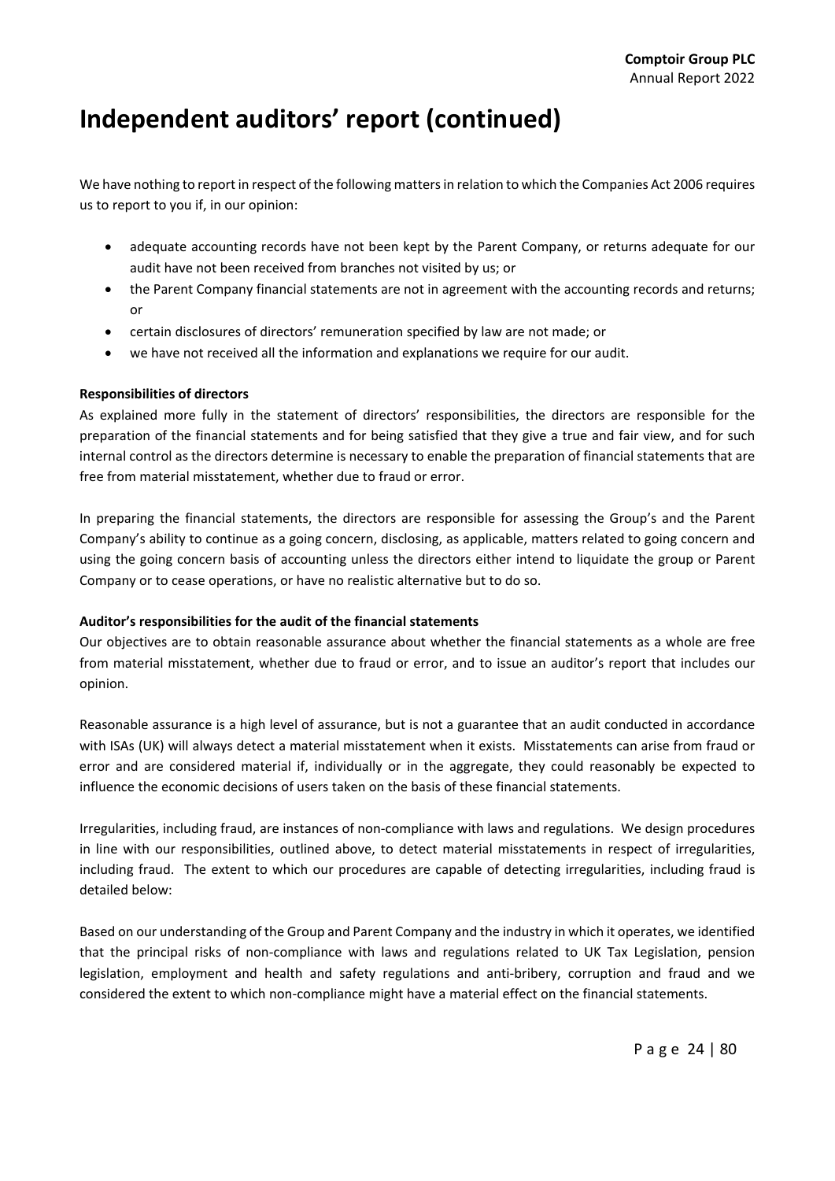# Independent auditors' report (continued)

We have nothing to report in respect of the following matters in relation to which the Companies Act 2006 requires us to report to you if, in our opinion:

- adequate accounting records have not been kept by the Parent Company, or returns adequate for our audit have not been received from branches not visited by us; or
- the Parent Company financial statements are not in agreement with the accounting records and returns; or
- certain disclosures of directors' remuneration specified by law are not made; or
- we have not received all the information and explanations we require for our audit.

**Responsibilities of directors**

As explained more fully in the statement of directors' responsibilities, the directors are responsible for the preparation of the financial statements and for being satisfied that they give a true and fair view, and for such internal control as the directors determine is necessary to enable the preparation of financial statements that are free from material misstatement, whether due to fraud or error.

In preparing the financial statements, the directors are responsible for assessing the Group's and the Parent Company's ability to continue as a going concern, disclosing, as applicable, matters related to going concern and using the going concern basis of accounting unless the directors either intend to liquidate the group or Parent Company or to cease operations, or have no realistic alternative but to do so.

**Auditor's responsibilities for the audit of the financial statements**

Our objectives are to obtain reasonable assurance about whether the financial statements as a whole are free from material misstatement, whether due to fraud or error, and to issue an auditor's report that includes our opinion.

Reasonable assurance is a high level of assurance, but is not a guarantee that an audit conducted in accordance with ISAs (UK) will always detect a material misstatement when it exists. Misstatements can arise from fraud or error and are considered material if, individually or in the aggregate, they could reasonably be expected to influence the economic decisions of users taken on the basis of these financial statements.

Irregularities, including fraud, are instances of non-compliance with laws and regulations. We design procedures in line with our responsibilities, outlined above, to detect material misstatements in respect of irregularities, including fraud. The extent to which our procedures are capable of detecting irregularities, including fraud is detailed below:

Based on our understanding of the Group and Parent Company and the industry in which it operates, we identified that the principal risks of non-compliance with laws and regulations related to UK Tax Legislation, pension legislation, employment and health and safety regulations and anti-bribery, corruption and fraud and we considered the extent to which non-compliance might have a material effect on the financial statements.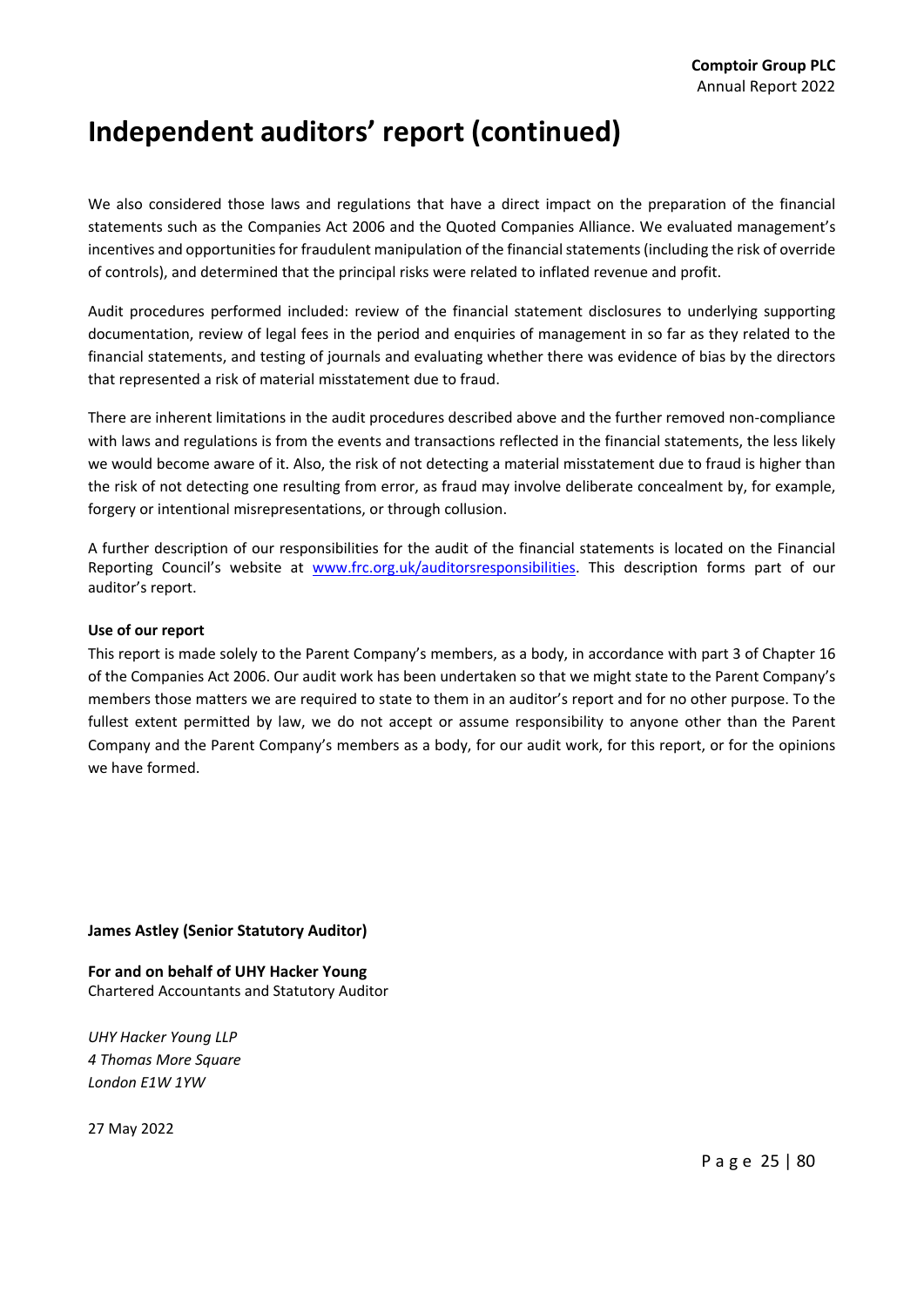# Independent auditors' report (continued)

We also considered those laws and regulations that have a direct impact on the preparation of the financial statements such as the Companies Act 2006 and the Quoted Companies Alliance. We evaluated management's incentives and opportunities for fraudulent manipulation of the financial statements (including the risk of override of controls), and determined that the principal risks were related to inflated revenue and profit.

Audit procedures performed included: review of the financial statement disclosures to underlying supporting documentation, review of legal fees in the period and enquiries of management in so far as they related to the financial statements, and testing of journals and evaluating whether there was evidence of bias by the directors that represented a risk of material misstatement due to fraud.

There are inherent limitations in the audit procedures described above and the further removed non-compliance with laws and regulations is from the events and transactions reflected in the financial statements, the less likely we would become aware of it. Also, the risk of not detecting a material misstatement due to fraud is higher than the risk of not detecting one resulting from error, as fraud may involve deliberate concealment by, for example, forgery or intentional misrepresentations, or through collusion.

A further description of our responsibilities for the audit of the financial statements is located on the Financial Reporting Council's website at [www.frc.org.uk/auditorsresponsibilities](http://www.frc.org.uk/auditorsresponsibilities). This description forms part of our auditor's report.

**Use of our report**

This report is made solely to the Parent Company's members, as a body, in accordance with part 3 of Chapter 16 of the Companies Act 2006. Our audit work has been undertaken so that we might state to the Parent Company's members those matters we are required to state to them in an auditor's report and for no other purpose. To the fullest extent permitted by law, we do not accept or assume responsibility to anyone other than the Parent Company and the Parent Company's members as a body, for our audit work, for this report, or for the opinions we have formed.

**James Astley (Senior Statutory Auditor)**

**For and on behalf of UHY Hacker Young**
Chartered Accountants and Statutory Auditor

*UHY Hacker Young LLP*
*4 Thomas More Square*
*London E1W 1YW*

27 May 2022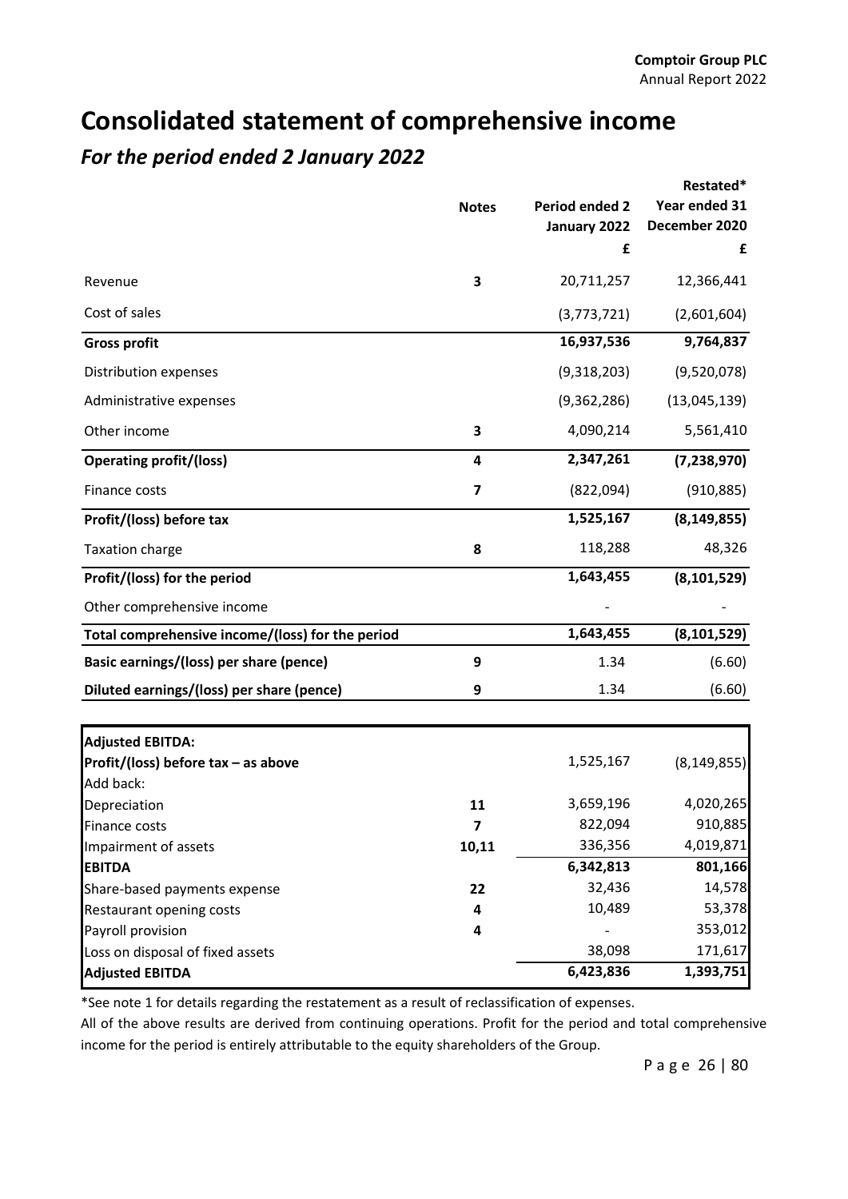# Consolidated statement of comprehensive income

## *For the period ended 2 January 2022*

| | Notes | Period ended 2 January 2022 | Restated* Year ended 31 December 2020 |
|---|---|---|---|
| | | £ | £ |
| Revenue | 3 | 20,711,257 | 12,366,441 |
| Cost of sales | | (3,773,721) | (2,601,604) |
| **Gross profit** | | **16,937,536** | **9,764,837** |
| Distribution expenses | | (9,318,203) | (9,520,078) |
| Administrative expenses | | (9,362,286) | (13,045,139) |
| Other income | 3 | 4,090,214 | 5,561,410 |
| **Operating profit/(loss)** | **4** | **2,347,261** | **(7,238,970)** |
| Finance costs | 7 | (822,094) | (910,885) |
| **Profit/(loss) before tax** | | **1,525,167** | **(8,149,855)** |
| Taxation charge | 8 | 118,288 | 48,326 |
| **Profit/(loss) for the period** | | **1,643,455** | **(8,101,529)** |
| Other comprehensive income | | - | - |
| **Total comprehensive income/(loss) for the period** | | **1,643,455** | **(8,101,529)** |
| **Basic earnings/(loss) per share (pence)** | **9** | 1.34 | (6.60) |
| **Diluted earnings/(loss) per share (pence)** | **9** | 1.34 | (6.60) |

| **Adjusted EBITDA:** | | | |
|---|---|---|---|
| **Profit/(loss) before tax – as above** | | 1,525,167 | (8,149,855) |
| Add back: | | | |
| Depreciation | 11 | 3,659,196 | 4,020,265 |
| Finance costs | 7 | 822,094 | 910,885 |
| Impairment of assets | 10,11 | 336,356 | 4,019,871 |
| **EBITDA** | | **6,342,813** | **801,166** |
| Share-based payments expense | 22 | 32,436 | 14,578 |
| Restaurant opening costs | 4 | 10,489 | 53,378 |
| Payroll provision | 4 | - | 353,012 |
| Loss on disposal of fixed assets | | 38,098 | 171,617 |
| **Adjusted EBITDA** | | **6,423,836** | **1,393,751** |

*See note 1 for details regarding the restatement as a result of reclassification of expenses.

All of the above results are derived from continuing operations. Profit for the period and total comprehensive income for the period is entirely attributable to the equity shareholders of the Group.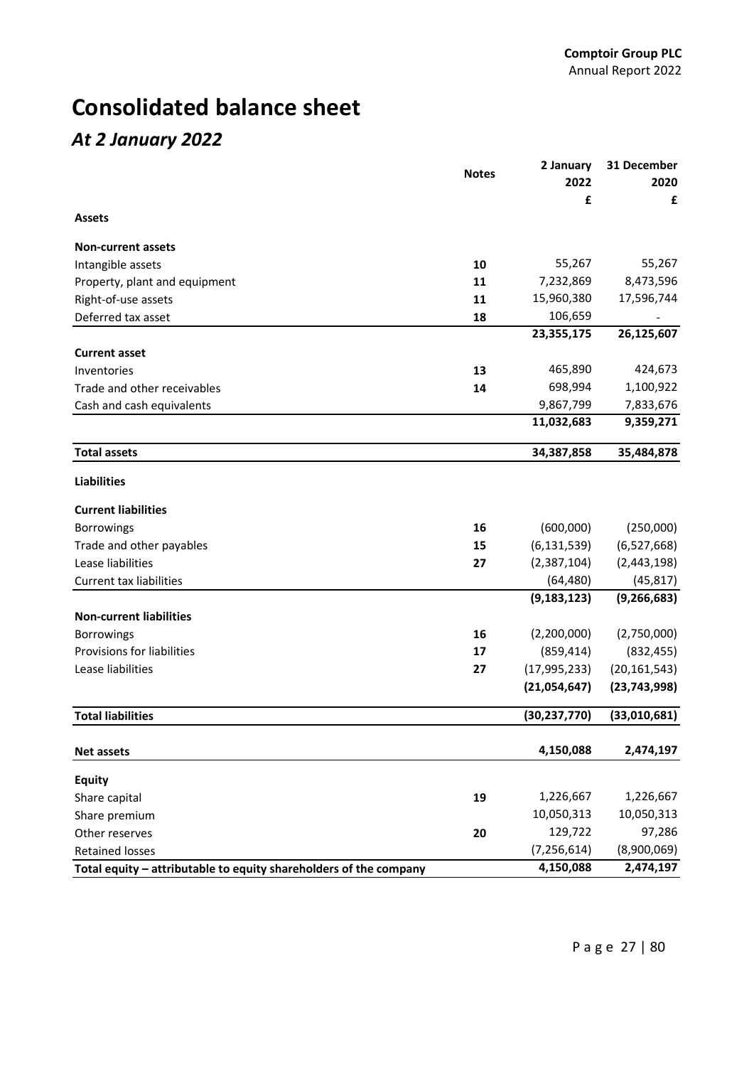# Consolidated balance sheet

## *At 2 January 2022*

| | Notes | 2 January 2022 | 31 December 2020 |
|---|---|---|---|
| | | £ | £ |
| **Assets** | | | |
| **Non-current assets** | | | |
| Intangible assets | 10 | 55,267 | 55,267 |
| Property, plant and equipment | 11 | 7,232,869 | 8,473,596 |
| Right-of-use assets | 11 | 15,960,380 | 17,596,744 |
| Deferred tax asset | 18 | 106,659 | - |
| | | **23,355,175** | **26,125,607** |
| **Current asset** | | | |
| Inventories | 13 | 465,890 | 424,673 |
| Trade and other receivables | 14 | 698,994 | 1,100,922 |
| Cash and cash equivalents | | 9,867,799 | 7,833,676 |
| | | **11,032,683** | **9,359,271** |
| **Total assets** | | **34,387,858** | **35,484,878** |
| **Liabilities** | | | |
| **Current liabilities** | | | |
| Borrowings | 16 | (600,000) | (250,000) |
| Trade and other payables | 15 | (6,131,539) | (6,527,668) |
| Lease liabilities | 27 | (2,387,104) | (2,443,198) |
| Current tax liabilities | | (64,480) | (45,817) |
| | | **(9,183,123)** | **(9,266,683)** |
| **Non-current liabilities** | | | |
| Borrowings | 16 | (2,200,000) | (2,750,000) |
| Provisions for liabilities | 17 | (859,414) | (832,455) |
| Lease liabilities | 27 | (17,995,233) | (20,161,543) |
| | | **(21,054,647)** | **(23,743,998)** |
| **Total liabilities** | | **(30,237,770)** | **(33,010,681)** |
| **Net assets** | | **4,150,088** | **2,474,197** |
| **Equity** | | | |
| Share capital | 19 | 1,226,667 | 1,226,667 |
| Share premium | | 10,050,313 | 10,050,313 |
| Other reserves | 20 | 129,722 | 97,286 |
| Retained losses | | (7,256,614) | (8,900,069) |
| **Total equity – attributable to equity shareholders of the company** | | **4,150,088** | **2,474,197** |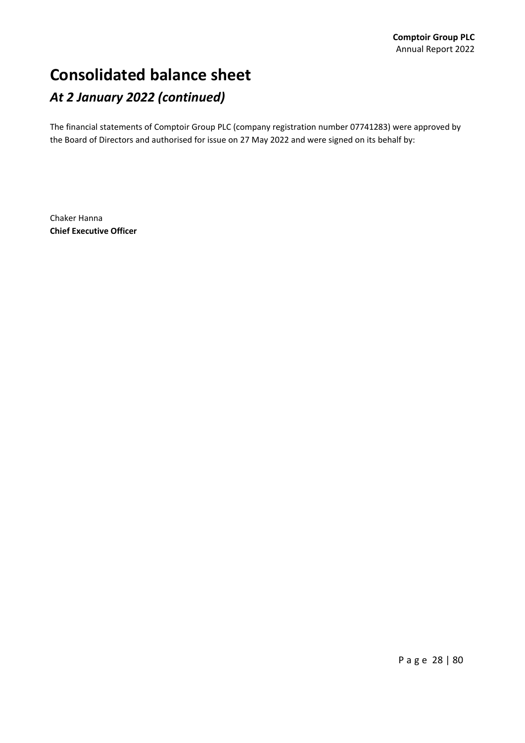# Consolidated balance sheet

## *At 2 January 2022 (continued)*

The financial statements of Comptoir Group PLC (company registration number 07741283) were approved by the Board of Directors and authorised for issue on 27 May 2022 and were signed on its behalf by:

Chaker Hanna
**Chief Executive Officer**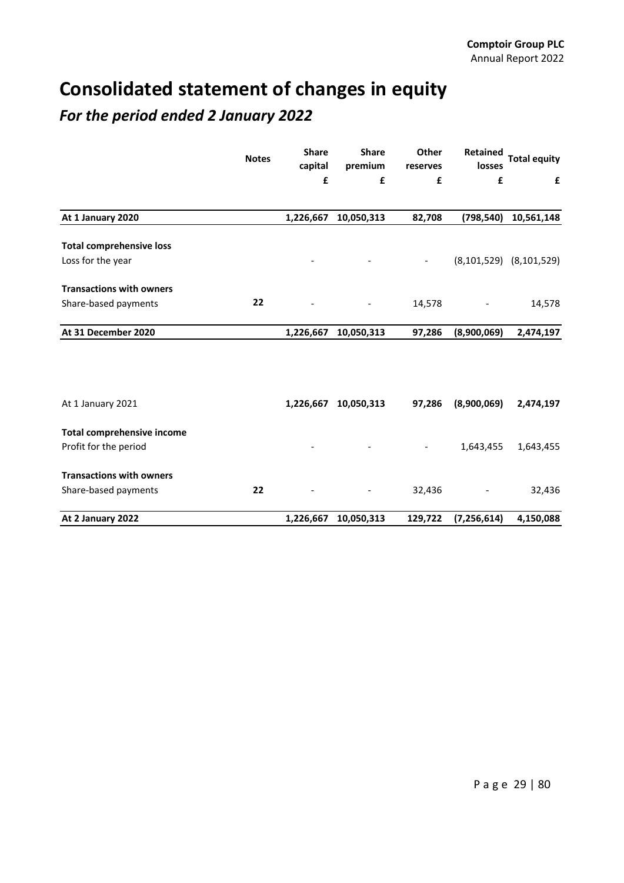# Consolidated statement of changes in equity

## *For the period ended 2 January 2022*

| | Notes | Share capital | Share premium | Other reserves | Retained losses | Total equity |
|---|---|---|---|---|---|---|
| | | £ | £ | £ | £ | £ |
| **At 1 January 2020** | | **1,226,667** | **10,050,313** | **82,708** | **(798,540)** | **10,561,148** |
| **Total comprehensive loss** | | | | | | |
| Loss for the year | | - | - | - | (8,101,529) | (8,101,529) |
| **Transactions with owners** | | | | | | |
| Share-based payments | **22** | - | - | 14,578 | - | 14,578 |
| **At 31 December 2020** | | **1,226,667** | **10,050,313** | **97,286** | **(8,900,069)** | **2,474,197** |
| | | | | | | |
| At 1 January 2021 | | **1,226,667** | **10,050,313** | **97,286** | **(8,900,069)** | **2,474,197** |
| **Total comprehensive income** | | | | | | |
| Profit for the period | | - | - | - | 1,643,455 | 1,643,455 |
| **Transactions with owners** | | | | | | |
| Share-based payments | **22** | - | - | 32,436 | - | 32,436 |
| **At 2 January 2022** | | **1,226,667** | **10,050,313** | **129,722** | **(7,256,614)** | **4,150,088** |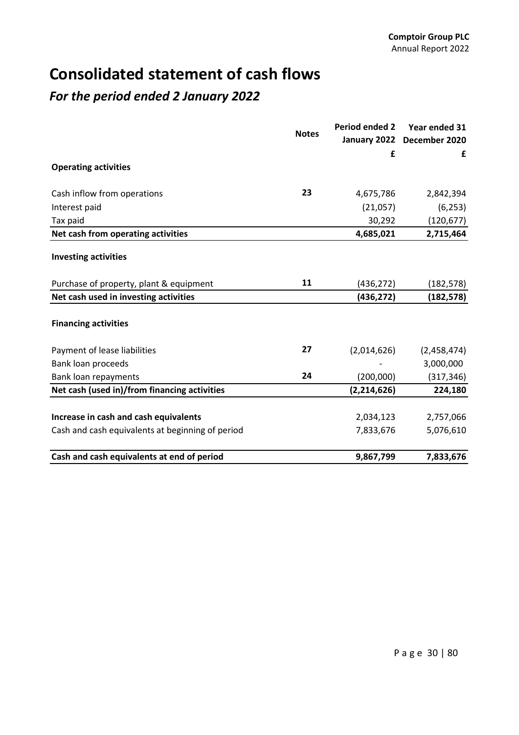# Consolidated statement of cash flows

## *For the period ended 2 January 2022*

| | Notes | Period ended 2 January 2022 | Year ended 31 December 2020 |
|---|---|---|---|
| | | £ | £ |
| **Operating activities** | | | |
| Cash inflow from operations | 23 | 4,675,786 | 2,842,394 |
| Interest paid | | (21,057) | (6,253) |
| Tax paid | | 30,292 | (120,677) |
| **Net cash from operating activities** | | **4,685,021** | **2,715,464** |
| **Investing activities** | | | |
| Purchase of property, plant & equipment | 11 | (436,272) | (182,578) |
| **Net cash used in investing activities** | | **(436,272)** | **(182,578)** |
| **Financing activities** | | | |
| Payment of lease liabilities | 27 | (2,014,626) | (2,458,474) |
| Bank loan proceeds | | - | 3,000,000 |
| Bank loan repayments | 24 | (200,000) | (317,346) |
| **Net cash (used in)/from financing activities** | | **(2,214,626)** | **224,180** |
| **Increase in cash and cash equivalents** | | 2,034,123 | 2,757,066 |
| Cash and cash equivalents at beginning of period | | 7,833,676 | 5,076,610 |
| **Cash and cash equivalents at end of period** | | **9,867,799** | **7,833,676** |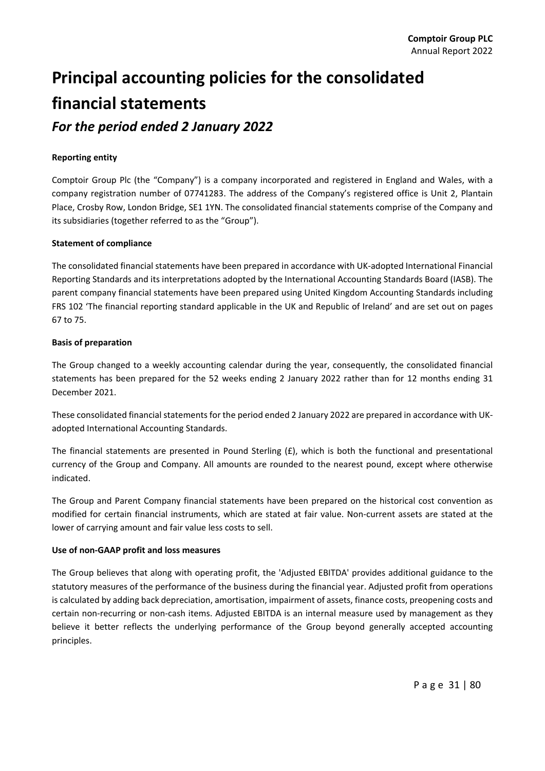# Principal accounting policies for the consolidated financial statements

## *For the period ended 2 January 2022*

**Reporting entity**

Comptoir Group Plc (the "Company") is a company incorporated and registered in England and Wales, with a company registration number of 07741283. The address of the Company's registered office is Unit 2, Plantain Place, Crosby Row, London Bridge, SE1 1YN. The consolidated financial statements comprise of the Company and its subsidiaries (together referred to as the "Group").

**Statement of compliance**

The consolidated financial statements have been prepared in accordance with UK-adopted International Financial Reporting Standards and its interpretations adopted by the International Accounting Standards Board (IASB). The parent company financial statements have been prepared using United Kingdom Accounting Standards including FRS 102 'The financial reporting standard applicable in the UK and Republic of Ireland' and are set out on pages 67 to 75.

**Basis of preparation**

The Group changed to a weekly accounting calendar during the year, consequently, the consolidated financial statements has been prepared for the 52 weeks ending 2 January 2022 rather than for 12 months ending 31 December 2021.

These consolidated financial statements for the period ended 2 January 2022 are prepared in accordance with UK-adopted International Accounting Standards.

The financial statements are presented in Pound Sterling (£), which is both the functional and presentational currency of the Group and Company. All amounts are rounded to the nearest pound, except where otherwise indicated.

The Group and Parent Company financial statements have been prepared on the historical cost convention as modified for certain financial instruments, which are stated at fair value. Non-current assets are stated at the lower of carrying amount and fair value less costs to sell.

**Use of non-GAAP profit and loss measures**

The Group believes that along with operating profit, the 'Adjusted EBITDA' provides additional guidance to the statutory measures of the performance of the business during the financial year. Adjusted profit from operations is calculated by adding back depreciation, amortisation, impairment of assets, finance costs, preopening costs and certain non-recurring or non-cash items. Adjusted EBITDA is an internal measure used by management as they believe it better reflects the underlying performance of the Group beyond generally accepted accounting principles.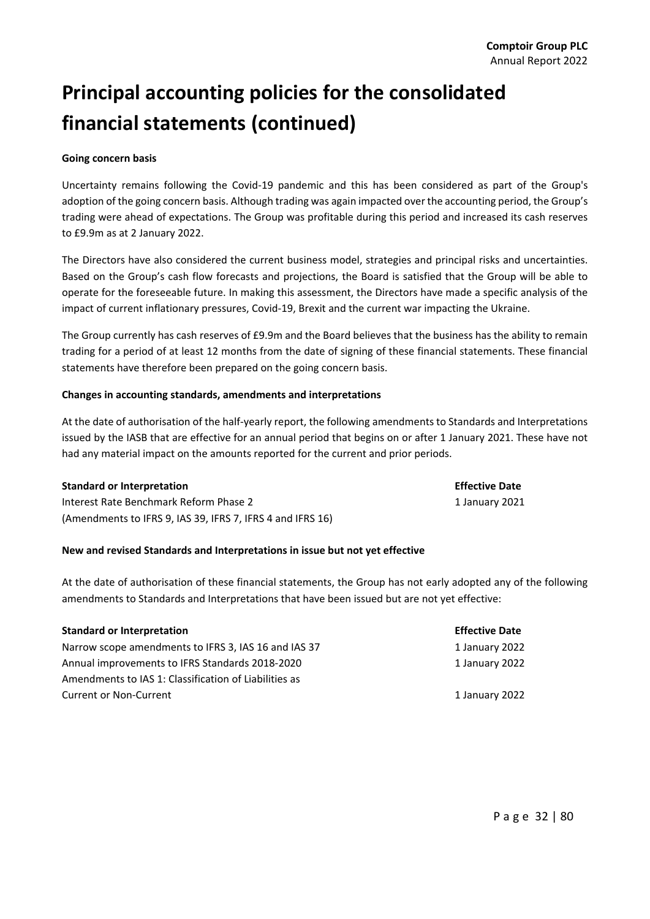# Principal accounting policies for the consolidated financial statements (continued)

**Going concern basis**

Uncertainty remains following the Covid-19 pandemic and this has been considered as part of the Group's adoption of the going concern basis. Although trading was again impacted over the accounting period, the Group's trading were ahead of expectations. The Group was profitable during this period and increased its cash reserves to £9.9m as at 2 January 2022.

The Directors have also considered the current business model, strategies and principal risks and uncertainties. Based on the Group's cash flow forecasts and projections, the Board is satisfied that the Group will be able to operate for the foreseeable future. In making this assessment, the Directors have made a specific analysis of the impact of current inflationary pressures, Covid-19, Brexit and the current war impacting the Ukraine.

The Group currently has cash reserves of £9.9m and the Board believes that the business has the ability to remain trading for a period of at least 12 months from the date of signing of these financial statements. These financial statements have therefore been prepared on the going concern basis.

**Changes in accounting standards, amendments and interpretations**

At the date of authorisation of the half-yearly report, the following amendments to Standards and Interpretations issued by the IASB that are effective for an annual period that begins on or after 1 January 2021. These have not had any material impact on the amounts reported for the current and prior periods.

| Standard or Interpretation | Effective Date |
|---|---|
| Interest Rate Benchmark Reform Phase 2 (Amendments to IFRS 9, IAS 39, IFRS 7, IFRS 4 and IFRS 16) | 1 January 2021 |

**New and revised Standards and Interpretations in issue but not yet effective**

At the date of authorisation of these financial statements, the Group has not early adopted any of the following amendments to Standards and Interpretations that have been issued but are not yet effective:

| Standard or Interpretation | Effective Date |
|---|---|
| Narrow scope amendments to IFRS 3, IAS 16 and IAS 37 | 1 January 2022 |
| Annual improvements to IFRS Standards 2018-2020 | 1 January 2022 |
| Amendments to IAS 1: Classification of Liabilities as Current or Non-Current | 1 January 2022 |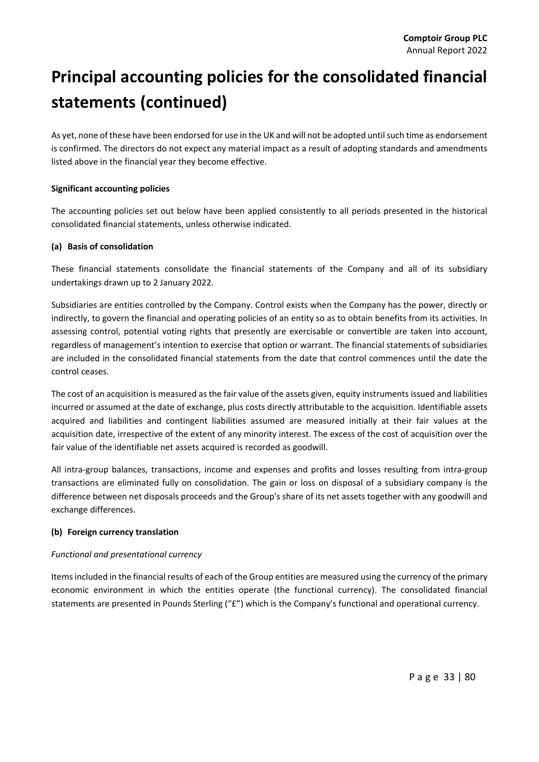# Principal accounting policies for the consolidated financial statements (continued)

As yet, none of these have been endorsed for use in the UK and will not be adopted until such time as endorsement is confirmed. The directors do not expect any material impact as a result of adopting standards and amendments listed above in the financial year they become effective.

**Significant accounting policies**

The accounting policies set out below have been applied consistently to all periods presented in the historical consolidated financial statements, unless otherwise indicated.

**(a) Basis of consolidation**

These financial statements consolidate the financial statements of the Company and all of its subsidiary undertakings drawn up to 2 January 2022.

Subsidiaries are entities controlled by the Company. Control exists when the Company has the power, directly or indirectly, to govern the financial and operating policies of an entity so as to obtain benefits from its activities. In assessing control, potential voting rights that presently are exercisable or convertible are taken into account, regardless of management's intention to exercise that option or warrant. The financial statements of subsidiaries are included in the consolidated financial statements from the date that control commences until the date the control ceases.

The cost of an acquisition is measured as the fair value of the assets given, equity instruments issued and liabilities incurred or assumed at the date of exchange, plus costs directly attributable to the acquisition. Identifiable assets acquired and liabilities and contingent liabilities assumed are measured initially at their fair values at the acquisition date, irrespective of the extent of any minority interest. The excess of the cost of acquisition over the fair value of the identifiable net assets acquired is recorded as goodwill.

All intra-group balances, transactions, income and expenses and profits and losses resulting from intra-group transactions are eliminated fully on consolidation. The gain or loss on disposal of a subsidiary company is the difference between net disposals proceeds and the Group's share of its net assets together with any goodwill and exchange differences.

**(b) Foreign currency translation**

*Functional and presentational currency*

Items included in the financial results of each of the Group entities are measured using the currency of the primary economic environment in which the entities operate (the functional currency). The consolidated financial statements are presented in Pounds Sterling ("£") which is the Company's functional and operational currency.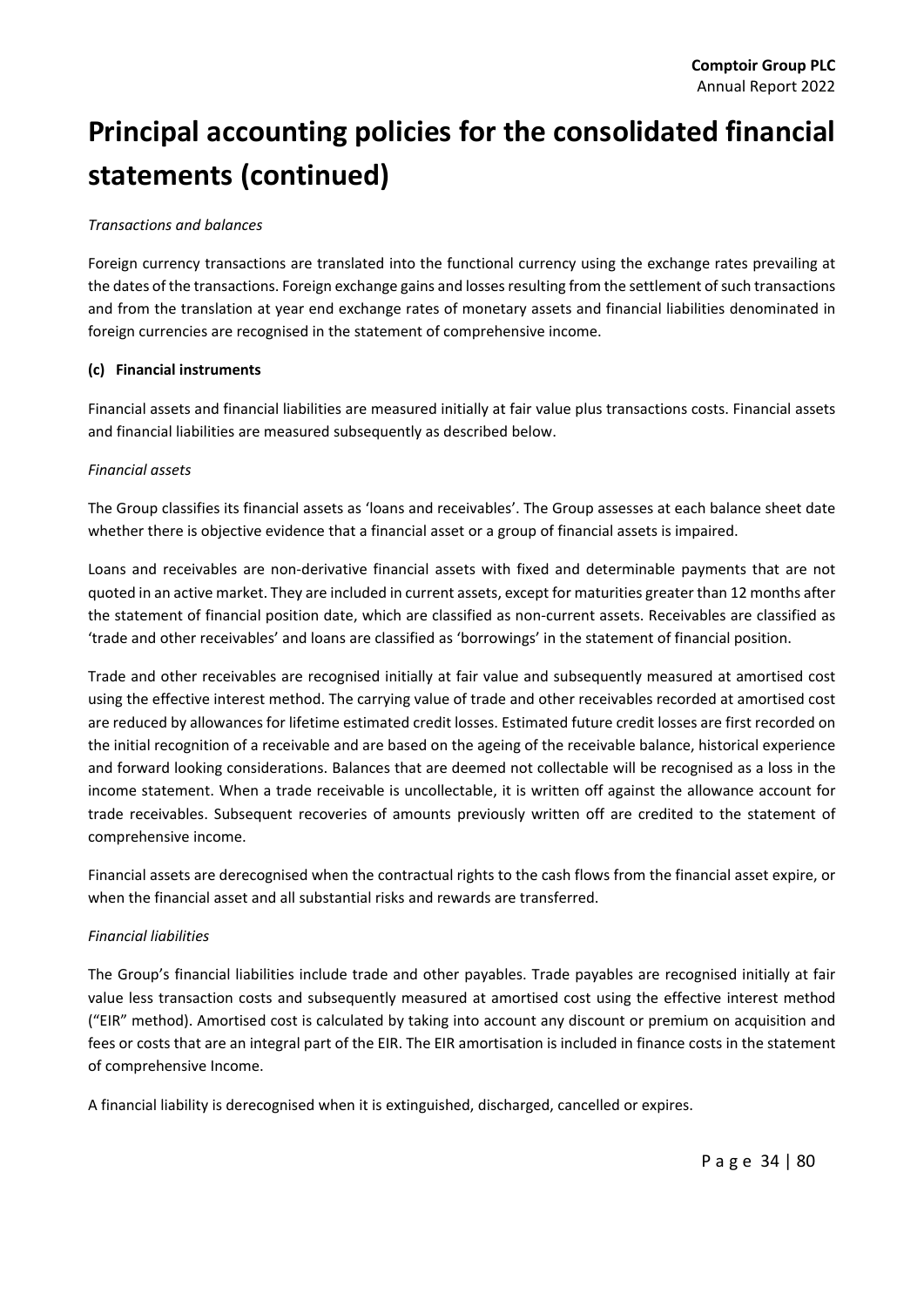# Principal accounting policies for the consolidated financial statements (continued)

*Transactions and balances*

Foreign currency transactions are translated into the functional currency using the exchange rates prevailing at the dates of the transactions. Foreign exchange gains and losses resulting from the settlement of such transactions and from the translation at year end exchange rates of monetary assets and financial liabilities denominated in foreign currencies are recognised in the statement of comprehensive income.

**(c) Financial instruments**

Financial assets and financial liabilities are measured initially at fair value plus transactions costs. Financial assets and financial liabilities are measured subsequently as described below.

*Financial assets*

The Group classifies its financial assets as 'loans and receivables'. The Group assesses at each balance sheet date whether there is objective evidence that a financial asset or a group of financial assets is impaired.

Loans and receivables are non-derivative financial assets with fixed and determinable payments that are not quoted in an active market. They are included in current assets, except for maturities greater than 12 months after the statement of financial position date, which are classified as non-current assets. Receivables are classified as 'trade and other receivables' and loans are classified as 'borrowings' in the statement of financial position.

Trade and other receivables are recognised initially at fair value and subsequently measured at amortised cost using the effective interest method. The carrying value of trade and other receivables recorded at amortised cost are reduced by allowances for lifetime estimated credit losses. Estimated future credit losses are first recorded on the initial recognition of a receivable and are based on the ageing of the receivable balance, historical experience and forward looking considerations. Balances that are deemed not collectable will be recognised as a loss in the income statement. When a trade receivable is uncollectable, it is written off against the allowance account for trade receivables. Subsequent recoveries of amounts previously written off are credited to the statement of comprehensive income.

Financial assets are derecognised when the contractual rights to the cash flows from the financial asset expire, or when the financial asset and all substantial risks and rewards are transferred.

*Financial liabilities*

The Group's financial liabilities include trade and other payables. Trade payables are recognised initially at fair value less transaction costs and subsequently measured at amortised cost using the effective interest method ("EIR" method). Amortised cost is calculated by taking into account any discount or premium on acquisition and fees or costs that are an integral part of the EIR. The EIR amortisation is included in finance costs in the statement of comprehensive Income.

A financial liability is derecognised when it is extinguished, discharged, cancelled or expires.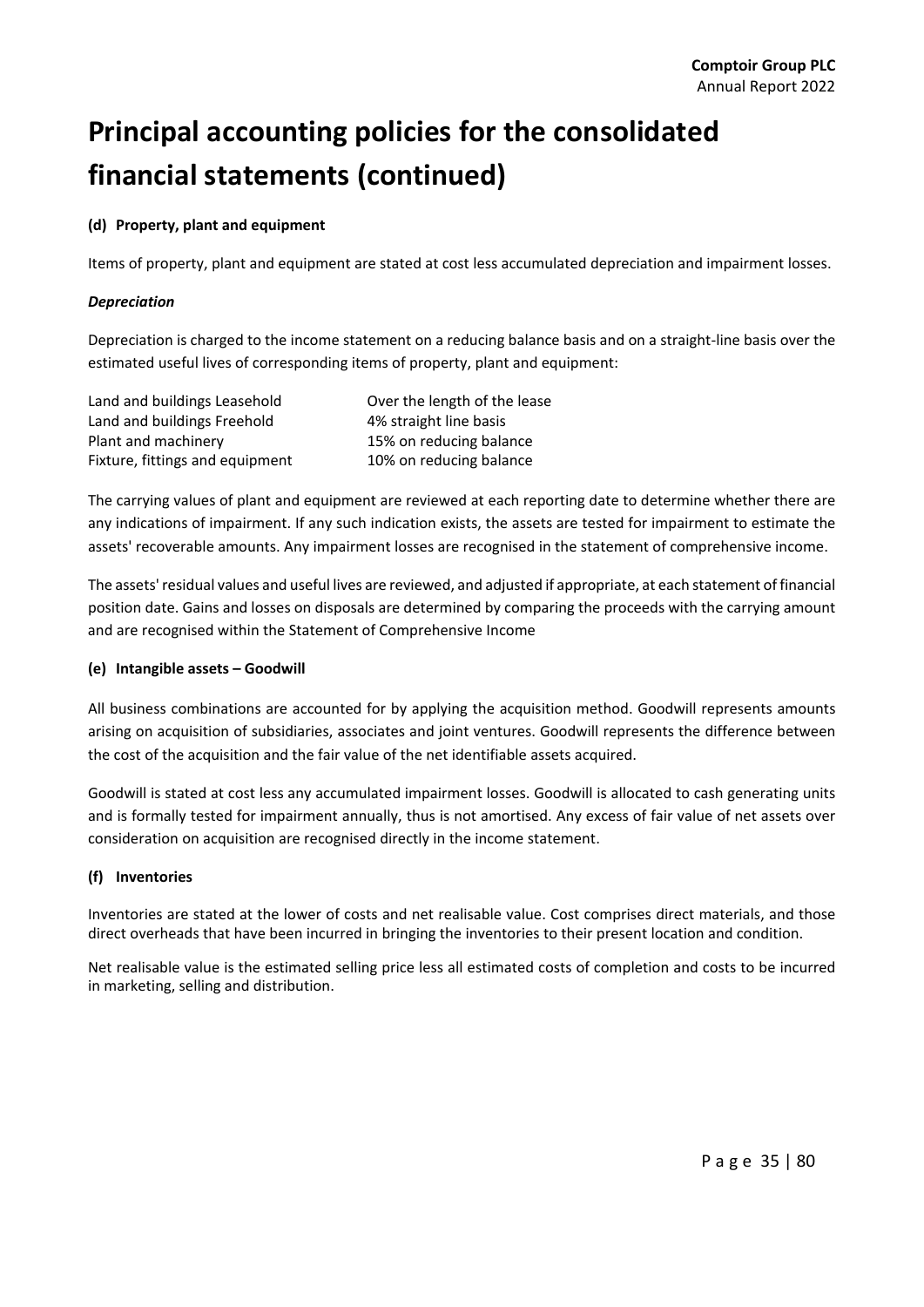# Principal accounting policies for the consolidated financial statements (continued)

**(d) Property, plant and equipment**

Items of property, plant and equipment are stated at cost less accumulated depreciation and impairment losses.

***Depreciation***

Depreciation is charged to the income statement on a reducing balance basis and on a straight-line basis over the estimated useful lives of corresponding items of property, plant and equipment:

| | |
|---|---|
| Land and buildings Leasehold | Over the length of the lease |
| Land and buildings Freehold | 4% straight line basis |
| Plant and machinery | 15% on reducing balance |
| Fixture, fittings and equipment | 10% on reducing balance |

The carrying values of plant and equipment are reviewed at each reporting date to determine whether there are any indications of impairment. If any such indication exists, the assets are tested for impairment to estimate the assets' recoverable amounts. Any impairment losses are recognised in the statement of comprehensive income.

The assets' residual values and useful lives are reviewed, and adjusted if appropriate, at each statement of financial position date. Gains and losses on disposals are determined by comparing the proceeds with the carrying amount and are recognised within the Statement of Comprehensive Income

**(e) Intangible assets – Goodwill**

All business combinations are accounted for by applying the acquisition method. Goodwill represents amounts arising on acquisition of subsidiaries, associates and joint ventures. Goodwill represents the difference between the cost of the acquisition and the fair value of the net identifiable assets acquired.

Goodwill is stated at cost less any accumulated impairment losses. Goodwill is allocated to cash generating units and is formally tested for impairment annually, thus is not amortised. Any excess of fair value of net assets over consideration on acquisition are recognised directly in the income statement.

**(f) Inventories**

Inventories are stated at the lower of costs and net realisable value. Cost comprises direct materials, and those direct overheads that have been incurred in bringing the inventories to their present location and condition.

Net realisable value is the estimated selling price less all estimated costs of completion and costs to be incurred in marketing, selling and distribution.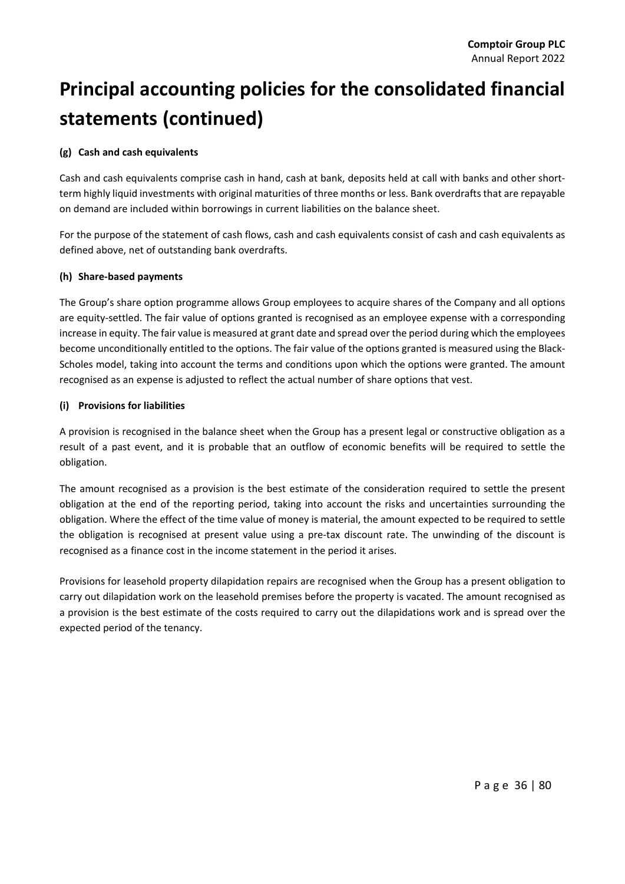# Principal accounting policies for the consolidated financial statements (continued)

### (g) Cash and cash equivalents

Cash and cash equivalents comprise cash in hand, cash at bank, deposits held at call with banks and other short-term highly liquid investments with original maturities of three months or less. Bank overdrafts that are repayable on demand are included within borrowings in current liabilities on the balance sheet.

For the purpose of the statement of cash flows, cash and cash equivalents consist of cash and cash equivalents as defined above, net of outstanding bank overdrafts.

### (h) Share-based payments

The Group's share option programme allows Group employees to acquire shares of the Company and all options are equity-settled. The fair value of options granted is recognised as an employee expense with a corresponding increase in equity. The fair value is measured at grant date and spread over the period during which the employees become unconditionally entitled to the options. The fair value of the options granted is measured using the Black-Scholes model, taking into account the terms and conditions upon which the options were granted. The amount recognised as an expense is adjusted to reflect the actual number of share options that vest.

### (i) Provisions for liabilities

A provision is recognised in the balance sheet when the Group has a present legal or constructive obligation as a result of a past event, and it is probable that an outflow of economic benefits will be required to settle the obligation.

The amount recognised as a provision is the best estimate of the consideration required to settle the present obligation at the end of the reporting period, taking into account the risks and uncertainties surrounding the obligation. Where the effect of the time value of money is material, the amount expected to be required to settle the obligation is recognised at present value using a pre-tax discount rate. The unwinding of the discount is recognised as a finance cost in the income statement in the period it arises.

Provisions for leasehold property dilapidation repairs are recognised when the Group has a present obligation to carry out dilapidation work on the leasehold premises before the property is vacated. The amount recognised as a provision is the best estimate of the costs required to carry out the dilapidations work and is spread over the expected period of the tenancy.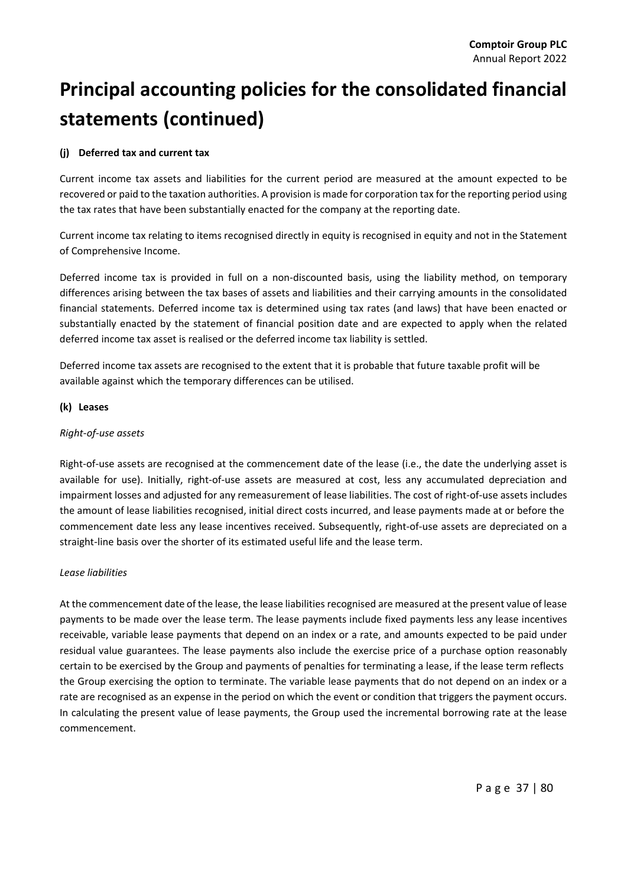# Principal accounting policies for the consolidated financial statements (continued)

### (j) Deferred tax and current tax

Current income tax assets and liabilities for the current period are measured at the amount expected to be recovered or paid to the taxation authorities. A provision is made for corporation tax for the reporting period using the tax rates that have been substantially enacted for the company at the reporting date.

Current income tax relating to items recognised directly in equity is recognised in equity and not in the Statement of Comprehensive Income.

Deferred income tax is provided in full on a non-discounted basis, using the liability method, on temporary differences arising between the tax bases of assets and liabilities and their carrying amounts in the consolidated financial statements. Deferred income tax is determined using tax rates (and laws) that have been enacted or substantially enacted by the statement of financial position date and are expected to apply when the related deferred income tax asset is realised or the deferred income tax liability is settled.

Deferred income tax assets are recognised to the extent that it is probable that future taxable profit will be available against which the temporary differences can be utilised.

### (k) Leases

*Right-of-use assets*

Right-of-use assets are recognised at the commencement date of the lease (i.e., the date the underlying asset is available for use). Initially, right-of-use assets are measured at cost, less any accumulated depreciation and impairment losses and adjusted for any remeasurement of lease liabilities. The cost of right-of-use assets includes the amount of lease liabilities recognised, initial direct costs incurred, and lease payments made at or before the commencement date less any lease incentives received. Subsequently, right-of-use assets are depreciated on a straight-line basis over the shorter of its estimated useful life and the lease term.

*Lease liabilities*

At the commencement date of the lease, the lease liabilities recognised are measured at the present value of lease payments to be made over the lease term. The lease payments include fixed payments less any lease incentives receivable, variable lease payments that depend on an index or a rate, and amounts expected to be paid under residual value guarantees. The lease payments also include the exercise price of a purchase option reasonably certain to be exercised by the Group and payments of penalties for terminating a lease, if the lease term reflects the Group exercising the option to terminate. The variable lease payments that do not depend on an index or a rate are recognised as an expense in the period on which the event or condition that triggers the payment occurs. In calculating the present value of lease payments, the Group used the incremental borrowing rate at the lease commencement.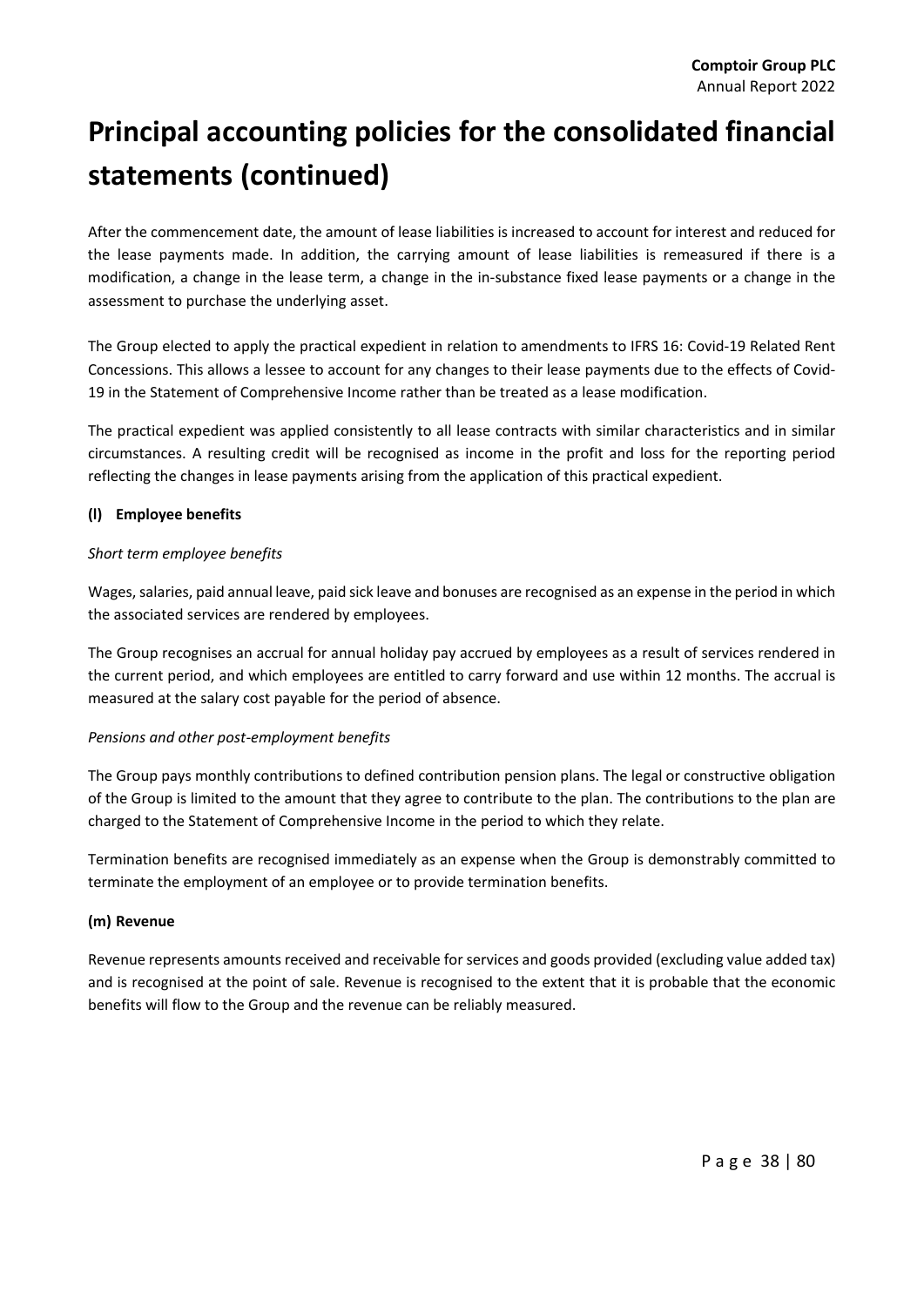# Principal accounting policies for the consolidated financial statements (continued)

After the commencement date, the amount of lease liabilities is increased to account for interest and reduced for the lease payments made. In addition, the carrying amount of lease liabilities is remeasured if there is a modification, a change in the lease term, a change in the in-substance fixed lease payments or a change in the assessment to purchase the underlying asset.

The Group elected to apply the practical expedient in relation to amendments to IFRS 16: Covid-19 Related Rent Concessions. This allows a lessee to account for any changes to their lease payments due to the effects of Covid-19 in the Statement of Comprehensive Income rather than be treated as a lease modification.

The practical expedient was applied consistently to all lease contracts with similar characteristics and in similar circumstances. A resulting credit will be recognised as income in the profit and loss for the reporting period reflecting the changes in lease payments arising from the application of this practical expedient.

**(l) Employee benefits**

*Short term employee benefits*

Wages, salaries, paid annual leave, paid sick leave and bonuses are recognised as an expense in the period in which the associated services are rendered by employees.

The Group recognises an accrual for annual holiday pay accrued by employees as a result of services rendered in the current period, and which employees are entitled to carry forward and use within 12 months. The accrual is measured at the salary cost payable for the period of absence.

*Pensions and other post-employment benefits*

The Group pays monthly contributions to defined contribution pension plans. The legal or constructive obligation of the Group is limited to the amount that they agree to contribute to the plan. The contributions to the plan are charged to the Statement of Comprehensive Income in the period to which they relate.

Termination benefits are recognised immediately as an expense when the Group is demonstrably committed to terminate the employment of an employee or to provide termination benefits.

**(m) Revenue**

Revenue represents amounts received and receivable for services and goods provided (excluding value added tax) and is recognised at the point of sale. Revenue is recognised to the extent that it is probable that the economic benefits will flow to the Group and the revenue can be reliably measured.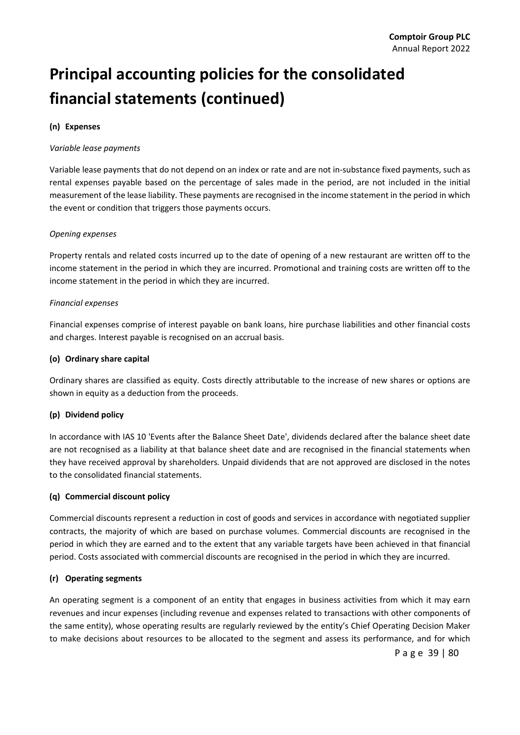# Principal accounting policies for the consolidated financial statements (continued)

**(n) Expenses**

*Variable lease payments*

Variable lease payments that do not depend on an index or rate and are not in-substance fixed payments, such as rental expenses payable based on the percentage of sales made in the period, are not included in the initial measurement of the lease liability. These payments are recognised in the income statement in the period in which the event or condition that triggers those payments occurs.

*Opening expenses*

Property rentals and related costs incurred up to the date of opening of a new restaurant are written off to the income statement in the period in which they are incurred. Promotional and training costs are written off to the income statement in the period in which they are incurred.

*Financial expenses*

Financial expenses comprise of interest payable on bank loans, hire purchase liabilities and other financial costs and charges. Interest payable is recognised on an accrual basis.

**(o) Ordinary share capital**

Ordinary shares are classified as equity. Costs directly attributable to the increase of new shares or options are shown in equity as a deduction from the proceeds.

**(p) Dividend policy**

In accordance with IAS 10 'Events after the Balance Sheet Date', dividends declared after the balance sheet date are not recognised as a liability at that balance sheet date and are recognised in the financial statements when they have received approval by shareholders*.* Unpaid dividends that are not approved are disclosed in the notes to the consolidated financial statements.

**(q) Commercial discount policy**

Commercial discounts represent a reduction in cost of goods and services in accordance with negotiated supplier contracts, the majority of which are based on purchase volumes. Commercial discounts are recognised in the period in which they are earned and to the extent that any variable targets have been achieved in that financial period. Costs associated with commercial discounts are recognised in the period in which they are incurred.

**(r) Operating segments**

An operating segment is a component of an entity that engages in business activities from which it may earn revenues and incur expenses (including revenue and expenses related to transactions with other components of the same entity), whose operating results are regularly reviewed by the entity's Chief Operating Decision Maker to make decisions about resources to be allocated to the segment and assess its performance, and for which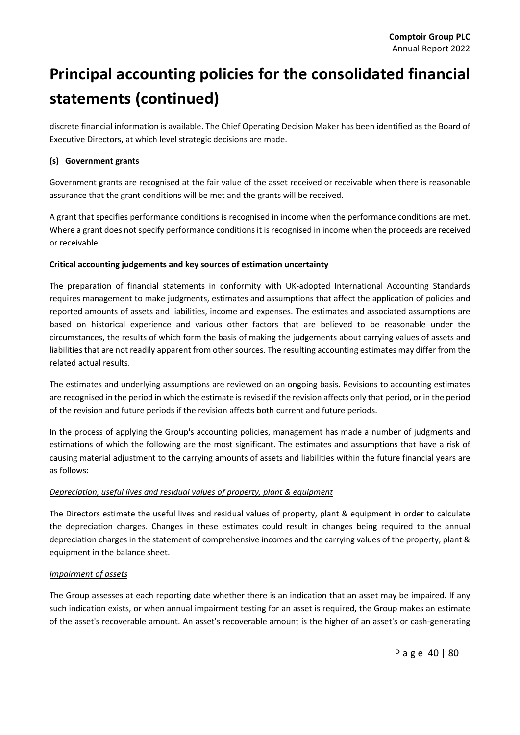# Principal accounting policies for the consolidated financial statements (continued)

discrete financial information is available. The Chief Operating Decision Maker has been identified as the Board of Executive Directors, at which level strategic decisions are made.

**(s) Government grants**

Government grants are recognised at the fair value of the asset received or receivable when there is reasonable assurance that the grant conditions will be met and the grants will be received.

A grant that specifies performance conditions is recognised in income when the performance conditions are met. Where a grant does not specify performance conditions it is recognised in income when the proceeds are received or receivable.

**Critical accounting judgements and key sources of estimation uncertainty**

The preparation of financial statements in conformity with UK-adopted International Accounting Standards requires management to make judgments, estimates and assumptions that affect the application of policies and reported amounts of assets and liabilities, income and expenses. The estimates and associated assumptions are based on historical experience and various other factors that are believed to be reasonable under the circumstances, the results of which form the basis of making the judgements about carrying values of assets and liabilities that are not readily apparent from other sources. The resulting accounting estimates may differ from the related actual results.

The estimates and underlying assumptions are reviewed on an ongoing basis. Revisions to accounting estimates are recognised in the period in which the estimate is revised if the revision affects only that period, or in the period of the revision and future periods if the revision affects both current and future periods.

In the process of applying the Group's accounting policies, management has made a number of judgments and estimations of which the following are the most significant. The estimates and assumptions that have a risk of causing material adjustment to the carrying amounts of assets and liabilities within the future financial years are as follows:

*Depreciation, useful lives and residual values of property, plant & equipment*

The Directors estimate the useful lives and residual values of property, plant & equipment in order to calculate the depreciation charges. Changes in these estimates could result in changes being required to the annual depreciation charges in the statement of comprehensive incomes and the carrying values of the property, plant & equipment in the balance sheet.

*Impairment of assets*

The Group assesses at each reporting date whether there is an indication that an asset may be impaired. If any such indication exists, or when annual impairment testing for an asset is required, the Group makes an estimate of the asset's recoverable amount. An asset's recoverable amount is the higher of an asset's or cash-generating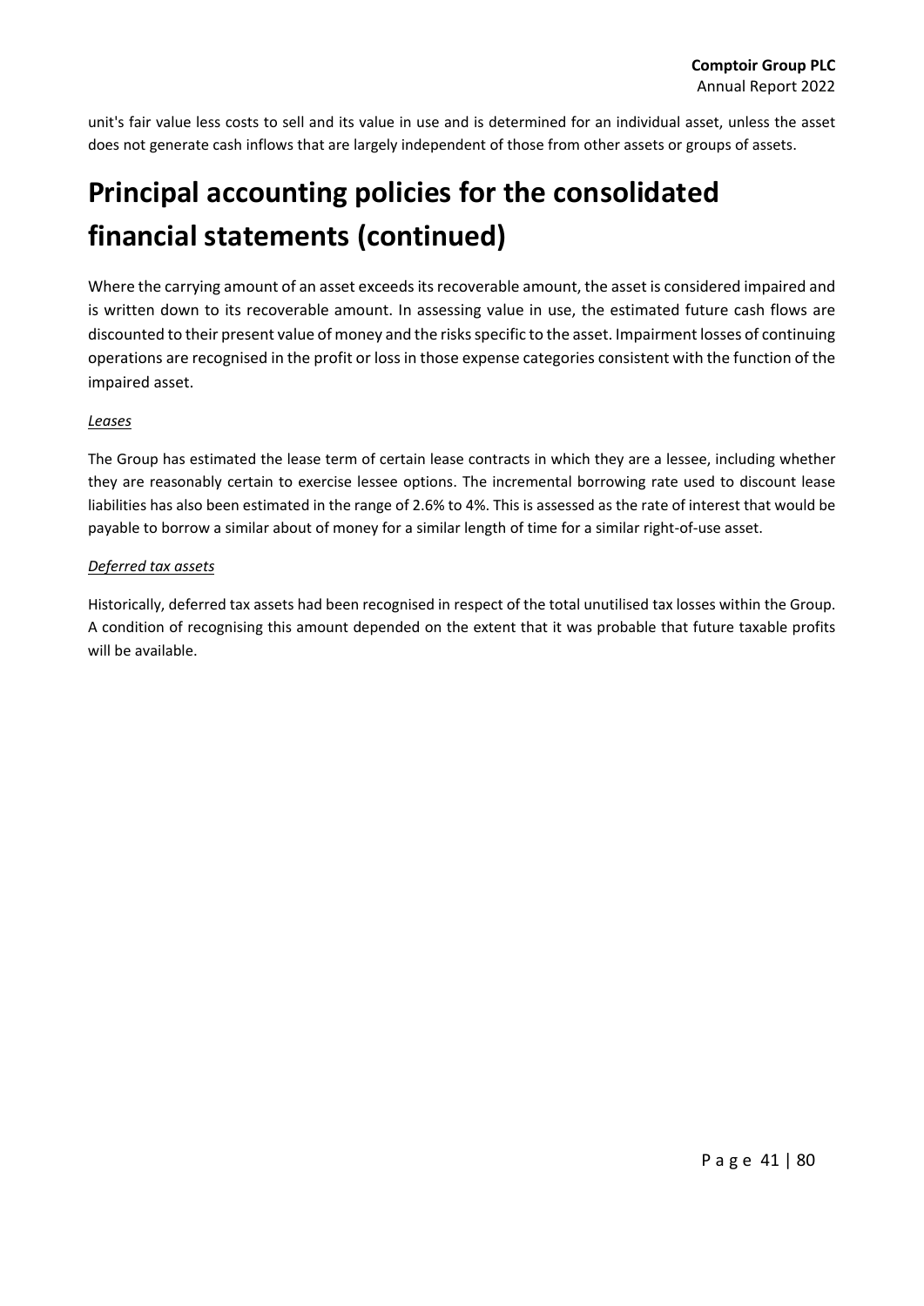unit's fair value less costs to sell and its value in use and is determined for an individual asset, unless the asset does not generate cash inflows that are largely independent of those from other assets or groups of assets.

# Principal accounting policies for the consolidated financial statements (continued)

Where the carrying amount of an asset exceeds its recoverable amount, the asset is considered impaired and is written down to its recoverable amount. In assessing value in use, the estimated future cash flows are discounted to their present value of money and the risks specific to the asset. Impairment losses of continuing operations are recognised in the profit or loss in those expense categories consistent with the function of the impaired asset.

*Leases*

The Group has estimated the lease term of certain lease contracts in which they are a lessee, including whether they are reasonably certain to exercise lessee options. The incremental borrowing rate used to discount lease liabilities has also been estimated in the range of 2.6% to 4%. This is assessed as the rate of interest that would be payable to borrow a similar about of money for a similar length of time for a similar right-of-use asset.

*Deferred tax assets*

Historically, deferred tax assets had been recognised in respect of the total unutilised tax losses within the Group. A condition of recognising this amount depended on the extent that it was probable that future taxable profits will be available.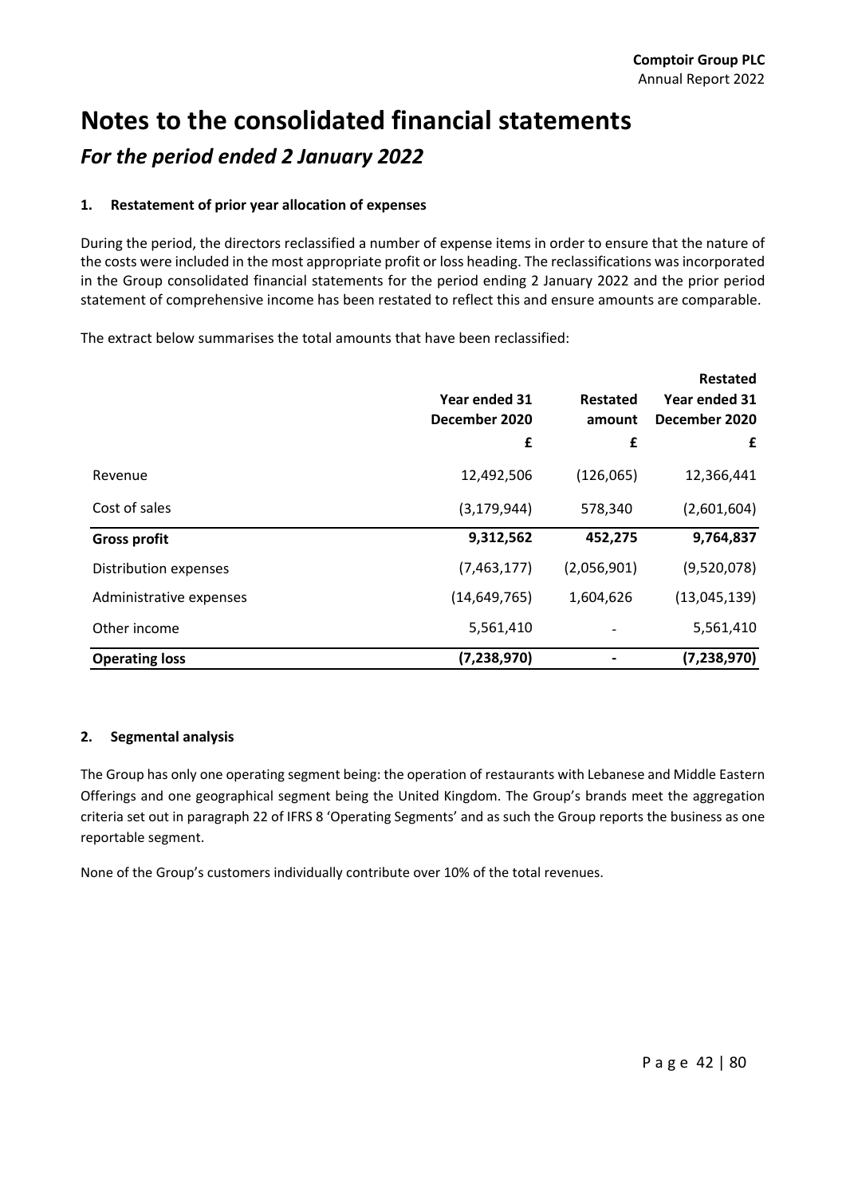# Notes to the consolidated financial statements

## *For the period ended 2 January 2022*

### 1. Restatement of prior year allocation of expenses

During the period, the directors reclassified a number of expense items in order to ensure that the nature of the costs were included in the most appropriate profit or loss heading. The reclassifications was incorporated in the Group consolidated financial statements for the period ending 2 January 2022 and the prior period statement of comprehensive income has been restated to reflect this and ensure amounts are comparable.

The extract below summarises the total amounts that have been reclassified:

| | Year ended 31 December 2020 | Restated amount | Restated Year ended 31 December 2020 |
|---|---|---|---|
| | £ | £ | £ |
| Revenue | 12,492,506 | (126,065) | 12,366,441 |
| Cost of sales | (3,179,944) | 578,340 | (2,601,604) |
| **Gross profit** | **9,312,562** | **452,275** | **9,764,837** |
| Distribution expenses | (7,463,177) | (2,056,901) | (9,520,078) |
| Administrative expenses | (14,649,765) | 1,604,626 | (13,045,139) |
| Other income | 5,561,410 | - | 5,561,410 |
| **Operating loss** | **(7,238,970)** | **-** | **(7,238,970)** |

### 2. Segmental analysis

The Group has only one operating segment being: the operation of restaurants with Lebanese and Middle Eastern Offerings and one geographical segment being the United Kingdom. The Group's brands meet the aggregation criteria set out in paragraph 22 of IFRS 8 'Operating Segments' and as such the Group reports the business as one reportable segment.

None of the Group's customers individually contribute over 10% of the total revenues.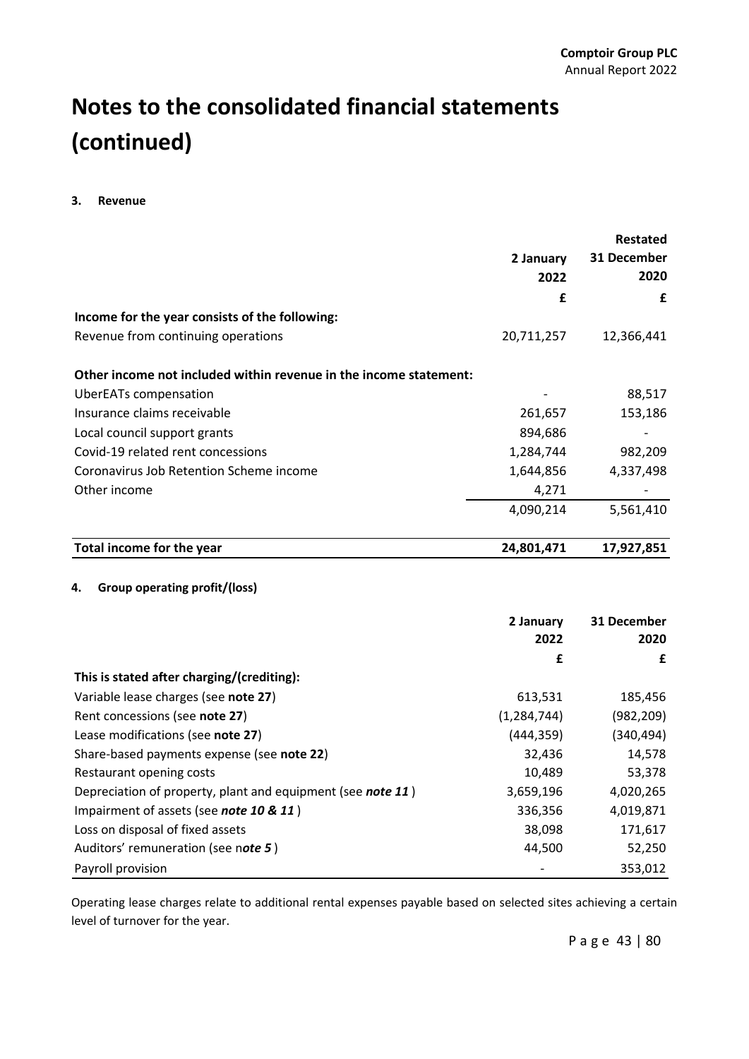# Notes to the consolidated financial statements (continued)

**3. Revenue**

| | 2 January 2022 | Restated 31 December 2020 |
|---|---|---|
| | £ | £ |
| **Income for the year consists of the following:** | | |
| Revenue from continuing operations | 20,711,257 | 12,366,441 |
| | | |
| **Other income not included within revenue in the income statement:** | | |
| UberEATs compensation | - | 88,517 |
| Insurance claims receivable | 261,657 | 153,186 |
| Local council support grants | 894,686 | - |
| Covid-19 related rent concessions | 1,284,744 | 982,209 |
| Coronavirus Job Retention Scheme income | 1,644,856 | 4,337,498 |
| Other income | 4,271 | - |
| | 4,090,214 | 5,561,410 |
| | | |
| **Total income for the year** | **24,801,471** | **17,927,851** |

**4. Group operating profit/(loss)**

| | 2 January 2022 | 31 December 2020 |
|---|---|---|
| | £ | £ |
| **This is stated after charging/(crediting):** | | |
| Variable lease charges (see **note 27**) | 613,531 | 185,456 |
| Rent concessions (see **note 27**) | (1,284,744) | (982,209) |
| Lease modifications (see **note 27**) | (444,359) | (340,494) |
| Share-based payments expense (see **note 22**) | 32,436 | 14,578 |
| Restaurant opening costs | 10,489 | 53,378 |
| Depreciation of property, plant and equipment (see ***note 11***) | 3,659,196 | 4,020,265 |
| Impairment of assets (see ***note 10 & 11***) | 336,356 | 4,019,871 |
| Loss on disposal of fixed assets | 38,098 | 171,617 |
| Auditors' remuneration (see n***ote 5***) | 44,500 | 52,250 |
| Payroll provision | - | 353,012 |

Operating lease charges relate to additional rental expenses payable based on selected sites achieving a certain level of turnover for the year.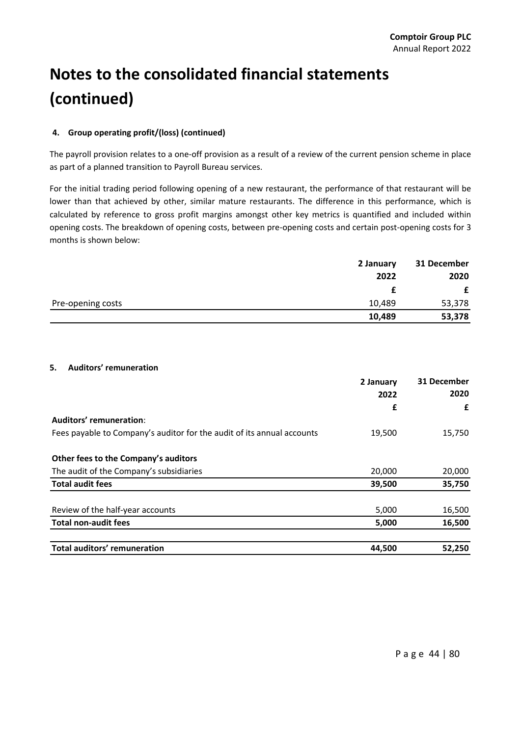# Notes to the consolidated financial statements (continued)

### 4. Group operating profit/(loss) (continued)

The payroll provision relates to a one-off provision as a result of a review of the current pension scheme in place as part of a planned transition to Payroll Bureau services.

For the initial trading period following opening of a new restaurant, the performance of that restaurant will be lower than that achieved by other, similar mature restaurants. The difference in this performance, which is calculated by reference to gross profit margins amongst other key metrics is quantified and included within opening costs. The breakdown of opening costs, between pre-opening costs and certain post-opening costs for 3 months is shown below:

| | 2 January 2022 | 31 December 2020 |
|---|---|---|
| | £ | £ |
| Pre-opening costs | 10,489 | 53,378 |
| | **10,489** | **53,378** |

### 5. Auditors' remuneration

| | 2 January 2022 | 31 December 2020 |
|---|---|---|
| | £ | £ |
| **Auditors' remuneration**: | | |
| Fees payable to Company's auditor for the audit of its annual accounts | 19,500 | 15,750 |
| **Other fees to the Company's auditors** | | |
| The audit of the Company's subsidiaries | 20,000 | 20,000 |
| **Total audit fees** | **39,500** | **35,750** |
| Review of the half-year accounts | 5,000 | 16,500 |
| **Total non-audit fees** | **5,000** | **16,500** |
| **Total auditors' remuneration** | **44,500** | **52,250** |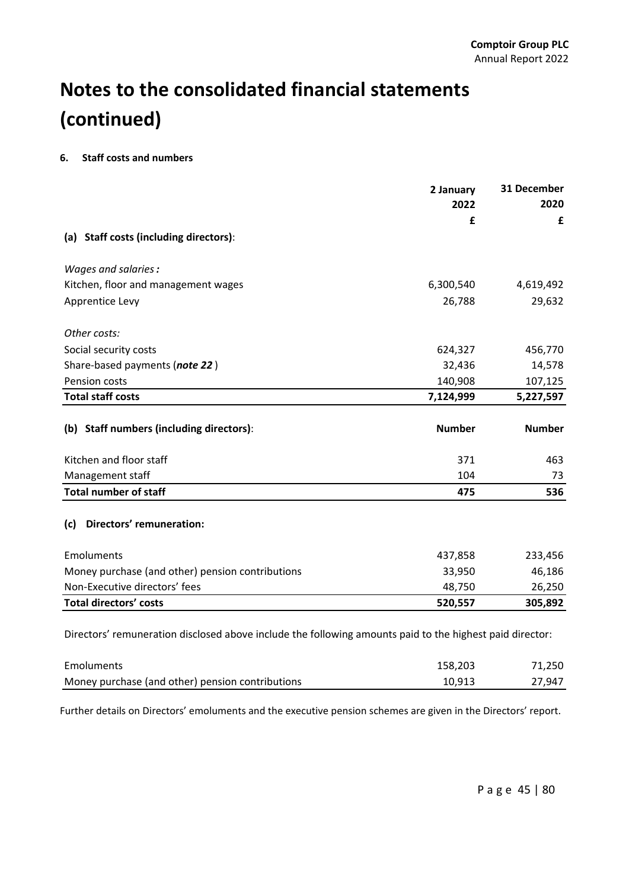# Notes to the consolidated financial statements (continued)

**6. Staff costs and numbers**

| | 2 January 2022 | 31 December 2020 |
|---|---|---|
| | £ | £ |
| **(a) Staff costs (including directors)**: | | |
| *Wages and salaries :* | | |
| Kitchen, floor and management wages | 6,300,540 | 4,619,492 |
| Apprentice Levy | 26,788 | 29,632 |
| *Other costs:* | | |
| Social security costs | 624,327 | 456,770 |
| Share-based payments (***note 22*** ) | 32,436 | 14,578 |
| Pension costs | 140,908 | 107,125 |
| **Total staff costs** | **7,124,999** | **5,227,597** |

| | | |
|---|---|---|
| **(b) Staff numbers (including directors)**: | **Number** | **Number** |
| Kitchen and floor staff | 371 | 463 |
| Management staff | 104 | 73 |
| **Total number of staff** | **475** | **536** |

| | | |
|---|---|---|
| **(c) Directors' remuneration:** | | |
| Emoluments | 437,858 | 233,456 |
| Money purchase (and other) pension contributions | 33,950 | 46,186 |
| Non-Executive directors' fees | 48,750 | 26,250 |
| **Total directors' costs** | **520,557** | **305,892** |

Directors' remuneration disclosed above include the following amounts paid to the highest paid director:

| | | |
|---|---|---|
| Emoluments | 158,203 | 71,250 |
| Money purchase (and other) pension contributions | 10,913 | 27,947 |

Further details on Directors' emoluments and the executive pension schemes are given in the Directors' report.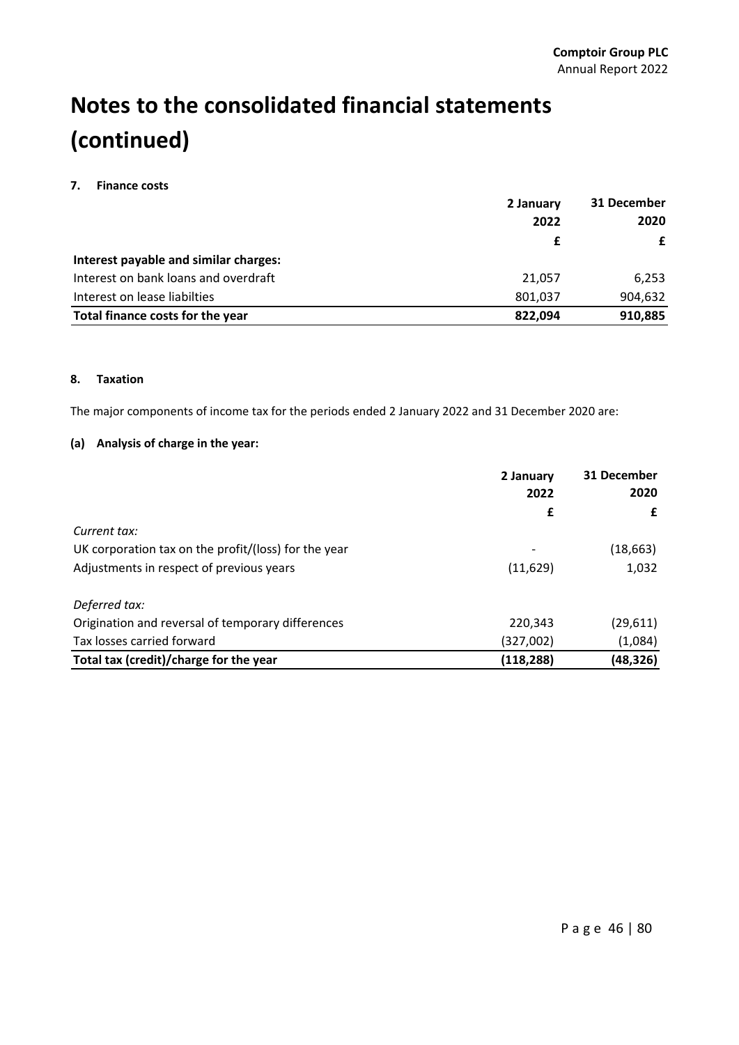# Notes to the consolidated financial statements (continued)

## 7. Finance costs

| | 2 January 2022 | 31 December 2020 |
|---|---|---|
| | £ | £ |
| **Interest payable and similar charges:** | | |
| Interest on bank loans and overdraft | 21,057 | 6,253 |
| Interest on lease liabilties | 801,037 | 904,632 |
| **Total finance costs for the year** | **822,094** | **910,885** |

## 8. Taxation

The major components of income tax for the periods ended 2 January 2022 and 31 December 2020 are:

### (a) Analysis of charge in the year:

| | 2 January 2022 | 31 December 2020 |
|---|---|---|
| | £ | £ |
| *Current tax:* | | |
| UK corporation tax on the profit/(loss) for the year | - | (18,663) |
| Adjustments in respect of previous years | (11,629) | 1,032 |
| *Deferred tax:* | | |
| Origination and reversal of temporary differences | 220,343 | (29,611) |
| Tax losses carried forward | (327,002) | (1,084) |
| **Total tax (credit)/charge for the year** | **(118,288)** | **(48,326)** |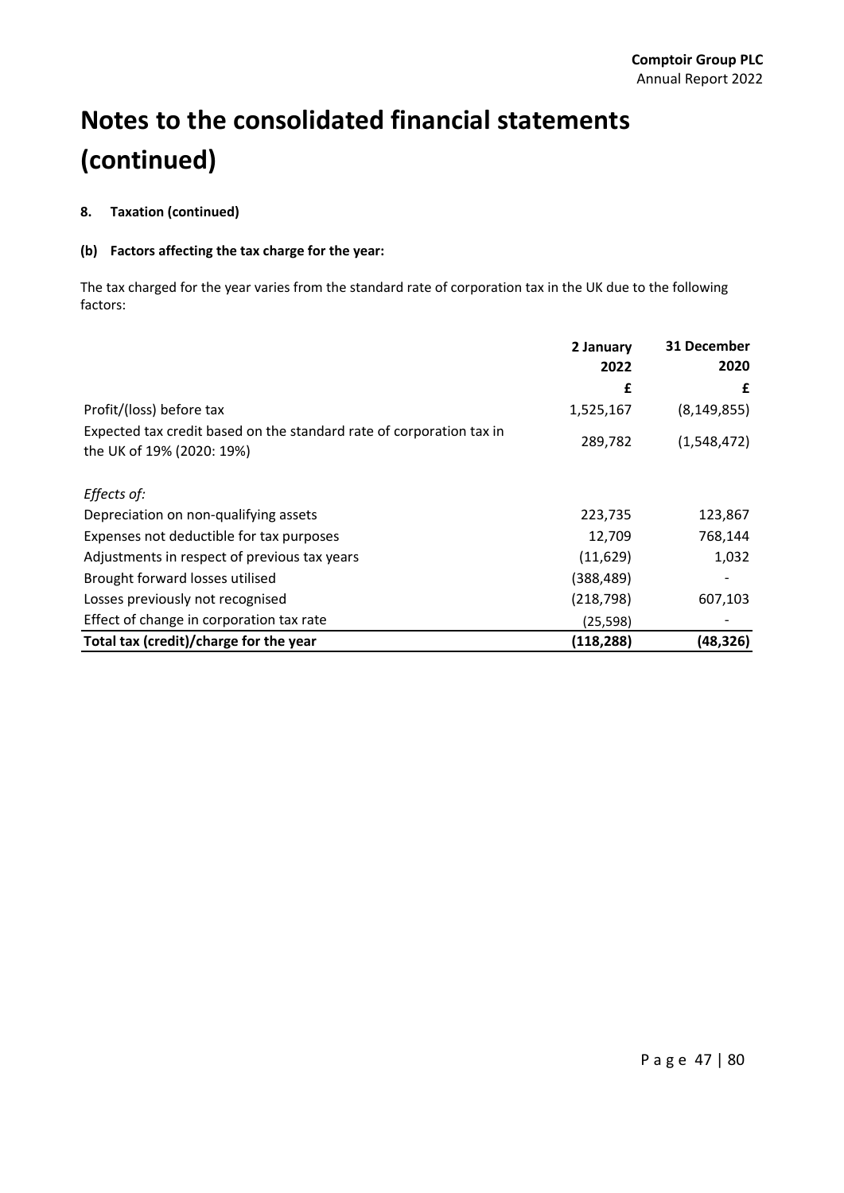# Notes to the consolidated financial statements (continued)

**8. Taxation (continued)**

**(b) Factors affecting the tax charge for the year:**

The tax charged for the year varies from the standard rate of corporation tax in the UK due to the following factors:

| | 2 January 2022 | 31 December 2020 |
|---|---|---|
| | £ | £ |
| Profit/(loss) before tax | 1,525,167 | (8,149,855) |
| Expected tax credit based on the standard rate of corporation tax in the UK of 19% (2020: 19%) | 289,782 | (1,548,472) |
| *Effects of:* | | |
| Depreciation on non-qualifying assets | 223,735 | 123,867 |
| Expenses not deductible for tax purposes | 12,709 | 768,144 |
| Adjustments in respect of previous tax years | (11,629) | 1,032 |
| Brought forward losses utilised | (388,489) | - |
| Losses previously not recognised | (218,798) | 607,103 |
| Effect of change in corporation tax rate | (25,598) | - |
| **Total tax (credit)/charge for the year** | **(118,288)** | **(48,326)** |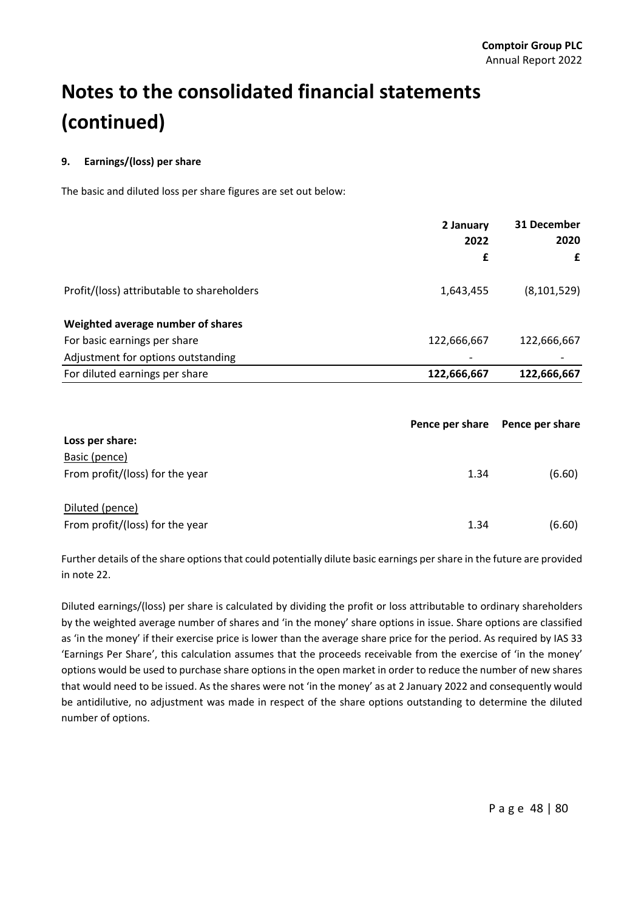# Notes to the consolidated financial statements (continued)

**9. Earnings/(loss) per share**

The basic and diluted loss per share figures are set out below:

| | **2 January 2022** | **31 December 2020** |
|---|---|---|
| | **£** | **£** |
| Profit/(loss) attributable to shareholders | 1,643,455 | (8,101,529) |
| **Weighted average number of shares** | | |
| For basic earnings per share | 122,666,667 | 122,666,667 |
| Adjustment for options outstanding | - | - |
| For diluted earnings per share | **122,666,667** | **122,666,667** |

| | **Pence per share** | **Pence per share** |
|---|---|---|
| **Loss per share:** | | |
| Basic (pence) | | |
| From profit/(loss) for the year | 1.34 | (6.60) |
| Diluted (pence) | | |
| From profit/(loss) for the year | 1.34 | (6.60) |

Further details of the share options that could potentially dilute basic earnings per share in the future are provided in note 22.

Diluted earnings/(loss) per share is calculated by dividing the profit or loss attributable to ordinary shareholders by the weighted average number of shares and 'in the money' share options in issue. Share options are classified as 'in the money' if their exercise price is lower than the average share price for the period. As required by IAS 33 'Earnings Per Share', this calculation assumes that the proceeds receivable from the exercise of 'in the money' options would be used to purchase share options in the open market in order to reduce the number of new shares that would need to be issued. As the shares were not 'in the money' as at 2 January 2022 and consequently would be antidilutive, no adjustment was made in respect of the share options outstanding to determine the diluted number of options.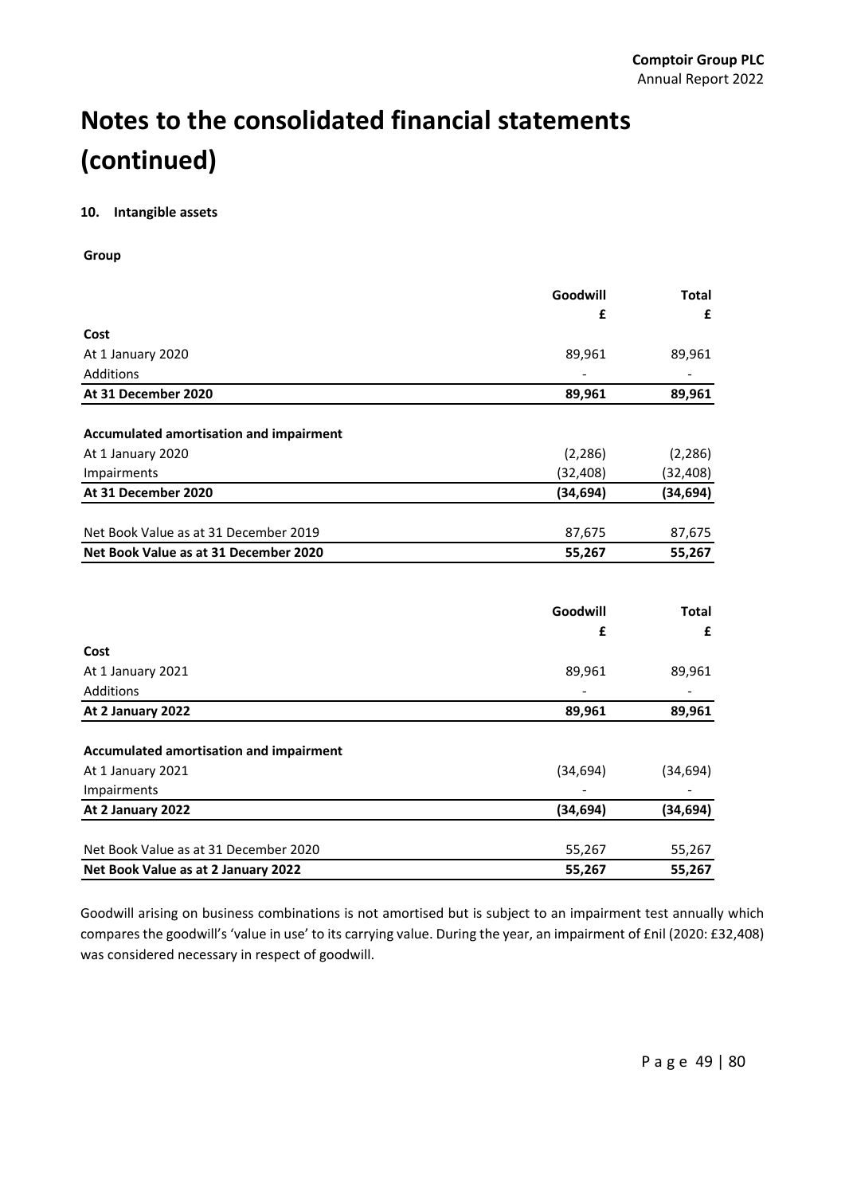# Notes to the consolidated financial statements (continued)

## 10. Intangible assets

**Group**

| | Goodwill | Total |
|---|---|---|
| | £ | £ |
| **Cost** | | |
| At 1 January 2020 | 89,961 | 89,961 |
| Additions | - | - |
| **At 31 December 2020** | **89,961** | **89,961** |
| | | |
| **Accumulated amortisation and impairment** | | |
| At 1 January 2020 | (2,286) | (2,286) |
| Impairments | (32,408) | (32,408) |
| **At 31 December 2020** | **(34,694)** | **(34,694)** |
| | | |
| Net Book Value as at 31 December 2019 | 87,675 | 87,675 |
| **Net Book Value as at 31 December 2020** | **55,267** | **55,267** |

| | Goodwill | Total |
|---|---|---|
| | £ | £ |
| **Cost** | | |
| At 1 January 2021 | 89,961 | 89,961 |
| Additions | - | - |
| **At 2 January 2022** | **89,961** | **89,961** |
| | | |
| **Accumulated amortisation and impairment** | | |
| At 1 January 2021 | (34,694) | (34,694) |
| Impairments | - | - |
| **At 2 January 2022** | **(34,694)** | **(34,694)** |
| | | |
| Net Book Value as at 31 December 2020 | 55,267 | 55,267 |
| **Net Book Value as at 2 January 2022** | **55,267** | **55,267** |

Goodwill arising on business combinations is not amortised but is subject to an impairment test annually which compares the goodwill's 'value in use' to its carrying value. During the year, an impairment of £nil (2020: £32,408) was considered necessary in respect of goodwill.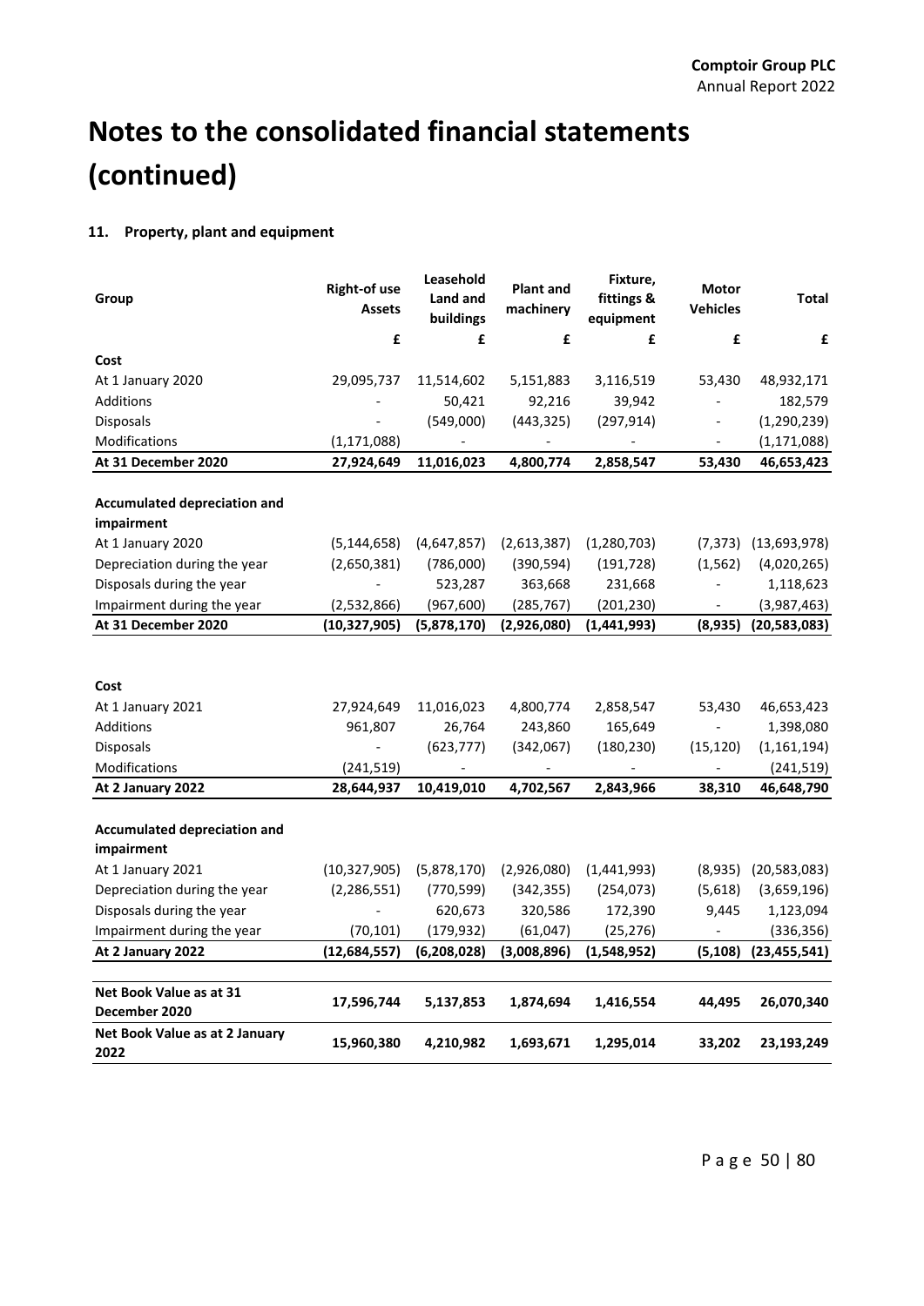# Notes to the consolidated financial statements (continued)

### 11. Property, plant and equipment

| Group | Right-of use Assets | Leasehold Land and buildings | Plant and machinery | Fixture, fittings & equipment | Motor Vehicles | Total |
|---|---|---|---|---|---|---|
| | £ | £ | £ | £ | £ | £ |
| **Cost** | | | | | | |
| At 1 January 2020 | 29,095,737 | 11,514,602 | 5,151,883 | 3,116,519 | 53,430 | 48,932,171 |
| Additions | - | 50,421 | 92,216 | 39,942 | - | 182,579 |
| Disposals | - | (549,000) | (443,325) | (297,914) | - | (1,290,239) |
| Modifications | (1,171,088) | - | - | - | - | (1,171,088) |
| **At 31 December 2020** | **27,924,649** | **11,016,023** | **4,800,774** | **2,858,547** | **53,430** | **46,653,423** |
| | | | | | | |
| **Accumulated depreciation and impairment** | | | | | | |
| At 1 January 2020 | (5,144,658) | (4,647,857) | (2,613,387) | (1,280,703) | (7,373) | (13,693,978) |
| Depreciation during the year | (2,650,381) | (786,000) | (390,594) | (191,728) | (1,562) | (4,020,265) |
| Disposals during the year | - | 523,287 | 363,668 | 231,668 | - | 1,118,623 |
| Impairment during the year | (2,532,866) | (967,600) | (285,767) | (201,230) | - | (3,987,463) |
| **At 31 December 2020** | **(10,327,905)** | **(5,878,170)** | **(2,926,080)** | **(1,441,993)** | **(8,935)** | **(20,583,083)** |
| | | | | | | |
| **Cost** | | | | | | |
| At 1 January 2021 | 27,924,649 | 11,016,023 | 4,800,774 | 2,858,547 | 53,430 | 46,653,423 |
| Additions | 961,807 | 26,764 | 243,860 | 165,649 | - | 1,398,080 |
| Disposals | - | (623,777) | (342,067) | (180,230) | (15,120) | (1,161,194) |
| Modifications | (241,519) | - | - | - | - | (241,519) |
| **At 2 January 2022** | **28,644,937** | **10,419,010** | **4,702,567** | **2,843,966** | **38,310** | **46,648,790** |
| | | | | | | |
| **Accumulated depreciation and impairment** | | | | | | |
| At 1 January 2021 | (10,327,905) | (5,878,170) | (2,926,080) | (1,441,993) | (8,935) | (20,583,083) |
| Depreciation during the year | (2,286,551) | (770,599) | (342,355) | (254,073) | (5,618) | (3,659,196) |
| Disposals during the year | - | 620,673 | 320,586 | 172,390 | 9,445 | 1,123,094 |
| Impairment during the year | (70,101) | (179,932) | (61,047) | (25,276) | - | (336,356) |
| **At 2 January 2022** | **(12,684,557)** | **(6,208,028)** | **(3,008,896)** | **(1,548,952)** | **(5,108)** | **(23,455,541)** |
| | | | | | | |
| **Net Book Value as at 31 December 2020** | **17,596,744** | **5,137,853** | **1,874,694** | **1,416,554** | **44,495** | **26,070,340** |
| **Net Book Value as at 2 January 2022** | **15,960,380** | **4,210,982** | **1,693,671** | **1,295,014** | **33,202** | **23,193,249** |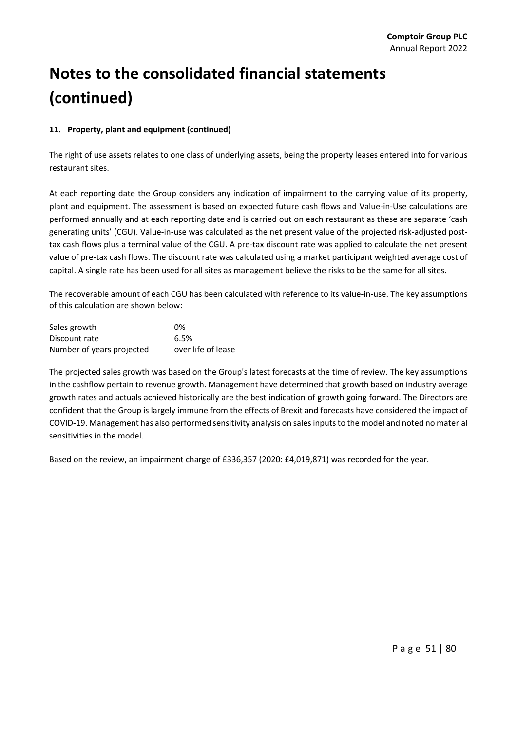# Notes to the consolidated financial statements (continued)

**11. Property, plant and equipment (continued)**

The right of use assets relates to one class of underlying assets, being the property leases entered into for various restaurant sites.

At each reporting date the Group considers any indication of impairment to the carrying value of its property, plant and equipment. The assessment is based on expected future cash flows and Value-in-Use calculations are performed annually and at each reporting date and is carried out on each restaurant as these are separate 'cash generating units' (CGU). Value-in-use was calculated as the net present value of the projected risk-adjusted post-tax cash flows plus a terminal value of the CGU. A pre-tax discount rate was applied to calculate the net present value of pre-tax cash flows. The discount rate was calculated using a market participant weighted average cost of capital. A single rate has been used for all sites as management believe the risks to be the same for all sites.

The recoverable amount of each CGU has been calculated with reference to its value-in-use. The key assumptions of this calculation are shown below:

| | |
|---|---|
| Sales growth | 0% |
| Discount rate | 6.5% |
| Number of years projected | over life of lease |

The projected sales growth was based on the Group's latest forecasts at the time of review. The key assumptions in the cashflow pertain to revenue growth. Management have determined that growth based on industry average growth rates and actuals achieved historically are the best indication of growth going forward. The Directors are confident that the Group is largely immune from the effects of Brexit and forecasts have considered the impact of COVID-19. Management has also performed sensitivity analysis on sales inputs to the model and noted no material sensitivities in the model.

Based on the review, an impairment charge of £336,357 (2020: £4,019,871) was recorded for the year.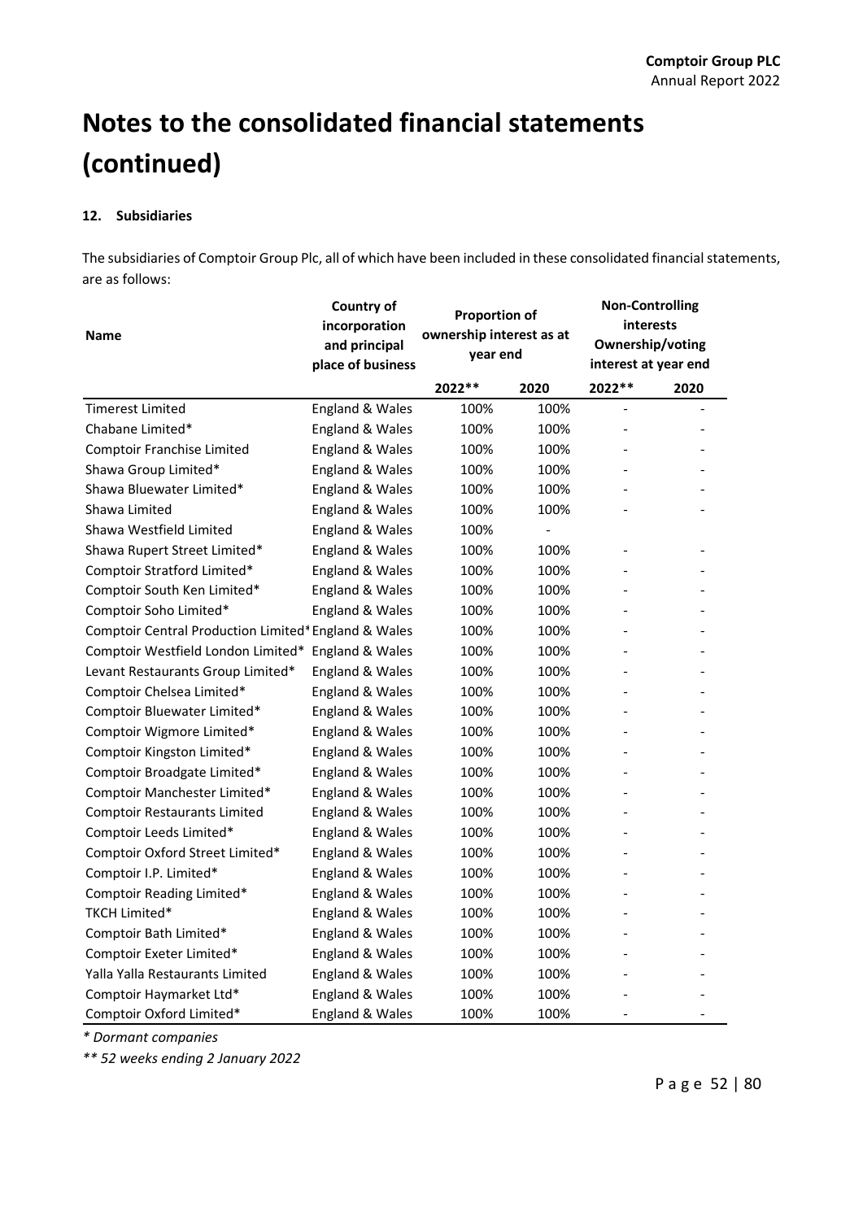# Notes to the consolidated financial statements (continued)

## 12. Subsidiaries

The subsidiaries of Comptoir Group Plc, all of which have been included in these consolidated financial statements, are as follows:

| Name | Country of incorporation and principal place of business | Proportion of ownership interest as at year end | | Non-Controlling interests Ownership/voting interest at year end | |
|---|---|---|---|---|---|
| | | 2022** | 2020 | 2022** | 2020 |
| Timerest Limited | England & Wales | 100% | 100% | - | - |
| Chabane Limited* | England & Wales | 100% | 100% | - | - |
| Comptoir Franchise Limited | England & Wales | 100% | 100% | - | - |
| Shawa Group Limited* | England & Wales | 100% | 100% | - | - |
| Shawa Bluewater Limited* | England & Wales | 100% | 100% | - | - |
| Shawa Limited | England & Wales | 100% | 100% | - | - |
| Shawa Westfield Limited | England & Wales | 100% | - | | |
| Shawa Rupert Street Limited* | England & Wales | 100% | 100% | - | - |
| Comptoir Stratford Limited* | England & Wales | 100% | 100% | - | - |
| Comptoir South Ken Limited* | England & Wales | 100% | 100% | - | - |
| Comptoir Soho Limited* | England & Wales | 100% | 100% | - | - |
| Comptoir Central Production Limited* | England & Wales | 100% | 100% | - | - |
| Comptoir Westfield London Limited* | England & Wales | 100% | 100% | - | - |
| Levant Restaurants Group Limited* | England & Wales | 100% | 100% | - | - |
| Comptoir Chelsea Limited* | England & Wales | 100% | 100% | - | - |
| Comptoir Bluewater Limited* | England & Wales | 100% | 100% | - | - |
| Comptoir Wigmore Limited* | England & Wales | 100% | 100% | - | - |
| Comptoir Kingston Limited* | England & Wales | 100% | 100% | - | - |
| Comptoir Broadgate Limited* | England & Wales | 100% | 100% | - | - |
| Comptoir Manchester Limited* | England & Wales | 100% | 100% | - | - |
| Comptoir Restaurants Limited | England & Wales | 100% | 100% | - | - |
| Comptoir Leeds Limited* | England & Wales | 100% | 100% | - | - |
| Comptoir Oxford Street Limited* | England & Wales | 100% | 100% | - | - |
| Comptoir I.P. Limited* | England & Wales | 100% | 100% | - | - |
| Comptoir Reading Limited* | England & Wales | 100% | 100% | - | - |
| TKCH Limited* | England & Wales | 100% | 100% | - | - |
| Comptoir Bath Limited* | England & Wales | 100% | 100% | - | - |
| Comptoir Exeter Limited* | England & Wales | 100% | 100% | - | - |
| Yalla Yalla Restaurants Limited | England & Wales | 100% | 100% | - | - |
| Comptoir Haymarket Ltd* | England & Wales | 100% | 100% | - | - |
| Comptoir Oxford Limited* | England & Wales | 100% | 100% | - | - |

*\* Dormant companies*

*\*\* 52 weeks ending 2 January 2022*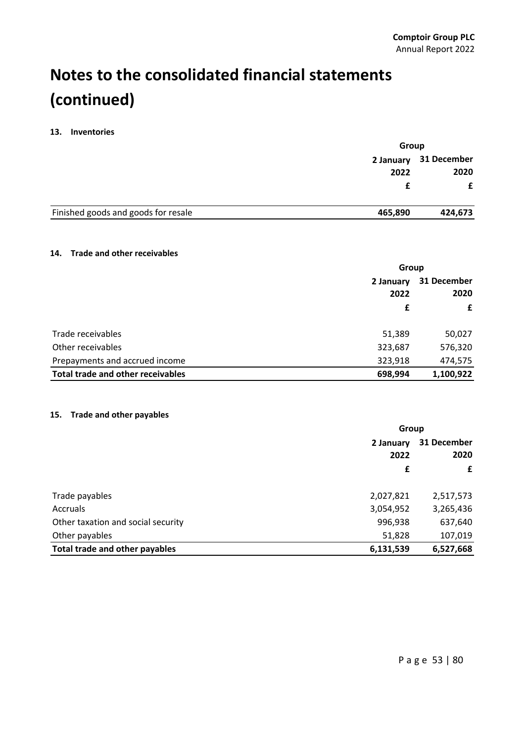# Notes to the consolidated financial statements (continued)

## 13. Inventories

| | Group | |
|---|---|---|
| | 2 January 2022 | 31 December 2020 |
| | £ | £ |
| Finished goods and goods for resale | **465,890** | **424,673** |

## 14. Trade and other receivables

| | Group | |
|---|---|---|
| | 2 January 2022 | 31 December 2020 |
| | £ | £ |
| Trade receivables | 51,389 | 50,027 |
| Other receivables | 323,687 | 576,320 |
| Prepayments and accrued income | 323,918 | 474,575 |
| **Total trade and other receivables** | **698,994** | **1,100,922** |

## 15. Trade and other payables

| | Group | |
|---|---|---|
| | 2 January 2022 | 31 December 2020 |
| | £ | £ |
| Trade payables | 2,027,821 | 2,517,573 |
| Accruals | 3,054,952 | 3,265,436 |
| Other taxation and social security | 996,938 | 637,640 |
| Other payables | 51,828 | 107,019 |
| **Total trade and other payables** | **6,131,539** | **6,527,668** |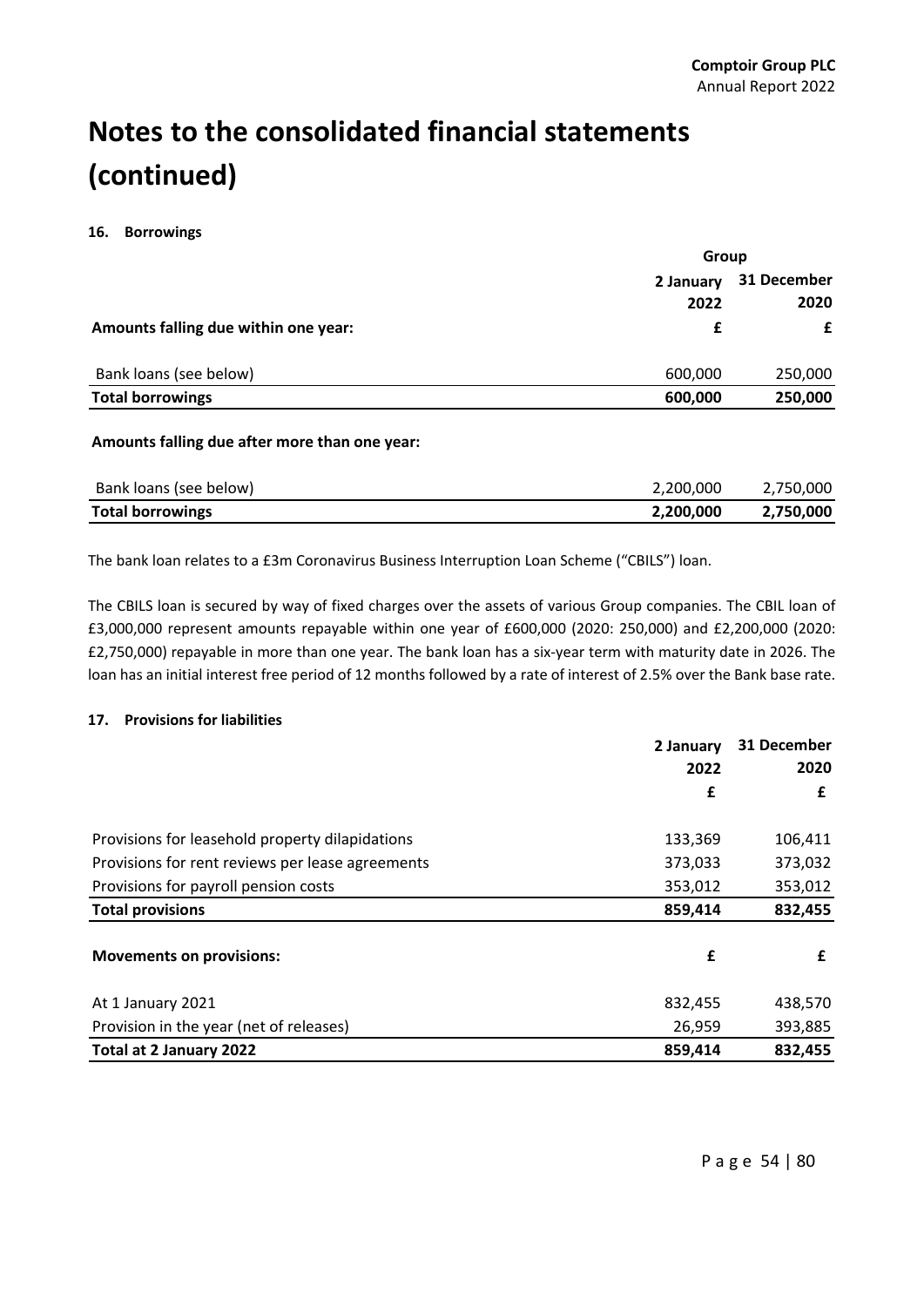# Notes to the consolidated financial statements (continued)

### 16. Borrowings

| | Group | |
|---|---|---|
| | 2 January 2022 | 31 December 2020 |
| **Amounts falling due within one year:** | **£** | **£** |
| Bank loans (see below) | 600,000 | 250,000 |
| **Total borrowings** | **600,000** | **250,000** |

**Amounts falling due after more than one year:**

| | | |
|---|---|---|
| Bank loans (see below) | 2,200,000 | 2,750,000 |
| **Total borrowings** | **2,200,000** | **2,750,000** |

The bank loan relates to a £3m Coronavirus Business Interruption Loan Scheme ("CBILS") loan.

The CBILS loan is secured by way of fixed charges over the assets of various Group companies. The CBIL loan of £3,000,000 represent amounts repayable within one year of £600,000 (2020: 250,000) and £2,200,000 (2020: £2,750,000) repayable in more than one year. The bank loan has a six-year term with maturity date in 2026. The loan has an initial interest free period of 12 months followed by a rate of interest of 2.5% over the Bank base rate.

### 17. Provisions for liabilities

| | 2 January 2022 | 31 December 2020 |
|---|---|---|
| | **£** | **£** |
| Provisions for leasehold property dilapidations | 133,369 | 106,411 |
| Provisions for rent reviews per lease agreements | 373,033 | 373,032 |
| Provisions for payroll pension costs | 353,012 | 353,012 |
| **Total provisions** | **859,414** | **832,455** |
| **Movements on provisions:** | **£** | **£** |
| At 1 January 2021 | 832,455 | 438,570 |
| Provision in the year (net of releases) | 26,959 | 393,885 |
| **Total at 2 January 2022** | **859,414** | **832,455** |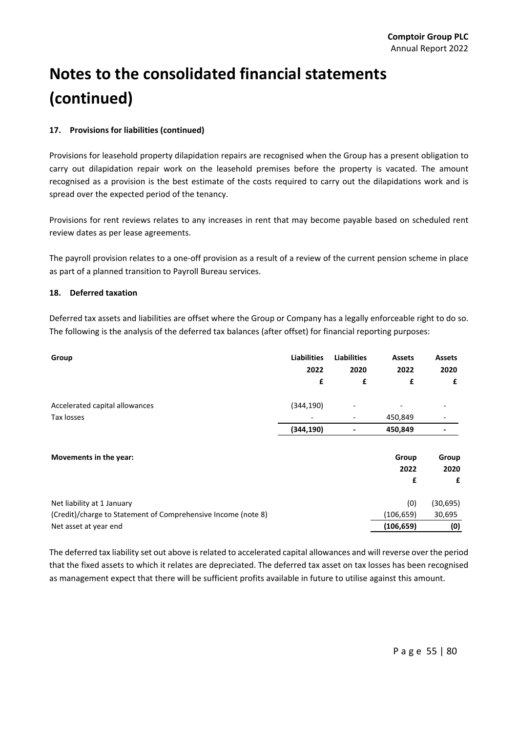# Notes to the consolidated financial statements (continued)

#### 17. Provisions for liabilities (continued)

Provisions for leasehold property dilapidation repairs are recognised when the Group has a present obligation to carry out dilapidation repair work on the leasehold premises before the property is vacated. The amount recognised as a provision is the best estimate of the costs required to carry out the dilapidations work and is spread over the expected period of the tenancy.

Provisions for rent reviews relates to any increases in rent that may become payable based on scheduled rent review dates as per lease agreements.

The payroll provision relates to a one-off provision as a result of a review of the current pension scheme in place as part of a planned transition to Payroll Bureau services.

#### 18. Deferred taxation

Deferred tax assets and liabilities are offset where the Group or Company has a legally enforceable right to do so. The following is the analysis of the deferred tax balances (after offset) for financial reporting purposes:

| Group | Liabilities 2022 £ | Liabilities 2020 £ | Assets 2022 £ | Assets 2020 £ |
|---|---|---|---|---|
| Accelerated capital allowances | (344,190) | - | - | - |
| Tax losses | - | - | 450,849 | - |
| | **(344,190)** | **-** | **450,849** | **-** |

| Movements in the year: | Group 2022 £ | Group 2020 £ |
|---|---|---|
| Net liability at 1 January | (0) | (30,695) |
| (Credit)/charge to Statement of Comprehensive Income (note 8) | (106,659) | 30,695 |
| Net asset at year end | **(106,659)** | **(0)** |

The deferred tax liability set out above is related to accelerated capital allowances and will reverse over the period that the fixed assets to which it relates are depreciated. The deferred tax asset on tax losses has been recognised as management expect that there will be sufficient profits available in future to utilise against this amount.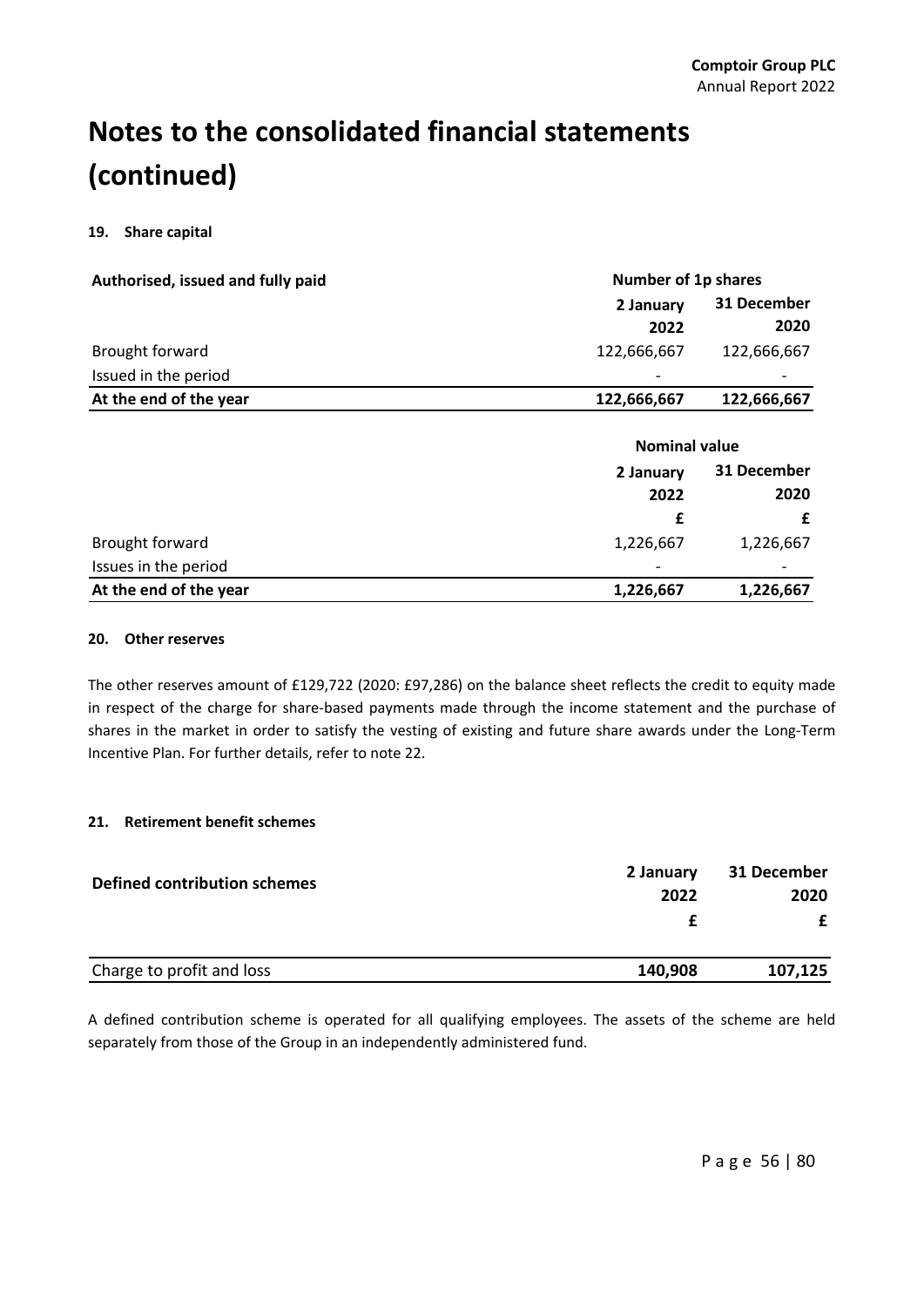# Notes to the consolidated financial statements (continued)

### 19. Share capital

| Authorised, issued and fully paid | Number of 1p shares | |
|---|---|---|
| | 2 January 2022 | 31 December 2020 |
| Brought forward | 122,666,667 | 122,666,667 |
| Issued in the period | - | - |
| **At the end of the year** | **122,666,667** | **122,666,667** |

| | Nominal value | |
|---|---|---|
| | 2 January 2022 | 31 December 2020 |
| | £ | £ |
| Brought forward | 1,226,667 | 1,226,667 |
| Issues in the period | - | - |
| **At the end of the year** | **1,226,667** | **1,226,667** |

### 20. Other reserves

The other reserves amount of £129,722 (2020: £97,286) on the balance sheet reflects the credit to equity made in respect of the charge for share-based payments made through the income statement and the purchase of shares in the market in order to satisfy the vesting of existing and future share awards under the Long-Term Incentive Plan. For further details, refer to note 22.

### 21. Retirement benefit schemes

| Defined contribution schemes | 2 January 2022 | 31 December 2020 |
|---|---|---|
| | £ | £ |
| Charge to profit and loss | **140,908** | **107,125** |

A defined contribution scheme is operated for all qualifying employees. The assets of the scheme are held separately from those of the Group in an independently administered fund.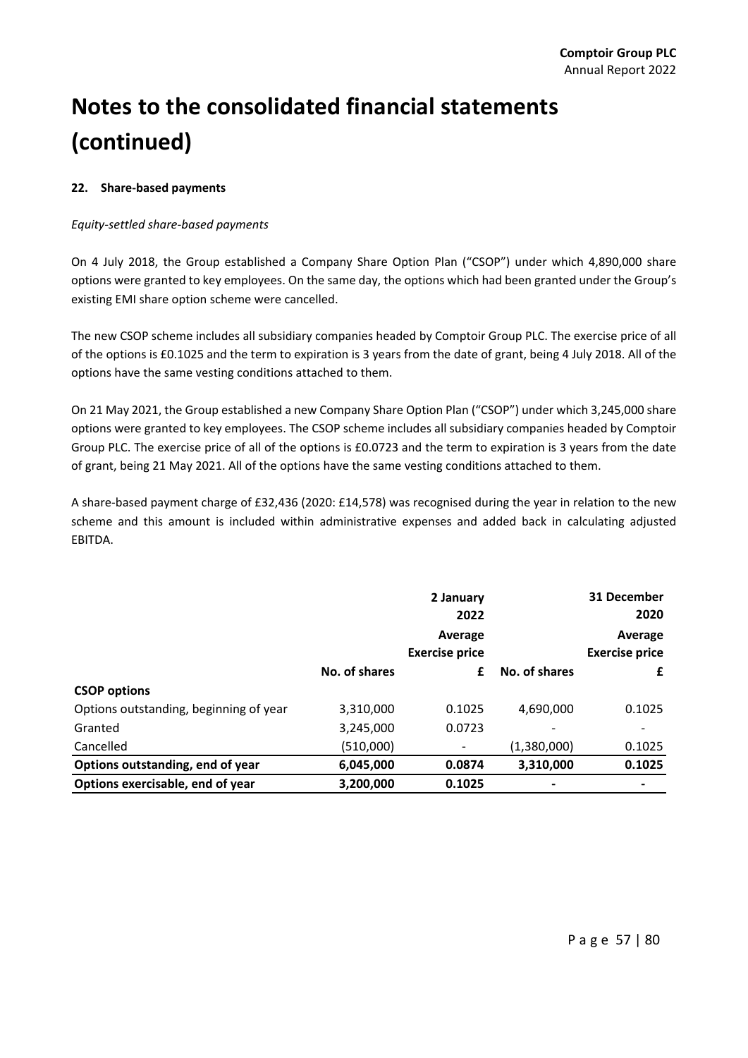# Notes to the consolidated financial statements (continued)

### 22. Share-based payments

*Equity-settled share-based payments*

On 4 July 2018, the Group established a Company Share Option Plan ("CSOP") under which 4,890,000 share options were granted to key employees. On the same day, the options which had been granted under the Group's existing EMI share option scheme were cancelled.

The new CSOP scheme includes all subsidiary companies headed by Comptoir Group PLC. The exercise price of all of the options is £0.1025 and the term to expiration is 3 years from the date of grant, being 4 July 2018. All of the options have the same vesting conditions attached to them.

On 21 May 2021, the Group established a new Company Share Option Plan ("CSOP") under which 3,245,000 share options were granted to key employees. The CSOP scheme includes all subsidiary companies headed by Comptoir Group PLC. The exercise price of all of the options is £0.0723 and the term to expiration is 3 years from the date of grant, being 21 May 2021. All of the options have the same vesting conditions attached to them.

A share-based payment charge of £32,436 (2020: £14,578) was recognised during the year in relation to the new scheme and this amount is included within administrative expenses and added back in calculating adjusted EBITDA.

| | | 2 January 2022 | | 31 December 2020 |
|---|---|---|---|---|
| | No. of shares | Average Exercise price £ | No. of shares | Average Exercise price £ |
| **CSOP options** | | | | |
| Options outstanding, beginning of year | 3,310,000 | 0.1025 | 4,690,000 | 0.1025 |
| Granted | 3,245,000 | 0.0723 | - | - |
| Cancelled | (510,000) | - | (1,380,000) | 0.1025 |
| **Options outstanding, end of year** | **6,045,000** | **0.0874** | **3,310,000** | **0.1025** |
| **Options exercisable, end of year** | **3,200,000** | **0.1025** | **-** | **-** |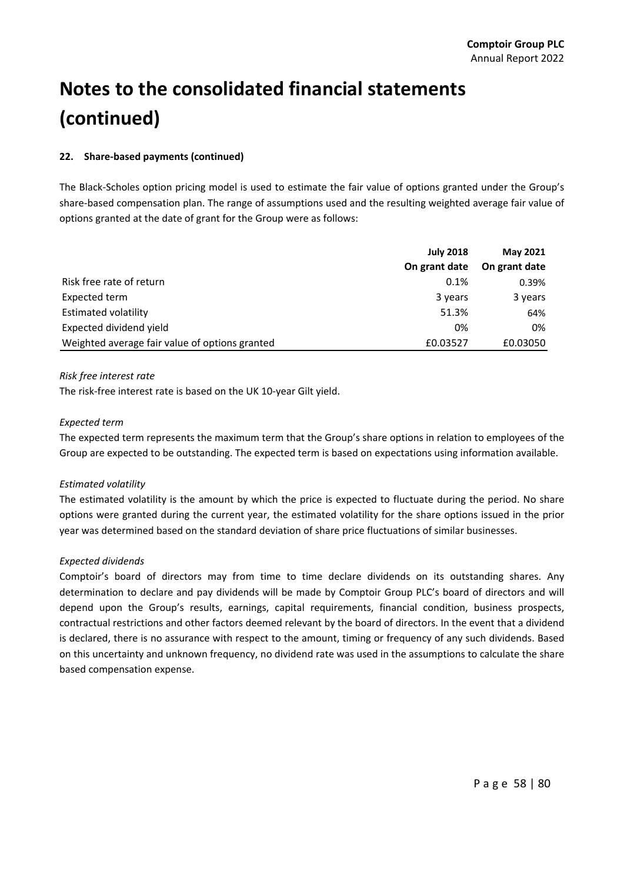# Notes to the consolidated financial statements (continued)

**22. Share-based payments (continued)**

The Black-Scholes option pricing model is used to estimate the fair value of options granted under the Group's share-based compensation plan. The range of assumptions used and the resulting weighted average fair value of options granted at the date of grant for the Group were as follows:

| | **July 2018** | **May 2021** |
|---|---|---|
| | **On grant date** | **On grant date** |
| Risk free rate of return | 0.1% | 0.39% |
| Expected term | 3 years | 3 years |
| Estimated volatility | 51.3% | 64% |
| Expected dividend yield | 0% | 0% |
| Weighted average fair value of options granted | £0.03527 | £0.03050 |

*Risk free interest rate*

The risk-free interest rate is based on the UK 10-year Gilt yield.

*Expected term*

The expected term represents the maximum term that the Group's share options in relation to employees of the Group are expected to be outstanding. The expected term is based on expectations using information available.

*Estimated volatility*

The estimated volatility is the amount by which the price is expected to fluctuate during the period. No share options were granted during the current year, the estimated volatility for the share options issued in the prior year was determined based on the standard deviation of share price fluctuations of similar businesses.

*Expected dividends*

Comptoir's board of directors may from time to time declare dividends on its outstanding shares. Any determination to declare and pay dividends will be made by Comptoir Group PLC's board of directors and will depend upon the Group's results, earnings, capital requirements, financial condition, business prospects, contractual restrictions and other factors deemed relevant by the board of directors. In the event that a dividend is declared, there is no assurance with respect to the amount, timing or frequency of any such dividends. Based on this uncertainty and unknown frequency, no dividend rate was used in the assumptions to calculate the share based compensation expense.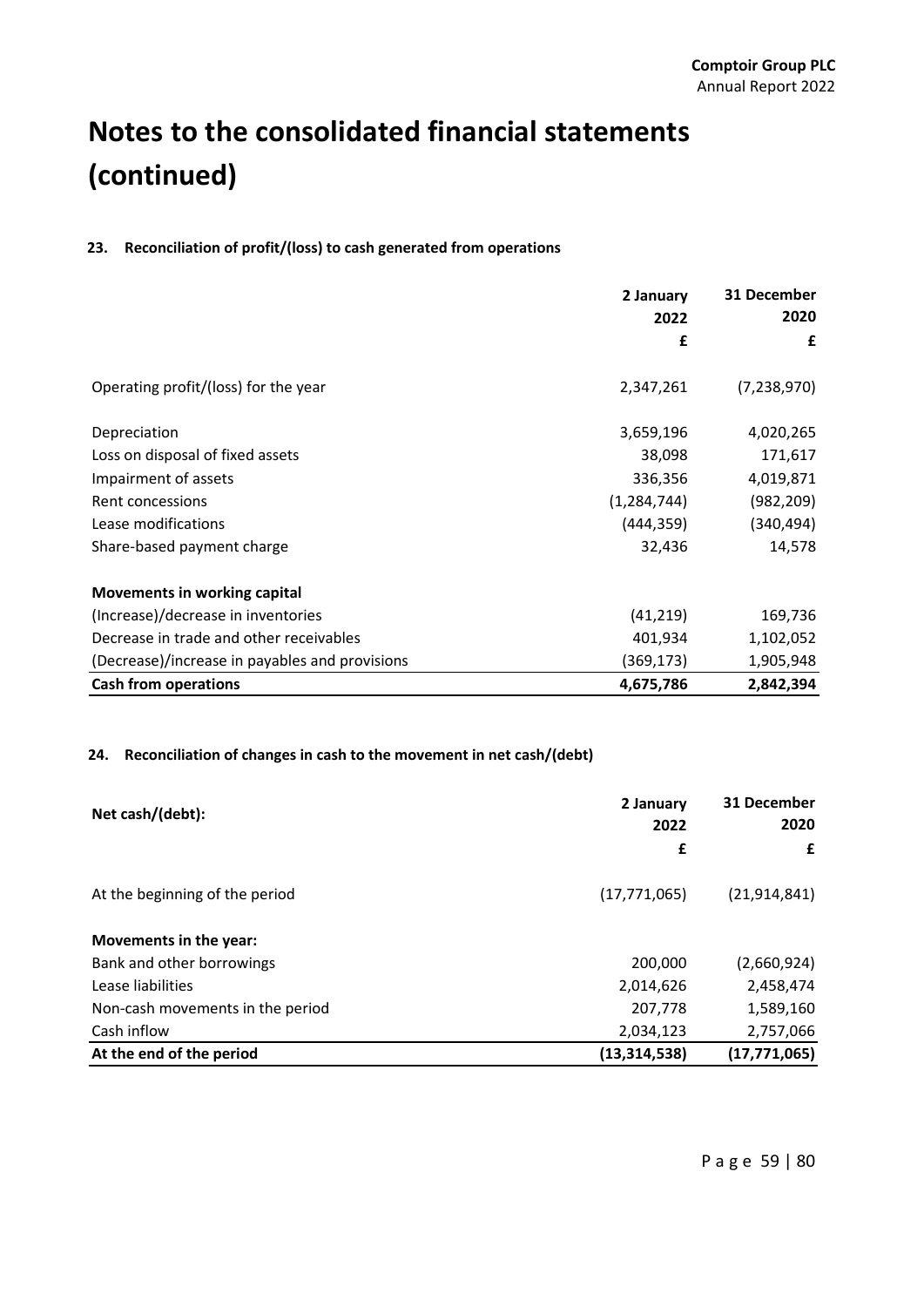# Notes to the consolidated financial statements (continued)

### 23. Reconciliation of profit/(loss) to cash generated from operations

| | 2 January 2022 | 31 December 2020 |
|---|---|---|
| | £ | £ |
| Operating profit/(loss) for the year | 2,347,261 | (7,238,970) |
| Depreciation | 3,659,196 | 4,020,265 |
| Loss on disposal of fixed assets | 38,098 | 171,617 |
| Impairment of assets | 336,356 | 4,019,871 |
| Rent concessions | (1,284,744) | (982,209) |
| Lease modifications | (444,359) | (340,494) |
| Share-based payment charge | 32,436 | 14,578 |
| **Movements in working capital** | | |
| (Increase)/decrease in inventories | (41,219) | 169,736 |
| Decrease in trade and other receivables | 401,934 | 1,102,052 |
| (Decrease)/increase in payables and provisions | (369,173) | 1,905,948 |
| **Cash from operations** | **4,675,786** | **2,842,394** |

### 24. Reconciliation of changes in cash to the movement in net cash/(debt)

| **Net cash/(debt):** | 2 January 2022 | 31 December 2020 |
|---|---|---|
| | £ | £ |
| At the beginning of the period | (17,771,065) | (21,914,841) |
| **Movements in the year:** | | |
| Bank and other borrowings | 200,000 | (2,660,924) |
| Lease liabilities | 2,014,626 | 2,458,474 |
| Non-cash movements in the period | 207,778 | 1,589,160 |
| Cash inflow | 2,034,123 | 2,757,066 |
| **At the end of the period** | **(13,314,538)** | **(17,771,065)** |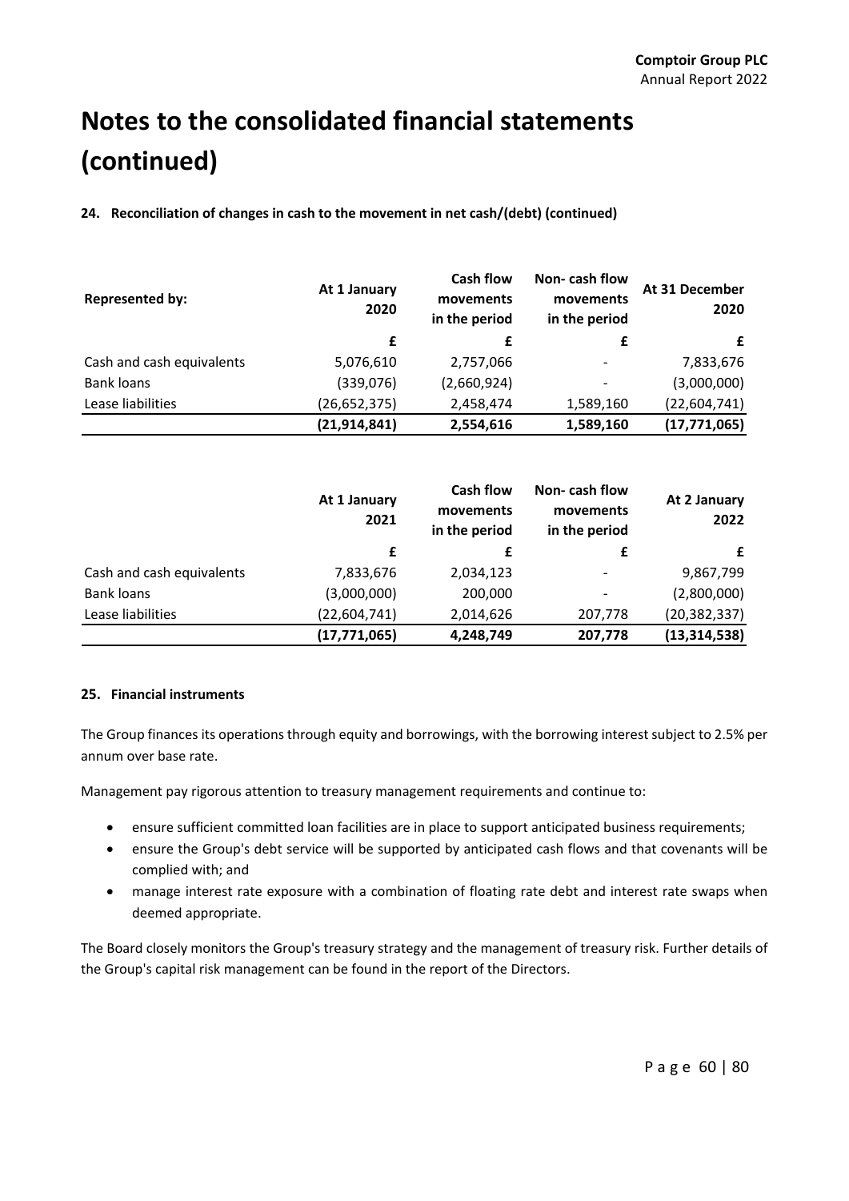# Notes to the consolidated financial statements (continued)

**24. Reconciliation of changes in cash to the movement in net cash/(debt) (continued)**

| Represented by: | At 1 January 2020 | Cash flow movements in the period | Non- cash flow movements in the period | At 31 December 2020 |
|---|---|---|---|---|
| | £ | £ | £ | £ |
| Cash and cash equivalents | 5,076,610 | 2,757,066 | - | 7,833,676 |
| Bank loans | (339,076) | (2,660,924) | - | (3,000,000) |
| Lease liabilities | (26,652,375) | 2,458,474 | 1,589,160 | (22,604,741) |
| | **(21,914,841)** | **2,554,616** | **1,589,160** | **(17,771,065)** |

| | At 1 January 2021 | Cash flow movements in the period | Non- cash flow movements in the period | At 2 January 2022 |
|---|---|---|---|---|
| | £ | £ | £ | £ |
| Cash and cash equivalents | 7,833,676 | 2,034,123 | - | 9,867,799 |
| Bank loans | (3,000,000) | 200,000 | - | (2,800,000) |
| Lease liabilities | (22,604,741) | 2,014,626 | 207,778 | (20,382,337) |
| | **(17,771,065)** | **4,248,749** | **207,778** | **(13,314,538)** |

**25. Financial instruments**

The Group finances its operations through equity and borrowings, with the borrowing interest subject to 2.5% per annum over base rate.

Management pay rigorous attention to treasury management requirements and continue to:

- ensure sufficient committed loan facilities are in place to support anticipated business requirements;
- ensure the Group's debt service will be supported by anticipated cash flows and that covenants will be complied with; and
- manage interest rate exposure with a combination of floating rate debt and interest rate swaps when deemed appropriate.

The Board closely monitors the Group's treasury strategy and the management of treasury risk. Further details of the Group's capital risk management can be found in the report of the Directors.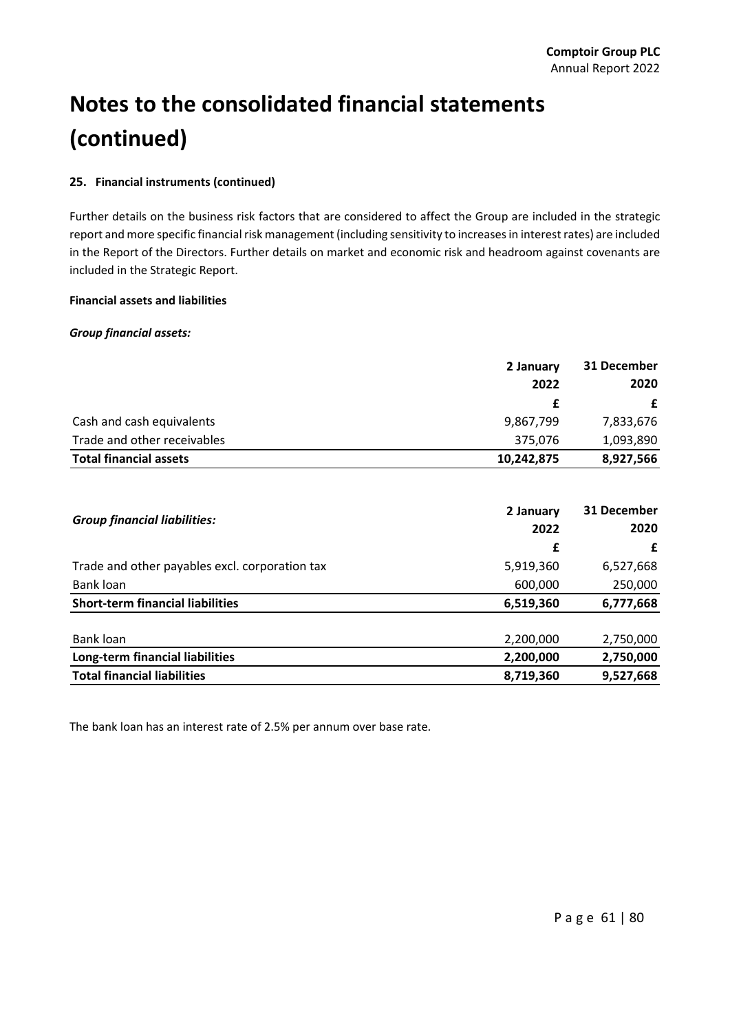# Notes to the consolidated financial statements (continued)

#### 25. Financial instruments (continued)

Further details on the business risk factors that are considered to affect the Group are included in the strategic report and more specific financial risk management (including sensitivity to increases in interest rates) are included in the Report of the Directors. Further details on market and economic risk and headroom against covenants are included in the Strategic Report.

**Financial assets and liabilities**

***Group financial assets:***

| | 2 January 2022 | 31 December 2020 |
|---|---|---|
| | £ | £ |
| Cash and cash equivalents | 9,867,799 | 7,833,676 |
| Trade and other receivables | 375,076 | 1,093,890 |
| **Total financial assets** | **10,242,875** | **8,927,566** |

| ***Group financial liabilities:*** | 2 January 2022 | 31 December 2020 |
|---|---|---|
| | £ | £ |
| Trade and other payables excl. corporation tax | 5,919,360 | 6,527,668 |
| Bank loan | 600,000 | 250,000 |
| **Short-term financial liabilities** | **6,519,360** | **6,777,668** |
| | | |
| Bank loan | 2,200,000 | 2,750,000 |
| **Long-term financial liabilities** | **2,200,000** | **2,750,000** |
| **Total financial liabilities** | **8,719,360** | **9,527,668** |

The bank loan has an interest rate of 2.5% per annum over base rate.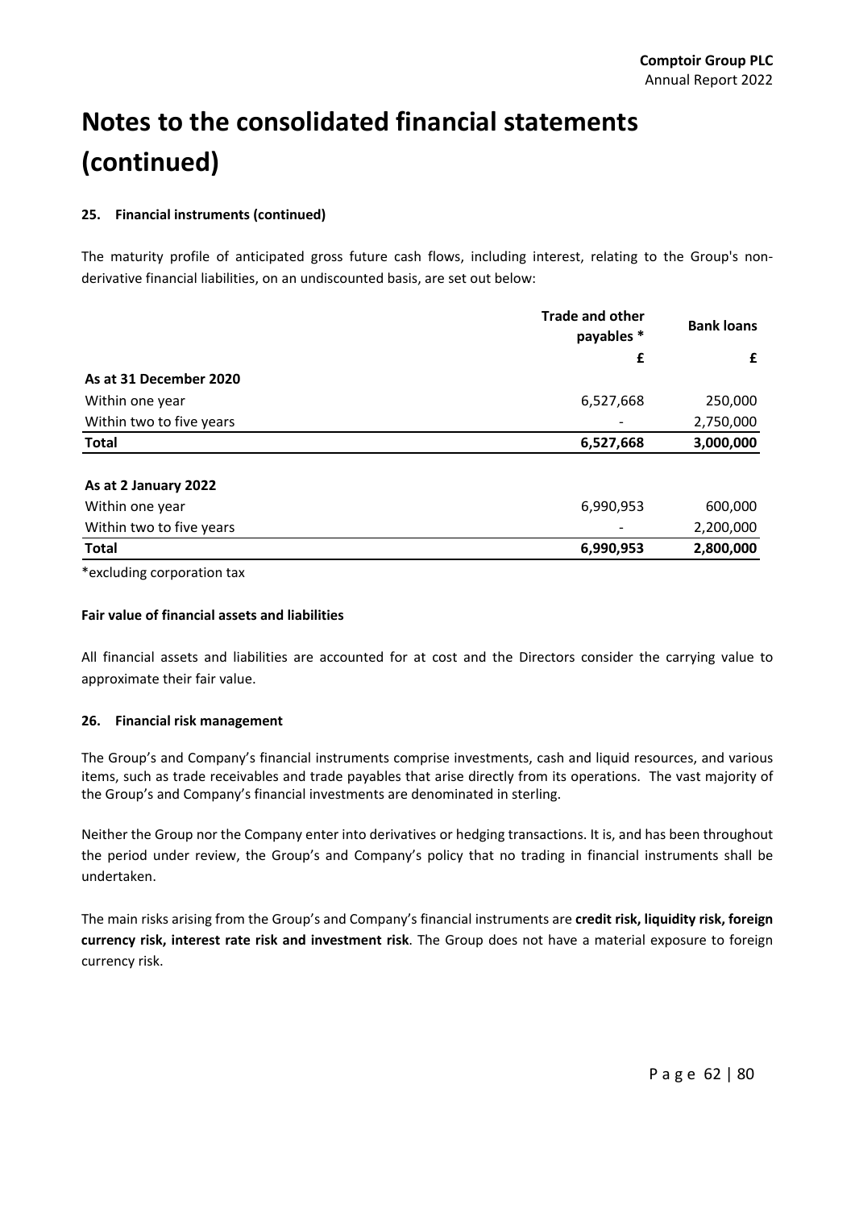# Notes to the consolidated financial statements (continued)

### 25. Financial instruments (continued)

The maturity profile of anticipated gross future cash flows, including interest, relating to the Group's non-derivative financial liabilities, on an undiscounted basis, are set out below:

| | Trade and other payables * | Bank loans |
|---|---|---|
| | £ | £ |
| **As at 31 December 2020** | | |
| Within one year | 6,527,668 | 250,000 |
| Within two to five years | - | 2,750,000 |
| **Total** | **6,527,668** | **3,000,000** |
| **As at 2 January 2022** | | |
| Within one year | 6,990,953 | 600,000 |
| Within two to five years | - | 2,200,000 |
| **Total** | **6,990,953** | **2,800,000** |

*excluding corporation tax

**Fair value of financial assets and liabilities**

All financial assets and liabilities are accounted for at cost and the Directors consider the carrying value to approximate their fair value.

### 26. Financial risk management

The Group's and Company's financial instruments comprise investments, cash and liquid resources, and various items, such as trade receivables and trade payables that arise directly from its operations. The vast majority of the Group's and Company's financial investments are denominated in sterling.

Neither the Group nor the Company enter into derivatives or hedging transactions. It is, and has been throughout the period under review, the Group's and Company's policy that no trading in financial instruments shall be undertaken.

The main risks arising from the Group's and Company's financial instruments are **credit risk, liquidity risk, foreign currency risk, interest rate risk and investment risk**. The Group does not have a material exposure to foreign currency risk.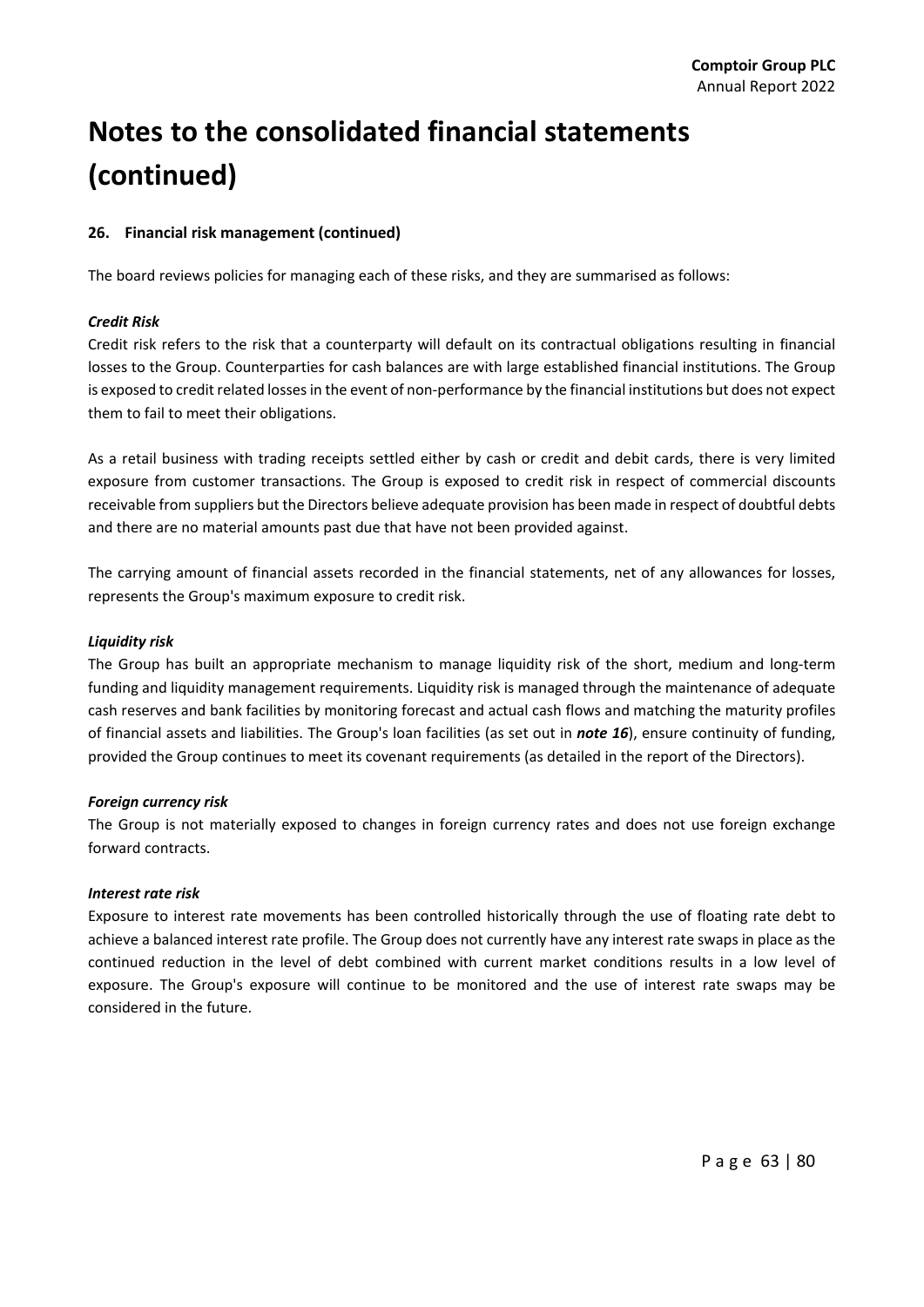# Notes to the consolidated financial statements (continued)

### 26. Financial risk management (continued)

The board reviews policies for managing each of these risks, and they are summarised as follows:

***Credit Risk***

Credit risk refers to the risk that a counterparty will default on its contractual obligations resulting in financial losses to the Group. Counterparties for cash balances are with large established financial institutions. The Group is exposed to credit related losses in the event of non-performance by the financial institutions but does not expect them to fail to meet their obligations.

As a retail business with trading receipts settled either by cash or credit and debit cards, there is very limited exposure from customer transactions. The Group is exposed to credit risk in respect of commercial discounts receivable from suppliers but the Directors believe adequate provision has been made in respect of doubtful debts and there are no material amounts past due that have not been provided against.

The carrying amount of financial assets recorded in the financial statements, net of any allowances for losses, represents the Group's maximum exposure to credit risk.

***Liquidity risk***

The Group has built an appropriate mechanism to manage liquidity risk of the short, medium and long-term funding and liquidity management requirements. Liquidity risk is managed through the maintenance of adequate cash reserves and bank facilities by monitoring forecast and actual cash flows and matching the maturity profiles of financial assets and liabilities. The Group's loan facilities (as set out in ***note 16***), ensure continuity of funding, provided the Group continues to meet its covenant requirements (as detailed in the report of the Directors).

***Foreign currency risk***

The Group is not materially exposed to changes in foreign currency rates and does not use foreign exchange forward contracts.

***Interest rate risk***

Exposure to interest rate movements has been controlled historically through the use of floating rate debt to achieve a balanced interest rate profile. The Group does not currently have any interest rate swaps in place as the continued reduction in the level of debt combined with current market conditions results in a low level of exposure. The Group's exposure will continue to be monitored and the use of interest rate swaps may be considered in the future.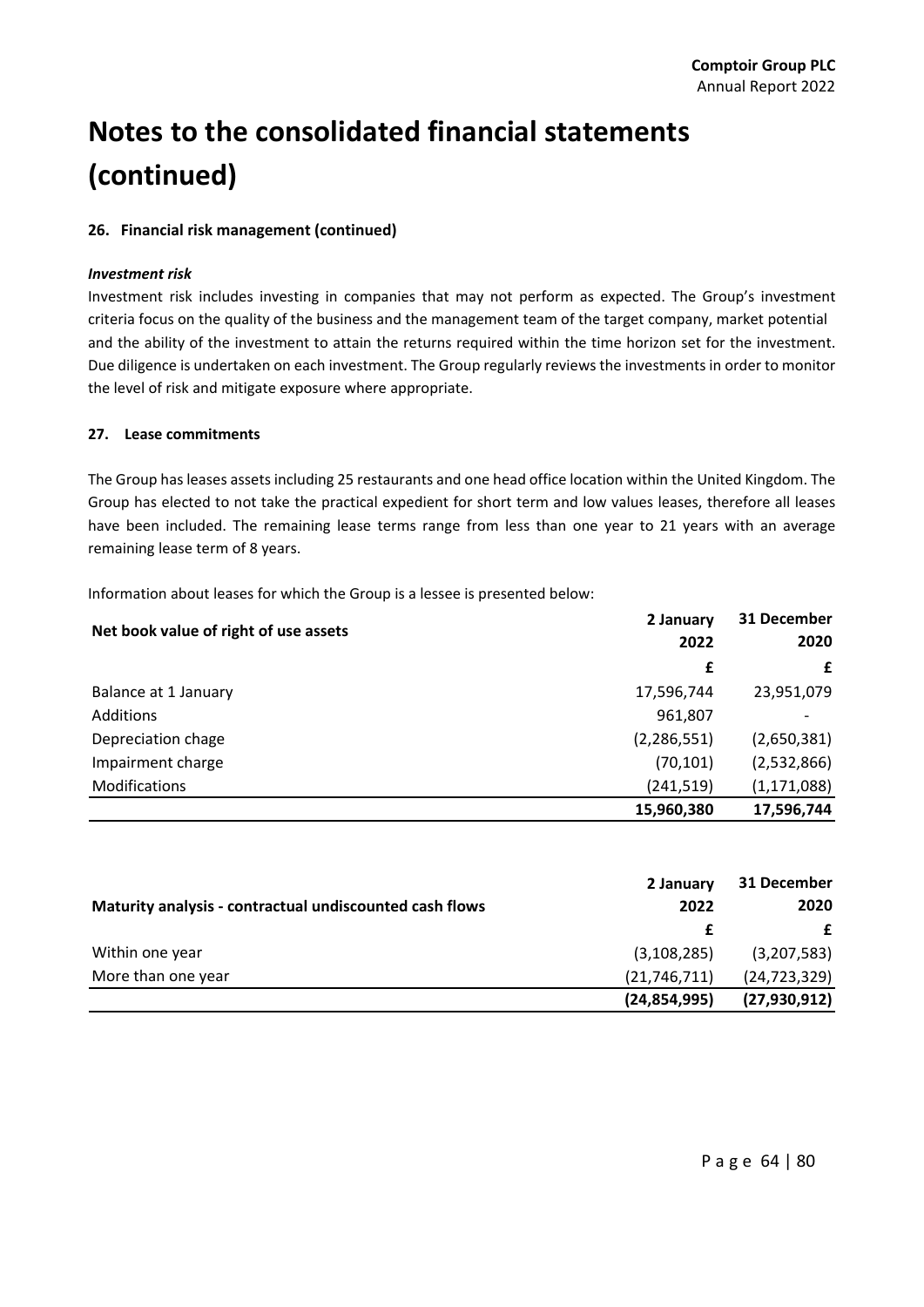# Notes to the consolidated financial statements (continued)

### 26. Financial risk management (continued)

***Investment risk***

Investment risk includes investing in companies that may not perform as expected. The Group's investment criteria focus on the quality of the business and the management team of the target company, market potential and the ability of the investment to attain the returns required within the time horizon set for the investment. Due diligence is undertaken on each investment. The Group regularly reviews the investments in order to monitor the level of risk and mitigate exposure where appropriate.

### 27. Lease commitments

The Group has leases assets including 25 restaurants and one head office location within the United Kingdom. The Group has elected to not take the practical expedient for short term and low values leases, therefore all leases have been included. The remaining lease terms range from less than one year to 21 years with an average remaining lease term of 8 years.

Information about leases for which the Group is a lessee is presented below:

| Net book value of right of use assets | 2 January 2022 | 31 December 2020 |
|---|---|---|
| | £ | £ |
| Balance at 1 January | 17,596,744 | 23,951,079 |
| Additions | 961,807 | - |
| Depreciation chage | (2,286,551) | (2,650,381) |
| Impairment charge | (70,101) | (2,532,866) |
| Modifications | (241,519) | (1,171,088) |
| | **15,960,380** | **17,596,744** |

| Maturity analysis - contractual undiscounted cash flows | 2 January 2022 | 31 December 2020 |
|---|---|---|
| | £ | £ |
| Within one year | (3,108,285) | (3,207,583) |
| More than one year | (21,746,711) | (24,723,329) |
| | **(24,854,995)** | **(27,930,912)** |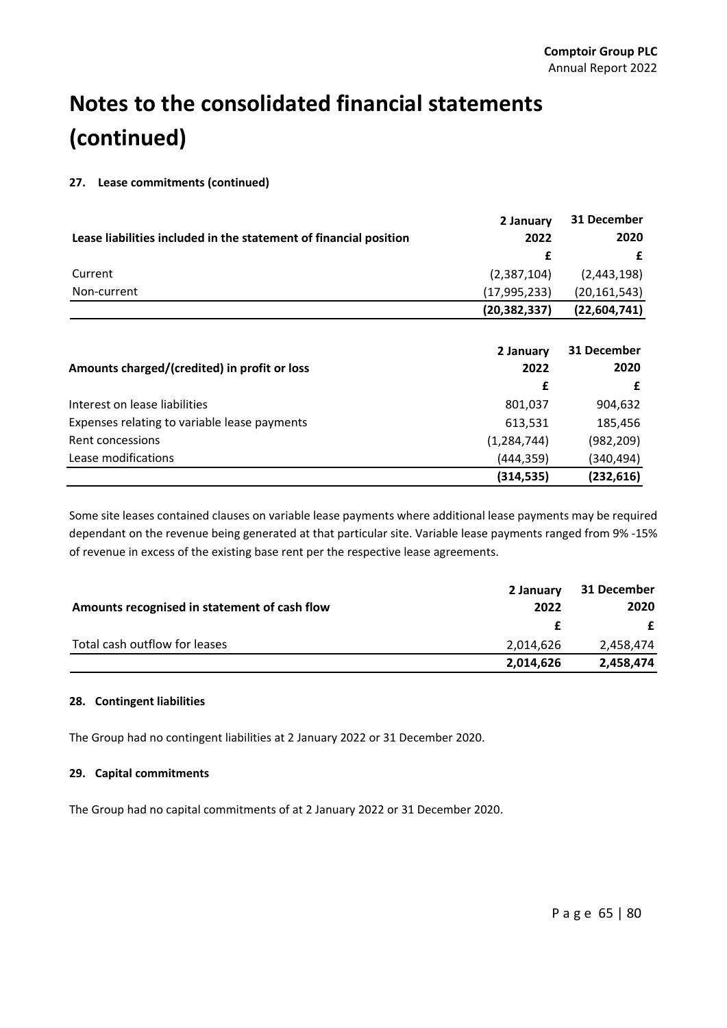# Notes to the consolidated financial statements (continued)

#### 27. Lease commitments (continued)

| Lease liabilities included in the statement of financial position | 2 January 2022 | 31 December 2020 |
|---|---|---|
| | £ | £ |
| Current | (2,387,104) | (2,443,198) |
| Non-current | (17,995,233) | (20,161,543) |
| | **(20,382,337)** | **(22,604,741)** |

| Amounts charged/(credited) in profit or loss | 2 January 2022 | 31 December 2020 |
|---|---|---|
| | £ | £ |
| Interest on lease liabilities | 801,037 | 904,632 |
| Expenses relating to variable lease payments | 613,531 | 185,456 |
| Rent concessions | (1,284,744) | (982,209) |
| Lease modifications | (444,359) | (340,494) |
| | **(314,535)** | **(232,616)** |

Some site leases contained clauses on variable lease payments where additional lease payments may be required dependant on the revenue being generated at that particular site. Variable lease payments ranged from 9% -15% of revenue in excess of the existing base rent per the respective lease agreements.

| Amounts recognised in statement of cash flow | 2 January 2022 | 31 December 2020 |
|---|---|---|
| | £ | £ |
| Total cash outflow for leases | 2,014,626 | 2,458,474 |
| | **2,014,626** | **2,458,474** |

#### 28. Contingent liabilities

The Group had no contingent liabilities at 2 January 2022 or 31 December 2020.

#### 29. Capital commitments

The Group had no capital commitments of at 2 January 2022 or 31 December 2020.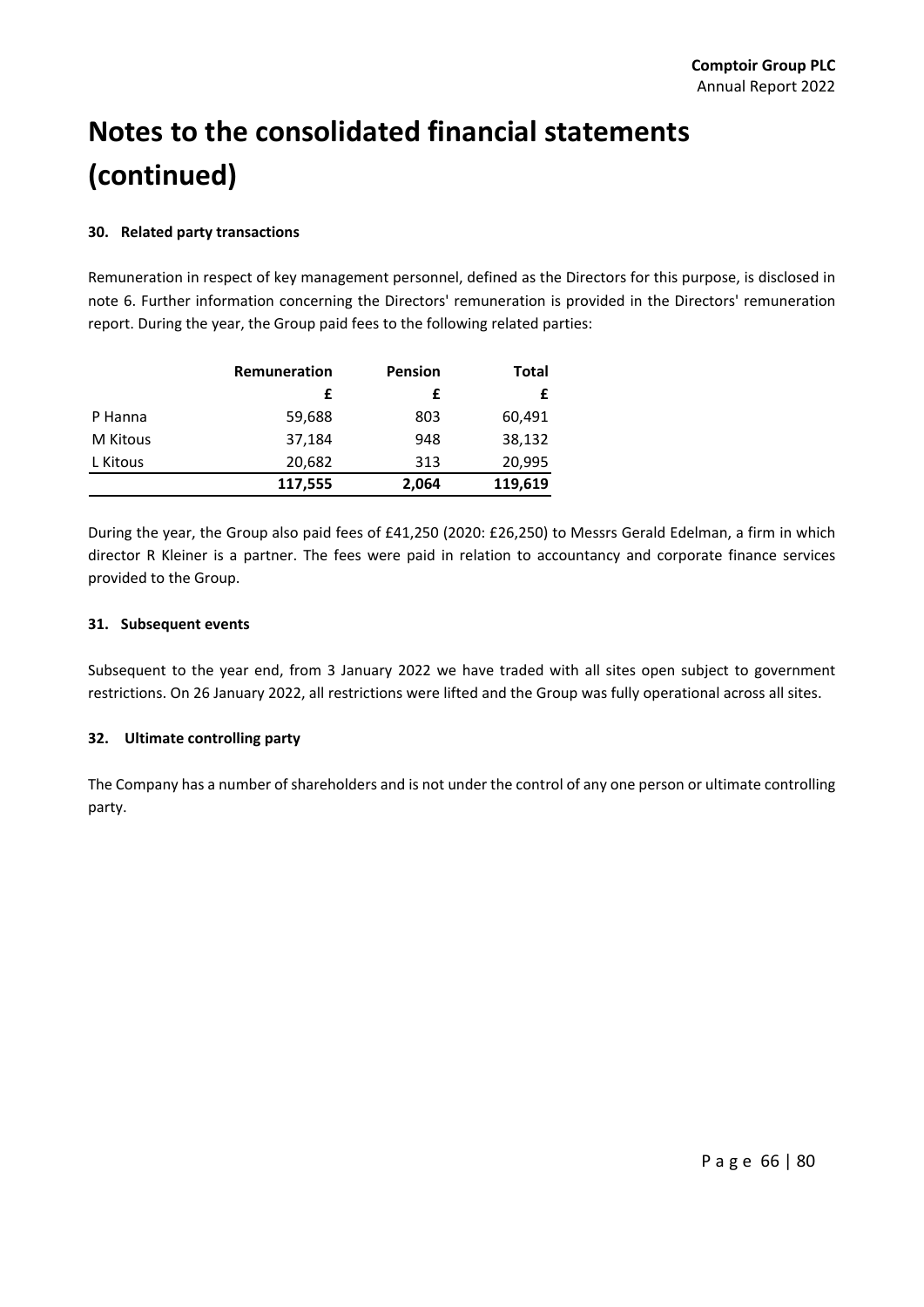# Notes to the consolidated financial statements (continued)

### 30. Related party transactions

Remuneration in respect of key management personnel, defined as the Directors for this purpose, is disclosed in note 6. Further information concerning the Directors' remuneration is provided in the Directors' remuneration report. During the year, the Group paid fees to the following related parties:

| | Remuneration | Pension | Total |
|---|---|---|---|
| | £ | £ | £ |
| P Hanna | 59,688 | 803 | 60,491 |
| M Kitous | 37,184 | 948 | 38,132 |
| L Kitous | 20,682 | 313 | 20,995 |
| | **117,555** | **2,064** | **119,619** |

During the year, the Group also paid fees of £41,250 (2020: £26,250) to Messrs Gerald Edelman, a firm in which director R Kleiner is a partner. The fees were paid in relation to accountancy and corporate finance services provided to the Group.

### 31. Subsequent events

Subsequent to the year end, from 3 January 2022 we have traded with all sites open subject to government restrictions. On 26 January 2022, all restrictions were lifted and the Group was fully operational across all sites.

### 32. Ultimate controlling party

The Company has a number of shareholders and is not under the control of any one person or ultimate controlling party.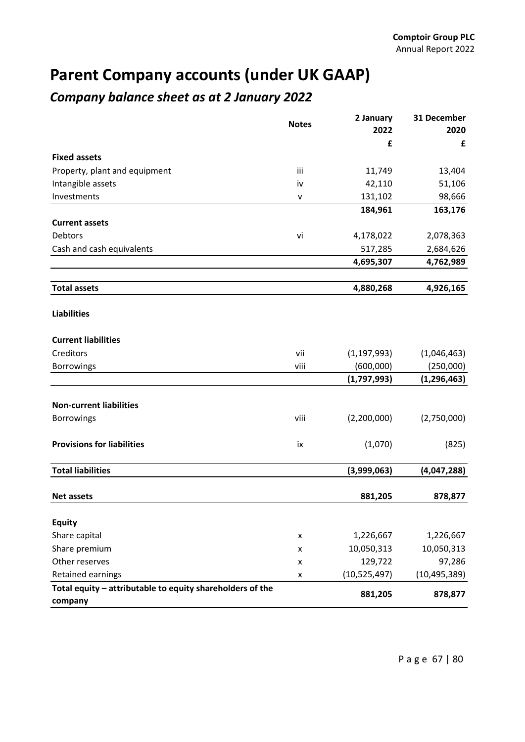# Parent Company accounts (under UK GAAP)

## *Company balance sheet as at 2 January 2022*

| | Notes | 2 January 2022 | 31 December 2020 |
|---|---|---|---|
| | | £ | £ |
| **Fixed assets** | | | |
| Property, plant and equipment | iii | 11,749 | 13,404 |
| Intangible assets | iv | 42,110 | 51,106 |
| Investments | v | 131,102 | 98,666 |
| | | **184,961** | **163,176** |
| **Current assets** | | | |
| Debtors | vi | 4,178,022 | 2,078,363 |
| Cash and cash equivalents | | 517,285 | 2,684,626 |
| | | **4,695,307** | **4,762,989** |
| **Total assets** | | **4,880,268** | **4,926,165** |
| **Liabilities** | | | |
| **Current liabilities** | | | |
| Creditors | vii | (1,197,993) | (1,046,463) |
| Borrowings | viii | (600,000) | (250,000) |
| | | **(1,797,993)** | **(1,296,463)** |
| **Non-current liabilities** | | | |
| Borrowings | viii | (2,200,000) | (2,750,000) |
| **Provisions for liabilities** | ix | (1,070) | (825) |
| **Total liabilities** | | **(3,999,063)** | **(4,047,288)** |
| **Net assets** | | **881,205** | **878,877** |
| **Equity** | | | |
| Share capital | x | 1,226,667 | 1,226,667 |
| Share premium | x | 10,050,313 | 10,050,313 |
| Other reserves | x | 129,722 | 97,286 |
| Retained earnings | x | (10,525,497) | (10,495,389) |
| **Total equity – attributable to equity shareholders of the company** | | **881,205** | **878,877** |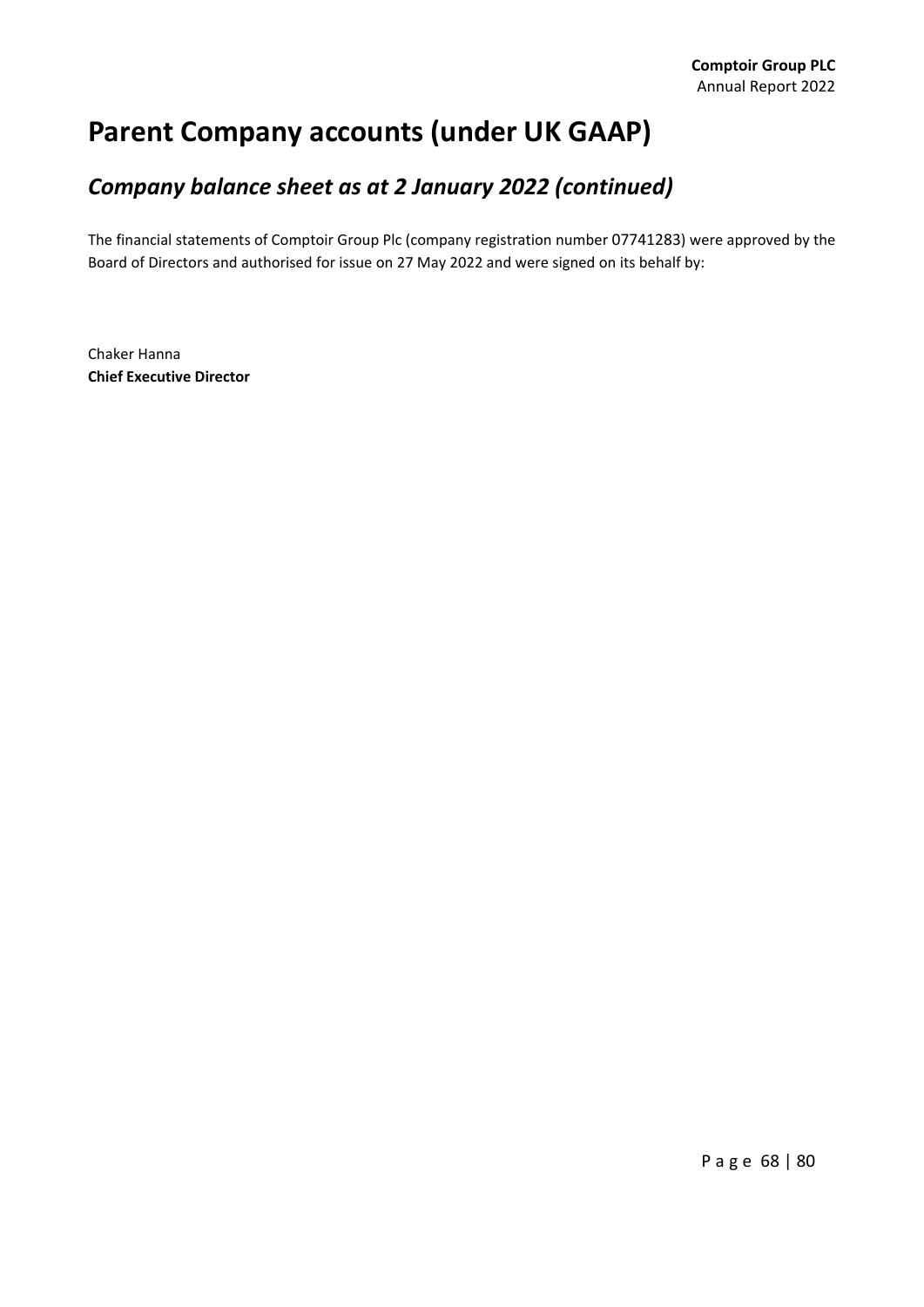# Parent Company accounts (under UK GAAP)

## *Company balance sheet as at 2 January 2022 (continued)*

The financial statements of Comptoir Group Plc (company registration number 07741283) were approved by the Board of Directors and authorised for issue on 27 May 2022 and were signed on its behalf by:

Chaker Hanna
**Chief Executive Director**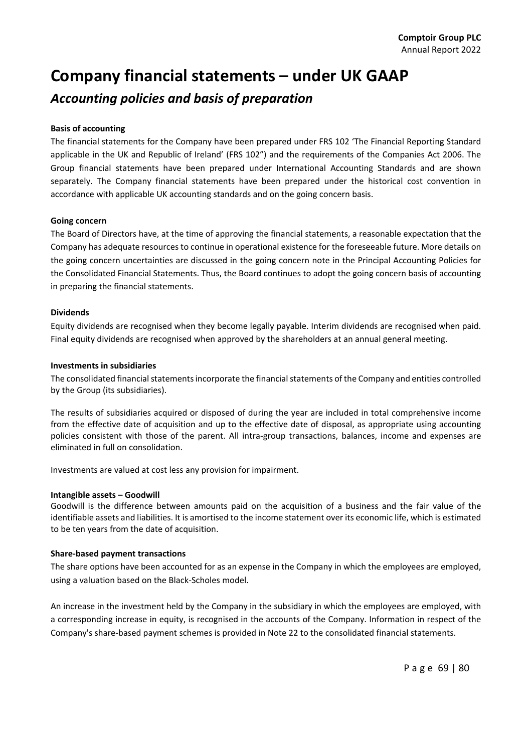# Company financial statements – under UK GAAP

## *Accounting policies and basis of preparation*

**Basis of accounting**

The financial statements for the Company have been prepared under FRS 102 'The Financial Reporting Standard applicable in the UK and Republic of Ireland' (FRS 102") and the requirements of the Companies Act 2006. The Group financial statements have been prepared under International Accounting Standards and are shown separately. The Company financial statements have been prepared under the historical cost convention in accordance with applicable UK accounting standards and on the going concern basis.

**Going concern**

The Board of Directors have, at the time of approving the financial statements, a reasonable expectation that the Company has adequate resources to continue in operational existence for the foreseeable future. More details on the going concern uncertainties are discussed in the going concern note in the Principal Accounting Policies for the Consolidated Financial Statements. Thus, the Board continues to adopt the going concern basis of accounting in preparing the financial statements.

**Dividends**

Equity dividends are recognised when they become legally payable. Interim dividends are recognised when paid. Final equity dividends are recognised when approved by the shareholders at an annual general meeting.

**Investments in subsidiaries**

The consolidated financial statements incorporate the financial statements of the Company and entities controlled by the Group (its subsidiaries).

The results of subsidiaries acquired or disposed of during the year are included in total comprehensive income from the effective date of acquisition and up to the effective date of disposal, as appropriate using accounting policies consistent with those of the parent. All intra-group transactions, balances, income and expenses are eliminated in full on consolidation.

Investments are valued at cost less any provision for impairment.

**Intangible assets – Goodwill**

Goodwill is the difference between amounts paid on the acquisition of a business and the fair value of the identifiable assets and liabilities. It is amortised to the income statement over its economic life, which is estimated to be ten years from the date of acquisition.

**Share-based payment transactions**

The share options have been accounted for as an expense in the Company in which the employees are employed, using a valuation based on the Black-Scholes model.

An increase in the investment held by the Company in the subsidiary in which the employees are employed, with a corresponding increase in equity, is recognised in the accounts of the Company. Information in respect of the Company's share-based payment schemes is provided in Note 22 to the consolidated financial statements.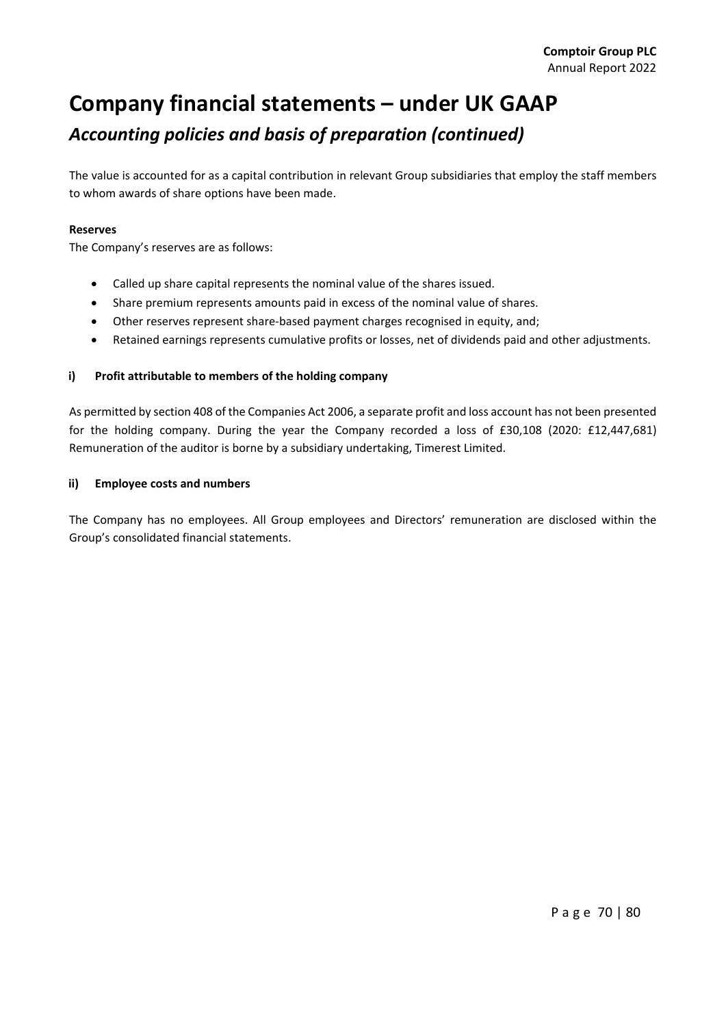# Company financial statements – under UK GAAP

## *Accounting policies and basis of preparation (continued)*

The value is accounted for as a capital contribution in relevant Group subsidiaries that employ the staff members to whom awards of share options have been made.

**Reserves**

The Company's reserves are as follows:

- Called up share capital represents the nominal value of the shares issued.
- Share premium represents amounts paid in excess of the nominal value of shares.
- Other reserves represent share-based payment charges recognised in equity, and;
- Retained earnings represents cumulative profits or losses, net of dividends paid and other adjustments.

### i) Profit attributable to members of the holding company

As permitted by section 408 of the Companies Act 2006, a separate profit and loss account has not been presented for the holding company. During the year the Company recorded a loss of £30,108 (2020: £12,447,681) Remuneration of the auditor is borne by a subsidiary undertaking, Timerest Limited.

### ii) Employee costs and numbers

The Company has no employees. All Group employees and Directors' remuneration are disclosed within the Group's consolidated financial statements.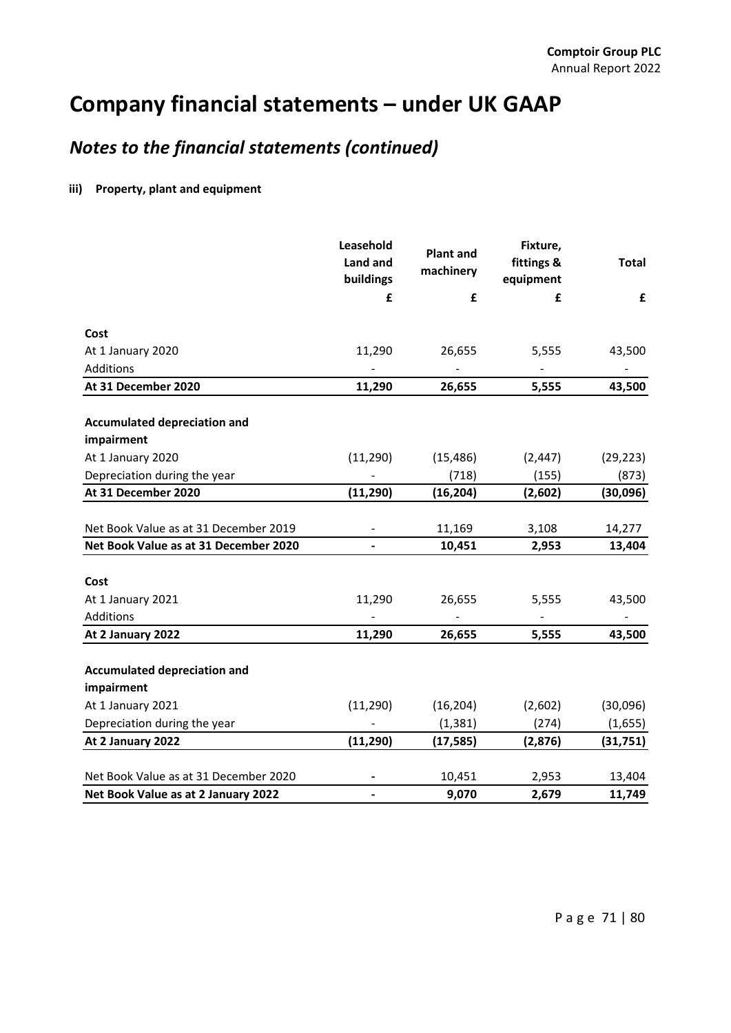# Company financial statements – under UK GAAP

## *Notes to the financial statements (continued)*

### iii) Property, plant and equipment

| | Leasehold Land and buildings | Plant and machinery | Fixture, fittings & equipment | Total |
|---|---|---|---|---|
| | £ | £ | £ | £ |
| **Cost** | | | | |
| At 1 January 2020 | 11,290 | 26,655 | 5,555 | 43,500 |
| Additions | - | - | - | - |
| **At 31 December 2020** | **11,290** | **26,655** | **5,555** | **43,500** |
| **Accumulated depreciation and impairment** | | | | |
| At 1 January 2020 | (11,290) | (15,486) | (2,447) | (29,223) |
| Depreciation during the year | - | (718) | (155) | (873) |
| **At 31 December 2020** | **(11,290)** | **(16,204)** | **(2,602)** | **(30,096)** |
| Net Book Value as at 31 December 2019 | - | 11,169 | 3,108 | 14,277 |
| **Net Book Value as at 31 December 2020** | **-** | **10,451** | **2,953** | **13,404** |
| **Cost** | | | | |
| At 1 January 2021 | 11,290 | 26,655 | 5,555 | 43,500 |
| Additions | - | - | - | - |
| **At 2 January 2022** | **11,290** | **26,655** | **5,555** | **43,500** |
| **Accumulated depreciation and impairment** | | | | |
| At 1 January 2021 | (11,290) | (16,204) | (2,602) | (30,096) |
| Depreciation during the year | - | (1,381) | (274) | (1,655) |
| **At 2 January 2022** | **(11,290)** | **(17,585)** | **(2,876)** | **(31,751)** |
| Net Book Value as at 31 December 2020 | - | 10,451 | 2,953 | 13,404 |
| **Net Book Value as at 2 January 2022** | **-** | **9,070** | **2,679** | **11,749** |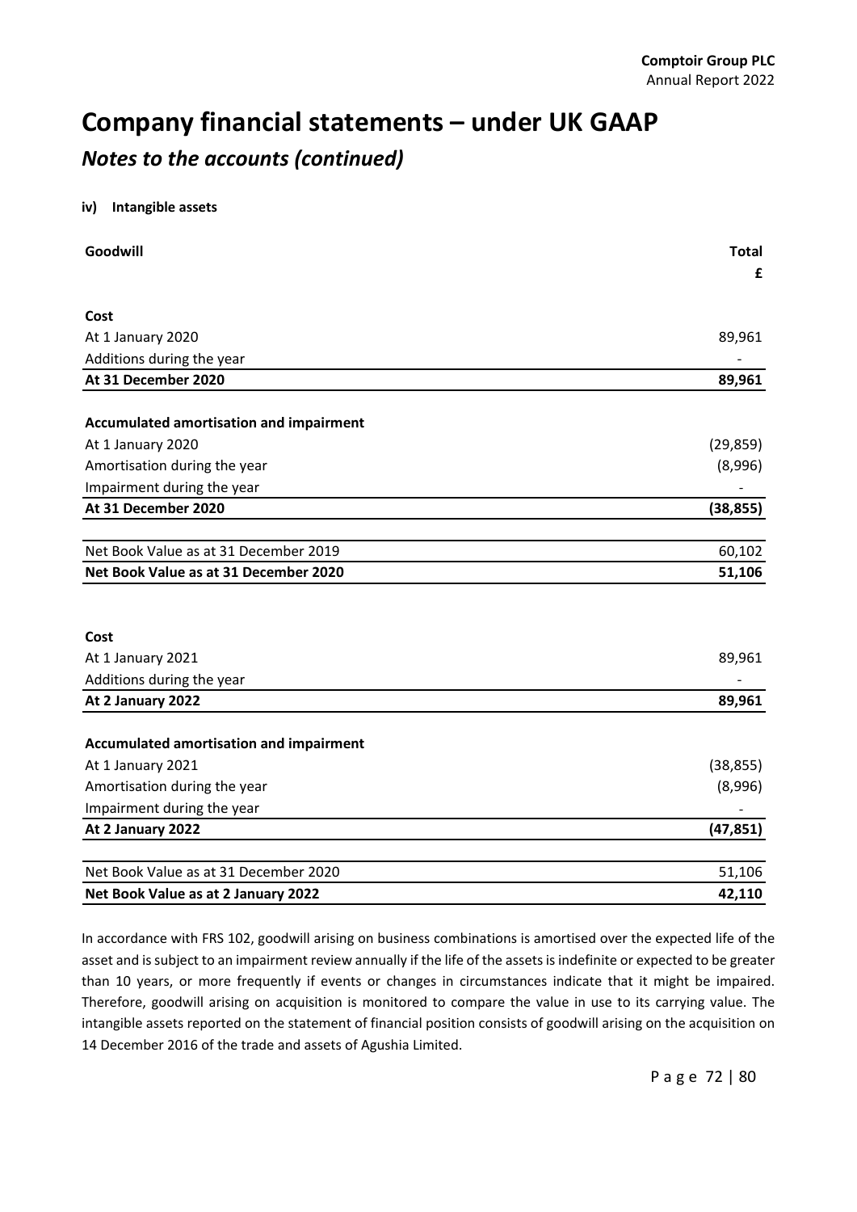# Company financial statements – under UK GAAP

## *Notes to the accounts (continued)*

**iv) Intangible assets**

| **Goodwill** | **Total** |
|---|---|
| | **£** |
| **Cost** | |
| At 1 January 2020 | 89,961 |
| Additions during the year | - |
| **At 31 December 2020** | **89,961** |
| | |
| **Accumulated amortisation and impairment** | |
| At 1 January 2020 | (29,859) |
| Amortisation during the year | (8,996) |
| Impairment during the year | - |
| **At 31 December 2020** | **(38,855)** |
| | |
| Net Book Value as at 31 December 2019 | 60,102 |
| **Net Book Value as at 31 December 2020** | **51,106** |

| | |
|---|---|
| **Cost** | |
| At 1 January 2021 | 89,961 |
| Additions during the year | - |
| **At 2 January 2022** | **89,961** |
| | |
| **Accumulated amortisation and impairment** | |
| At 1 January 2021 | (38,855) |
| Amortisation during the year | (8,996) |
| Impairment during the year | - |
| **At 2 January 2022** | **(47,851)** |
| | |
| Net Book Value as at 31 December 2020 | 51,106 |
| **Net Book Value as at 2 January 2022** | **42,110** |

In accordance with FRS 102, goodwill arising on business combinations is amortised over the expected life of the asset and is subject to an impairment review annually if the life of the assets is indefinite or expected to be greater than 10 years, or more frequently if events or changes in circumstances indicate that it might be impaired. Therefore, goodwill arising on acquisition is monitored to compare the value in use to its carrying value. The intangible assets reported on the statement of financial position consists of goodwill arising on the acquisition on 14 December 2016 of the trade and assets of Agushia Limited.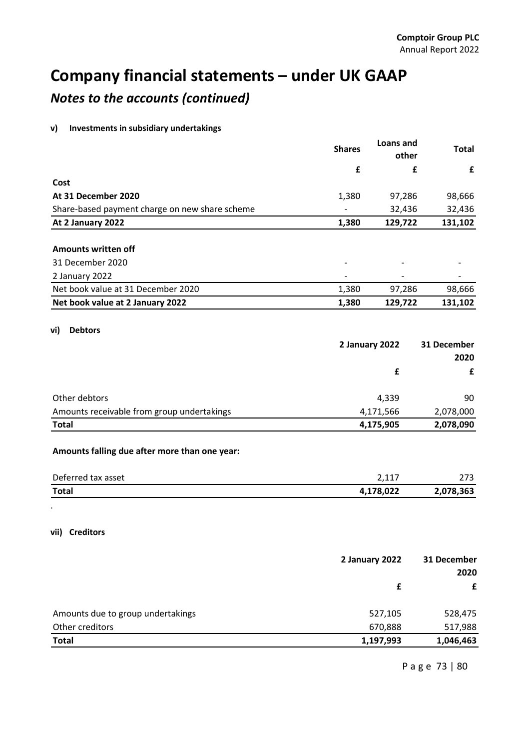# Company financial statements – under UK GAAP

## *Notes to the accounts (continued)*

### v) Investments in subsidiary undertakings

| | Shares | Loans and other | Total |
|---|---|---|---|
| | £ | £ | £ |
| **Cost** | | | |
| **At 31 December 2020** | 1,380 | 97,286 | 98,666 |
| Share-based payment charge on new share scheme | - | 32,436 | 32,436 |
| **At 2 January 2022** | **1,380** | **129,722** | **131,102** |
| | | | |
| **Amounts written off** | | | |
| 31 December 2020 | - | - | - |
| 2 January 2022 | - | - | - |
| Net book value at 31 December 2020 | 1,380 | 97,286 | 98,666 |
| **Net book value at 2 January 2022** | **1,380** | **129,722** | **131,102** |

### vi) Debtors

| | 2 January 2022 | 31 December 2020 |
|---|---|---|
| | £ | £ |
| Other debtors | 4,339 | 90 |
| Amounts receivable from group undertakings | 4,171,566 | 2,078,000 |
| **Total** | **4,175,905** | **2,078,090** |
| | | |
| **Amounts falling due after more than one year:** | | |
| Deferred tax asset | 2,117 | 273 |
| **Total** | **4,178,022** | **2,078,363** |

.

### vii) Creditors

| | 2 January 2022 | 31 December 2020 |
|---|---|---|
| | £ | £ |
| Amounts due to group undertakings | 527,105 | 528,475 |
| Other creditors | 670,888 | 517,988 |
| **Total** | **1,197,993** | **1,046,463** |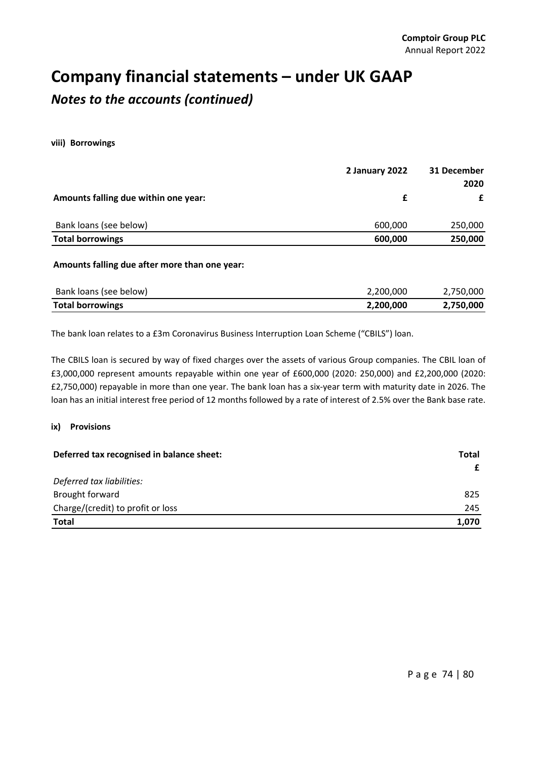# Company financial statements – under UK GAAP

## *Notes to the accounts (continued)*

**viii) Borrowings**

| | 2 January 2022 | 31 December 2020 |
|---|---|---|
| **Amounts falling due within one year:** | **£** | **£** |
| Bank loans (see below) | 600,000 | 250,000 |
| **Total borrowings** | **600,000** | **250,000** |

**Amounts falling due after more than one year:**

| | | |
|---|---|---|
| Bank loans (see below) | 2,200,000 | 2,750,000 |
| **Total borrowings** | **2,200,000** | **2,750,000** |

The bank loan relates to a £3m Coronavirus Business Interruption Loan Scheme ("CBILS") loan.

The CBILS loan is secured by way of fixed charges over the assets of various Group companies. The CBIL loan of £3,000,000 represent amounts repayable within one year of £600,000 (2020: 250,000) and £2,200,000 (2020: £2,750,000) repayable in more than one year. The bank loan has a six-year term with maturity date in 2026. The loan has an initial interest free period of 12 months followed by a rate of interest of 2.5% over the Bank base rate.

**ix) Provisions**

| **Deferred tax recognised in balance sheet:** | **Total** |
|---|---|
| | **£** |
| *Deferred tax liabilities:* | |
| Brought forward | 825 |
| Charge/(credit) to profit or loss | 245 |
| **Total** | **1,070** |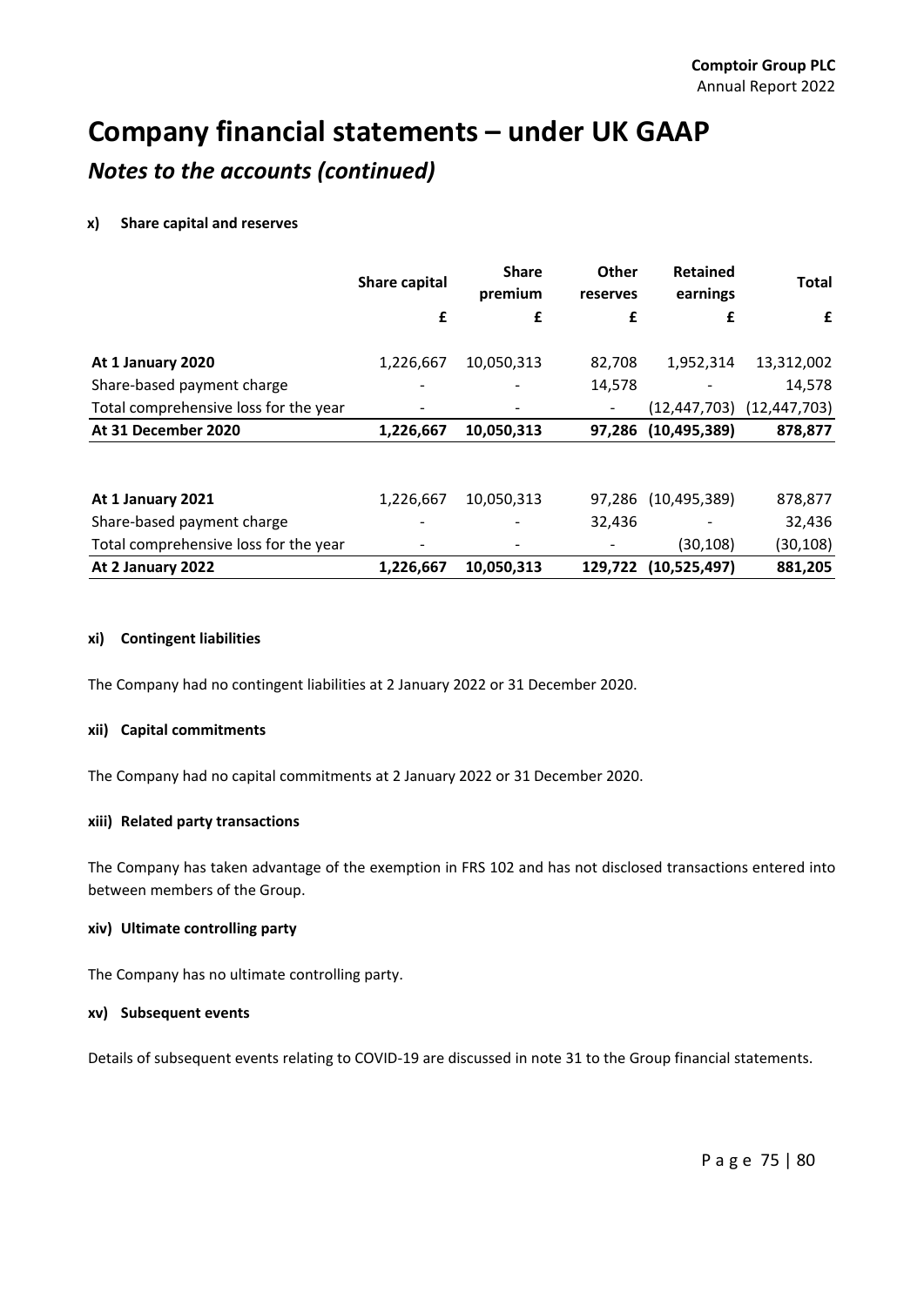# Company financial statements – under UK GAAP

## *Notes to the accounts (continued)*

### x) Share capital and reserves

| | Share capital | Share premium | Other reserves | Retained earnings | Total |
|---|---|---|---|---|---|
| | £ | £ | £ | £ | £ |
| **At 1 January 2020** | 1,226,667 | 10,050,313 | 82,708 | 1,952,314 | 13,312,002 |
| Share-based payment charge | - | - | 14,578 | - | 14,578 |
| Total comprehensive loss for the year | - | - | - | (12,447,703) | (12,447,703) |
| **At 31 December 2020** | **1,226,667** | **10,050,313** | **97,286** | **(10,495,389)** | **878,877** |
| | | | | | |
| **At 1 January 2021** | 1,226,667 | 10,050,313 | 97,286 | (10,495,389) | 878,877 |
| Share-based payment charge | - | - | 32,436 | - | 32,436 |
| Total comprehensive loss for the year | - | - | - | (30,108) | (30,108) |
| **At 2 January 2022** | **1,226,667** | **10,050,313** | **129,722** | **(10,525,497)** | **881,205** |

### xi) Contingent liabilities

The Company had no contingent liabilities at 2 January 2022 or 31 December 2020.

### xii) Capital commitments

The Company had no capital commitments at 2 January 2022 or 31 December 2020.

### xiii) Related party transactions

The Company has taken advantage of the exemption in FRS 102 and has not disclosed transactions entered into between members of the Group.

### xiv) Ultimate controlling party

The Company has no ultimate controlling party.

### xv) Subsequent events

Details of subsequent events relating to COVID-19 are discussed in note 31 to the Group financial statements.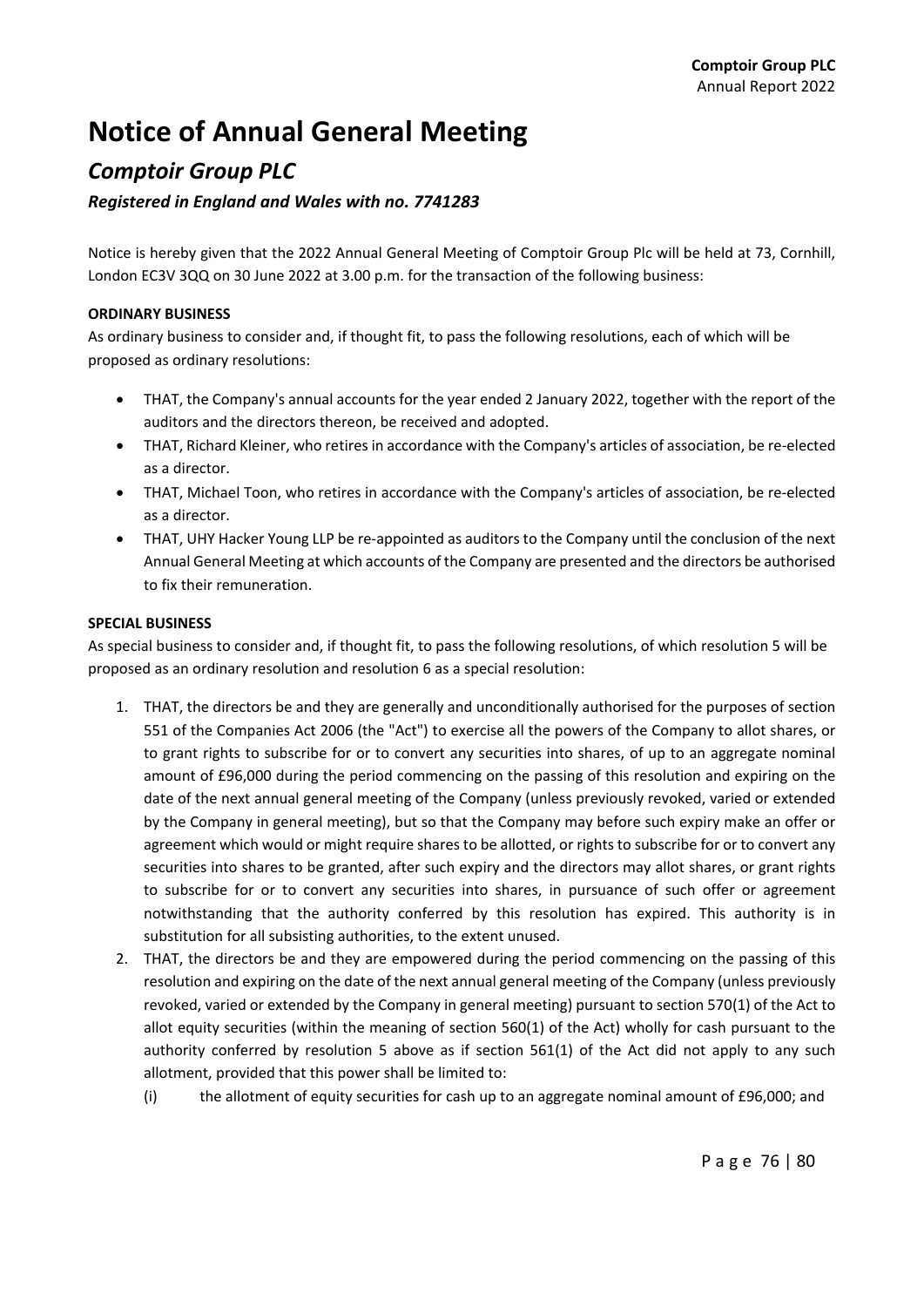# Notice of Annual General Meeting

## *Comptoir Group PLC*

### *Registered in England and Wales with no. 7741283*

Notice is hereby given that the 2022 Annual General Meeting of Comptoir Group Plc will be held at 73, Cornhill, London EC3V 3QQ on 30 June 2022 at 3.00 p.m. for the transaction of the following business:

**ORDINARY BUSINESS**

As ordinary business to consider and, if thought fit, to pass the following resolutions, each of which will be proposed as ordinary resolutions:

- THAT, the Company's annual accounts for the year ended 2 January 2022, together with the report of the auditors and the directors thereon, be received and adopted.
- THAT, Richard Kleiner, who retires in accordance with the Company's articles of association, be re-elected as a director.
- THAT, Michael Toon, who retires in accordance with the Company's articles of association, be re-elected as a director.
- THAT, UHY Hacker Young LLP be re-appointed as auditors to the Company until the conclusion of the next Annual General Meeting at which accounts of the Company are presented and the directors be authorised to fix their remuneration.

**SPECIAL BUSINESS**

As special business to consider and, if thought fit, to pass the following resolutions, of which resolution 5 will be proposed as an ordinary resolution and resolution 6 as a special resolution:

1. THAT, the directors be and they are generally and unconditionally authorised for the purposes of section 551 of the Companies Act 2006 (the "Act") to exercise all the powers of the Company to allot shares, or to grant rights to subscribe for or to convert any securities into shares, of up to an aggregate nominal amount of £96,000 during the period commencing on the passing of this resolution and expiring on the date of the next annual general meeting of the Company (unless previously revoked, varied or extended by the Company in general meeting), but so that the Company may before such expiry make an offer or agreement which would or might require shares to be allotted, or rights to subscribe for or to convert any securities into shares to be granted, after such expiry and the directors may allot shares, or grant rights to subscribe for or to convert any securities into shares, in pursuance of such offer or agreement notwithstanding that the authority conferred by this resolution has expired. This authority is in substitution for all subsisting authorities, to the extent unused.
2. THAT, the directors be and they are empowered during the period commencing on the passing of this resolution and expiring on the date of the next annual general meeting of the Company (unless previously revoked, varied or extended by the Company in general meeting) pursuant to section 570(1) of the Act to allot equity securities (within the meaning of section 560(1) of the Act) wholly for cash pursuant to the authority conferred by resolution 5 above as if section 561(1) of the Act did not apply to any such allotment, provided that this power shall be limited to:
   (i) the allotment of equity securities for cash up to an aggregate nominal amount of £96,000; and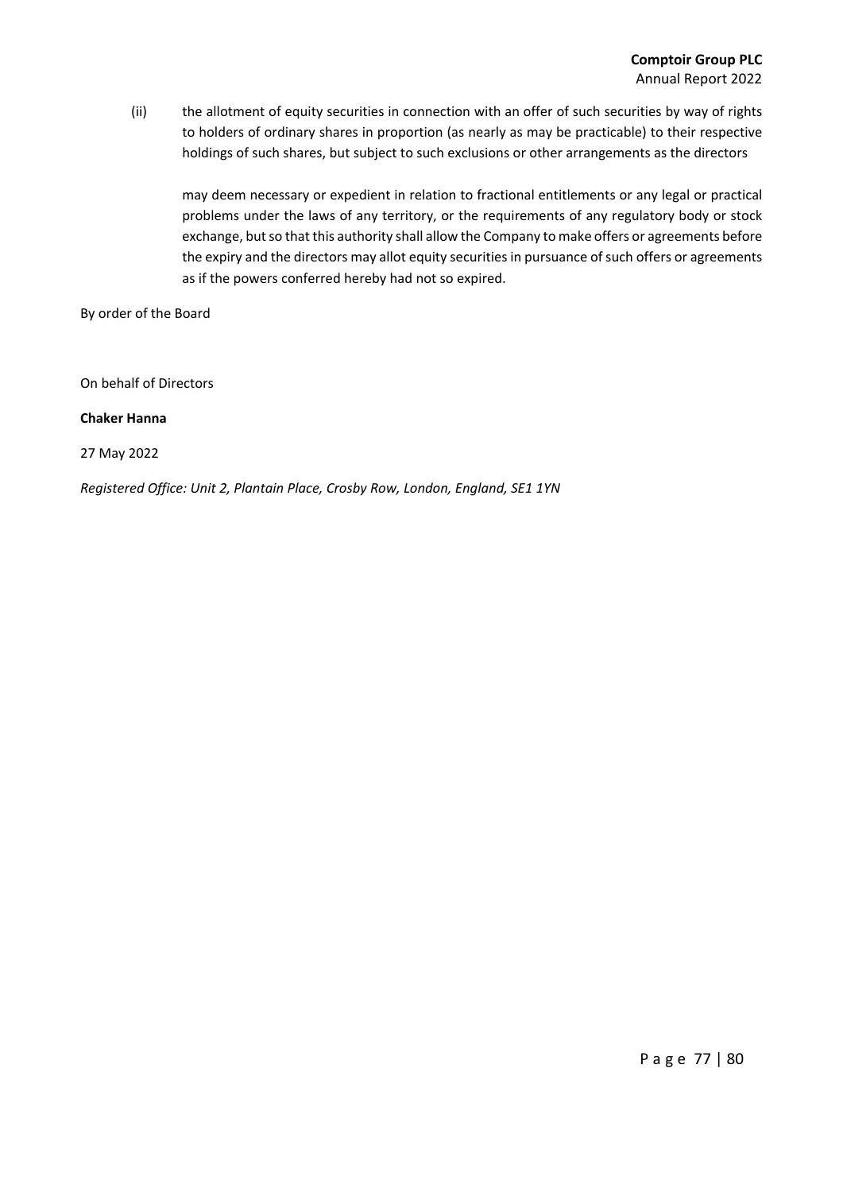(ii) the allotment of equity securities in connection with an offer of such securities by way of rights to holders of ordinary shares in proportion (as nearly as may be practicable) to their respective holdings of such shares, but subject to such exclusions or other arrangements as the directors

may deem necessary or expedient in relation to fractional entitlements or any legal or practical problems under the laws of any territory, or the requirements of any regulatory body or stock exchange, but so that this authority shall allow the Company to make offers or agreements before the expiry and the directors may allot equity securities in pursuance of such offers or agreements as if the powers conferred hereby had not so expired.

By order of the Board

On behalf of Directors

**Chaker Hanna**

27 May 2022

*Registered Office: Unit 2, Plantain Place, Crosby Row, London, England, SE1 1YN*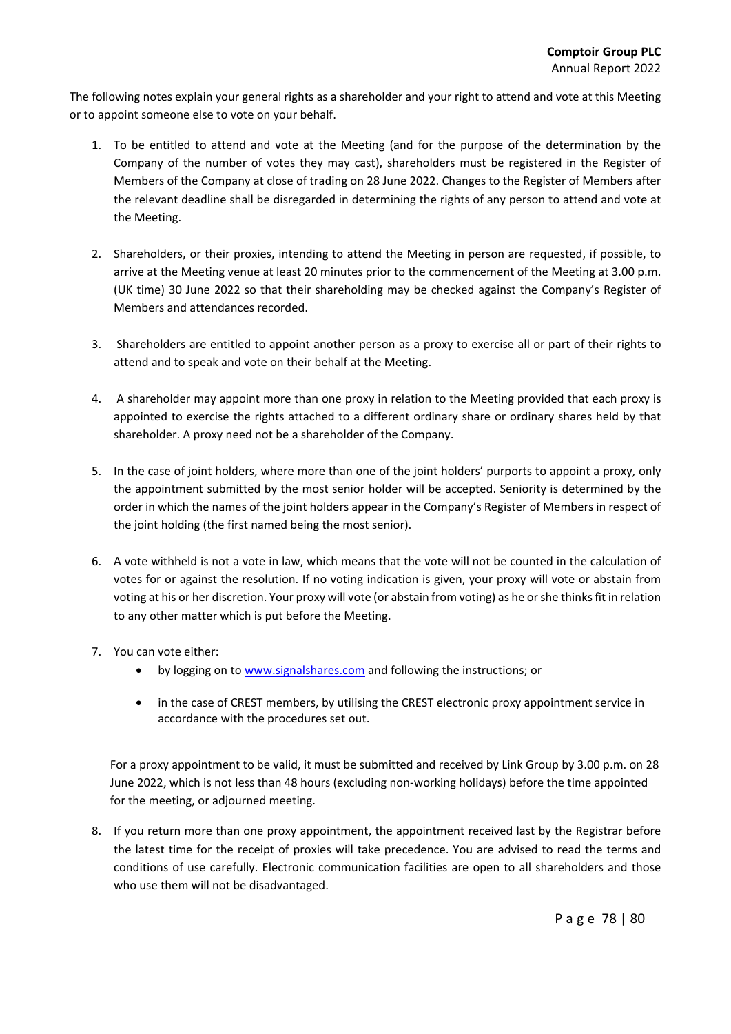The following notes explain your general rights as a shareholder and your right to attend and vote at this Meeting or to appoint someone else to vote on your behalf.

1. To be entitled to attend and vote at the Meeting (and for the purpose of the determination by the Company of the number of votes they may cast), shareholders must be registered in the Register of Members of the Company at close of trading on 28 June 2022. Changes to the Register of Members after the relevant deadline shall be disregarded in determining the rights of any person to attend and vote at the Meeting.

2. Shareholders, or their proxies, intending to attend the Meeting in person are requested, if possible, to arrive at the Meeting venue at least 20 minutes prior to the commencement of the Meeting at 3.00 p.m. (UK time) 30 June 2022 so that their shareholding may be checked against the Company's Register of Members and attendances recorded.

3. Shareholders are entitled to appoint another person as a proxy to exercise all or part of their rights to attend and to speak and vote on their behalf at the Meeting.

4. A shareholder may appoint more than one proxy in relation to the Meeting provided that each proxy is appointed to exercise the rights attached to a different ordinary share or ordinary shares held by that shareholder. A proxy need not be a shareholder of the Company.

5. In the case of joint holders, where more than one of the joint holders' purports to appoint a proxy, only the appointment submitted by the most senior holder will be accepted. Seniority is determined by the order in which the names of the joint holders appear in the Company's Register of Members in respect of the joint holding (the first named being the most senior).

6. A vote withheld is not a vote in law, which means that the vote will not be counted in the calculation of votes for or against the resolution. If no voting indication is given, your proxy will vote or abstain from voting at his or her discretion. Your proxy will vote (or abstain from voting) as he or she thinks fit in relation to any other matter which is put before the Meeting.

7. You can vote either:
   - by logging on to www.signalshares.com and following the instructions; or
   - in the case of CREST members, by utilising the CREST electronic proxy appointment service in accordance with the procedures set out.

   For a proxy appointment to be valid, it must be submitted and received by Link Group by 3.00 p.m. on 28 June 2022, which is not less than 48 hours (excluding non-working holidays) before the time appointed for the meeting, or adjourned meeting.

8. If you return more than one proxy appointment, the appointment received last by the Registrar before the latest time for the receipt of proxies will take precedence. You are advised to read the terms and conditions of use carefully. Electronic communication facilities are open to all shareholders and those who use them will not be disadvantaged.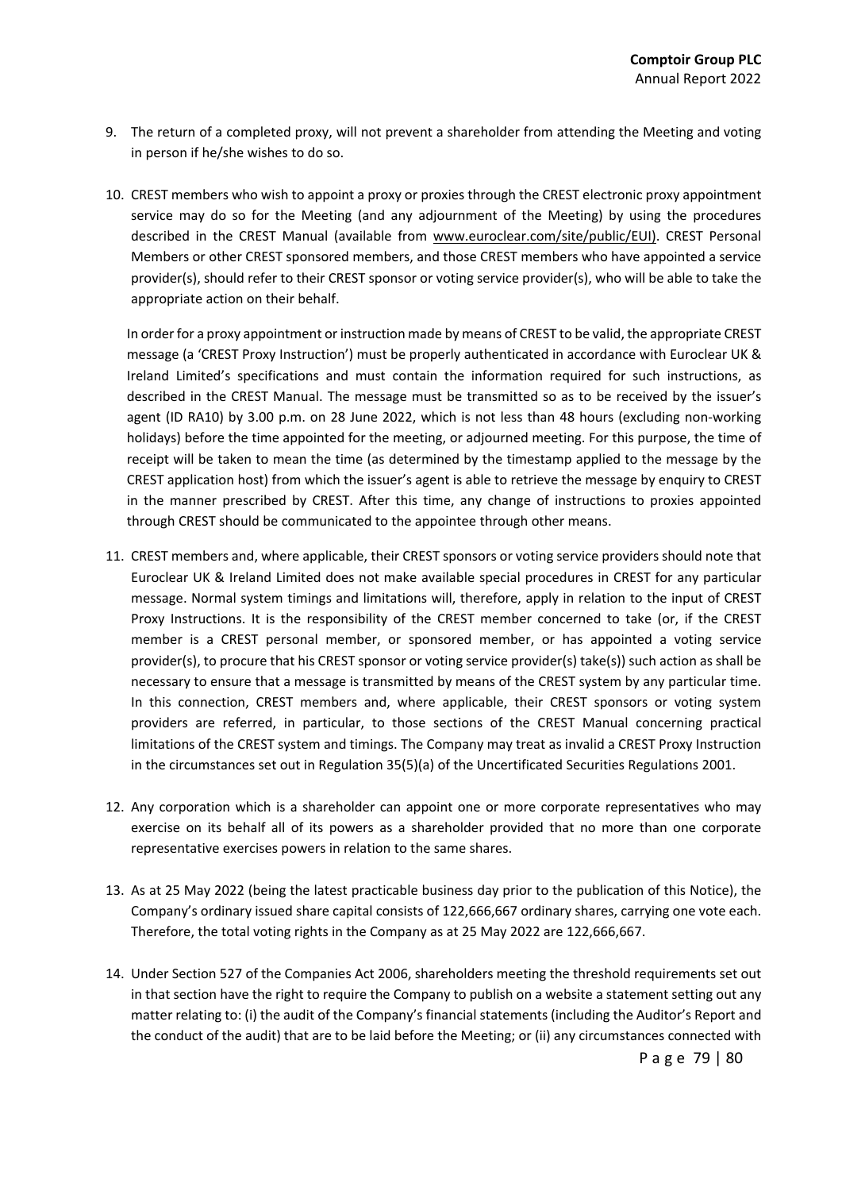9. The return of a completed proxy, will not prevent a shareholder from attending the Meeting and voting in person if he/she wishes to do so.

10. CREST members who wish to appoint a proxy or proxies through the CREST electronic proxy appointment service may do so for the Meeting (and any adjournment of the Meeting) by using the procedures described in the CREST Manual (available from www.euroclear.com/site/public/EUI). CREST Personal Members or other CREST sponsored members, and those CREST members who have appointed a service provider(s), should refer to their CREST sponsor or voting service provider(s), who will be able to take the appropriate action on their behalf.

    In order for a proxy appointment or instruction made by means of CREST to be valid, the appropriate CREST message (a 'CREST Proxy Instruction') must be properly authenticated in accordance with Euroclear UK & Ireland Limited's specifications and must contain the information required for such instructions, as described in the CREST Manual. The message must be transmitted so as to be received by the issuer's agent (ID RA10) by 3.00 p.m. on 28 June 2022, which is not less than 48 hours (excluding non-working holidays) before the time appointed for the meeting, or adjourned meeting. For this purpose, the time of receipt will be taken to mean the time (as determined by the timestamp applied to the message by the CREST application host) from which the issuer's agent is able to retrieve the message by enquiry to CREST in the manner prescribed by CREST. After this time, any change of instructions to proxies appointed through CREST should be communicated to the appointee through other means.

11. CREST members and, where applicable, their CREST sponsors or voting service providers should note that Euroclear UK & Ireland Limited does not make available special procedures in CREST for any particular message. Normal system timings and limitations will, therefore, apply in relation to the input of CREST Proxy Instructions. It is the responsibility of the CREST member concerned to take (or, if the CREST member is a CREST personal member, or sponsored member, or has appointed a voting service provider(s), to procure that his CREST sponsor or voting service provider(s) take(s)) such action as shall be necessary to ensure that a message is transmitted by means of the CREST system by any particular time. In this connection, CREST members and, where applicable, their CREST sponsors or voting system providers are referred, in particular, to those sections of the CREST Manual concerning practical limitations of the CREST system and timings. The Company may treat as invalid a CREST Proxy Instruction in the circumstances set out in Regulation 35(5)(a) of the Uncertificated Securities Regulations 2001.

12. Any corporation which is a shareholder can appoint one or more corporate representatives who may exercise on its behalf all of its powers as a shareholder provided that no more than one corporate representative exercises powers in relation to the same shares.

13. As at 25 May 2022 (being the latest practicable business day prior to the publication of this Notice), the Company's ordinary issued share capital consists of 122,666,667 ordinary shares, carrying one vote each. Therefore, the total voting rights in the Company as at 25 May 2022 are 122,666,667.

14. Under Section 527 of the Companies Act 2006, shareholders meeting the threshold requirements set out in that section have the right to require the Company to publish on a website a statement setting out any matter relating to: (i) the audit of the Company's financial statements (including the Auditor's Report and the conduct of the audit) that are to be laid before the Meeting; or (ii) any circumstances connected with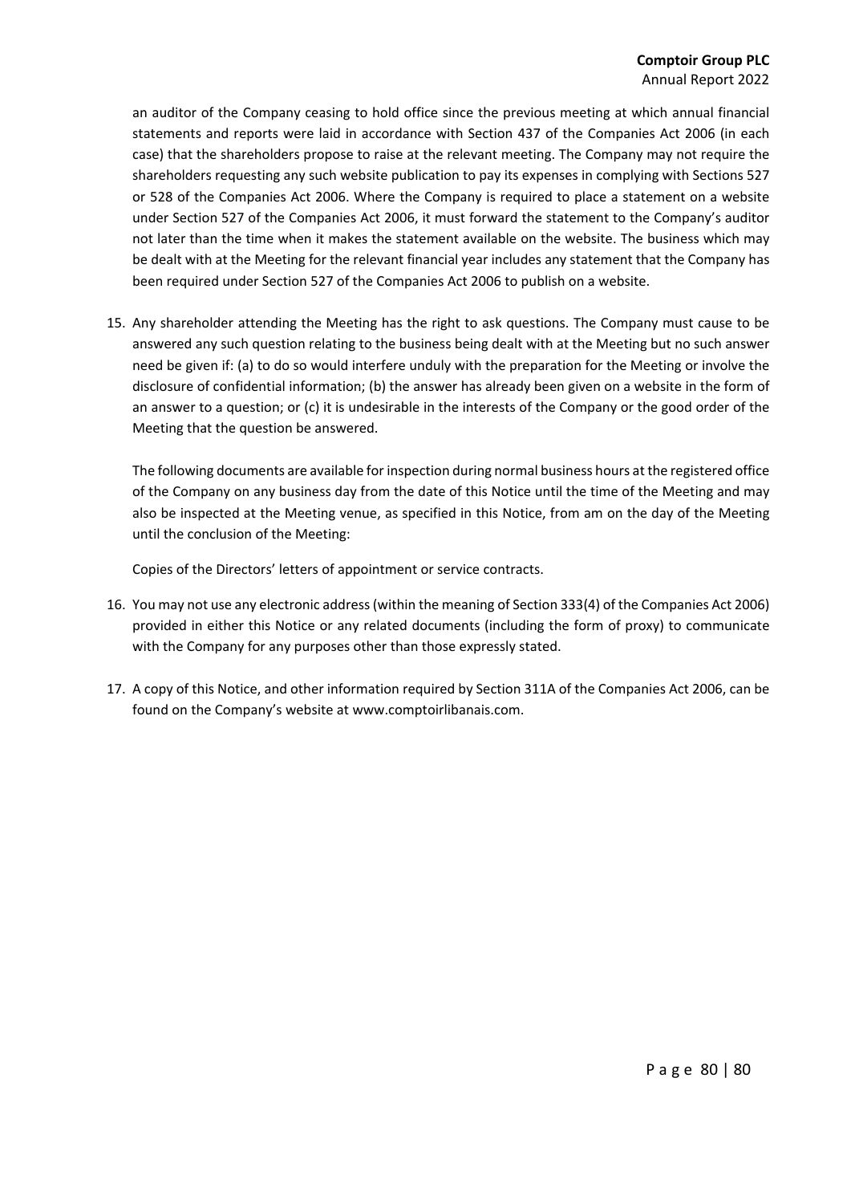an auditor of the Company ceasing to hold office since the previous meeting at which annual financial statements and reports were laid in accordance with Section 437 of the Companies Act 2006 (in each case) that the shareholders propose to raise at the relevant meeting. The Company may not require the shareholders requesting any such website publication to pay its expenses in complying with Sections 527 or 528 of the Companies Act 2006. Where the Company is required to place a statement on a website under Section 527 of the Companies Act 2006, it must forward the statement to the Company's auditor not later than the time when it makes the statement available on the website. The business which may be dealt with at the Meeting for the relevant financial year includes any statement that the Company has been required under Section 527 of the Companies Act 2006 to publish on a website.

15. Any shareholder attending the Meeting has the right to ask questions. The Company must cause to be answered any such question relating to the business being dealt with at the Meeting but no such answer need be given if: (a) to do so would interfere unduly with the preparation for the Meeting or involve the disclosure of confidential information; (b) the answer has already been given on a website in the form of an answer to a question; or (c) it is undesirable in the interests of the Company or the good order of the Meeting that the question be answered.

    The following documents are available for inspection during normal business hours at the registered office of the Company on any business day from the date of this Notice until the time of the Meeting and may also be inspected at the Meeting venue, as specified in this Notice, from am on the day of the Meeting until the conclusion of the Meeting:

    Copies of the Directors' letters of appointment or service contracts.

16. You may not use any electronic address (within the meaning of Section 333(4) of the Companies Act 2006) provided in either this Notice or any related documents (including the form of proxy) to communicate with the Company for any purposes other than those expressly stated.

17. A copy of this Notice, and other information required by Section 311A of the Companies Act 2006, can be found on the Company's website at www.comptoirlibanais.com.